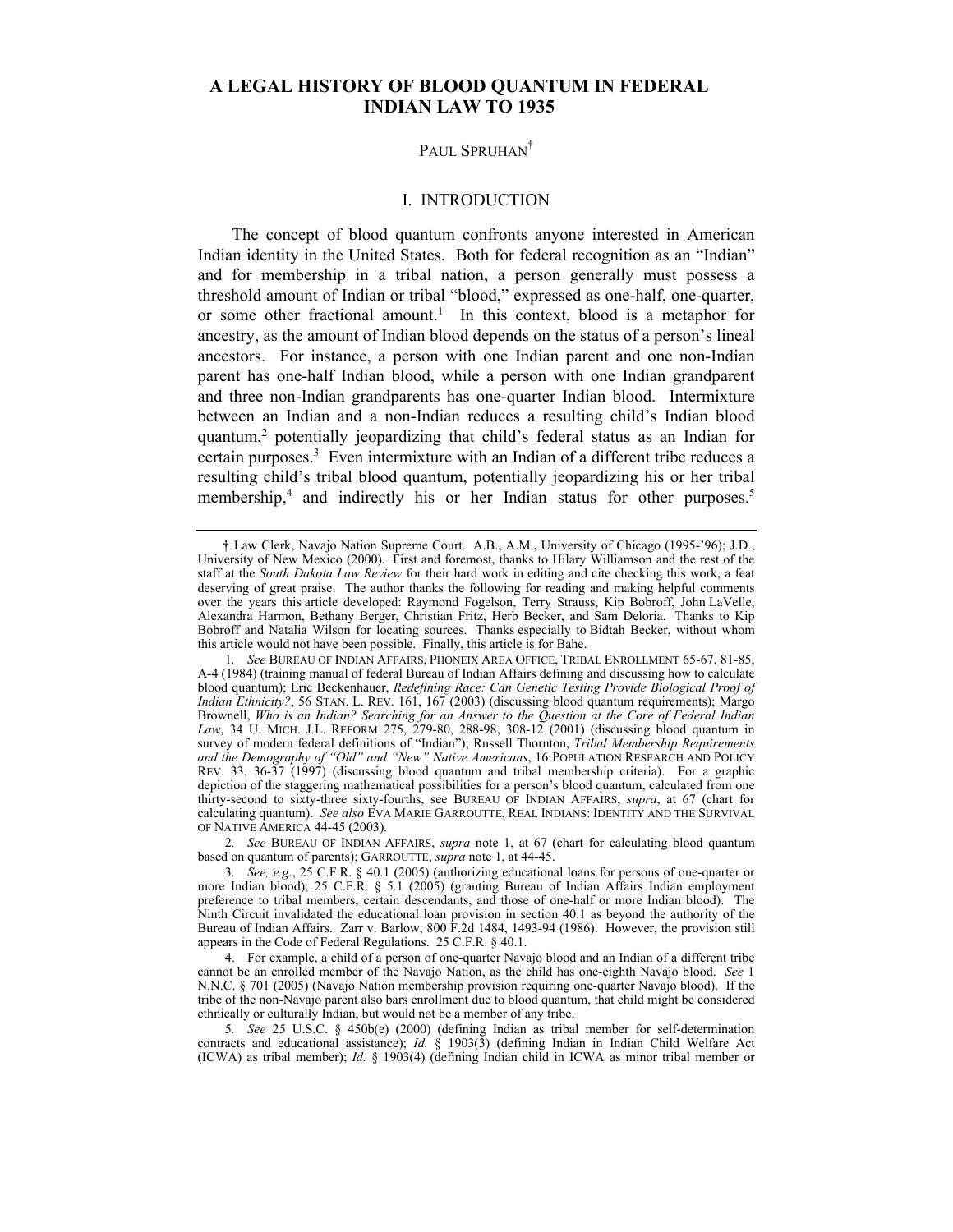# A LEGAL HISTORY OF BLOOD QUANTUM IN FEDERAL INDIAN LAW TO 1935

PAUL SPRUHAN[†]

## I. INTRODUCTION

The concept of blood quantum confronts anyone interested in American Indian identity in the United States. Both for federal recognition as an "Indian" and for membership in a tribal nation, a person generally must possess a threshold amount of Indian or tribal "blood," expressed as one-half, one-quarter, or some other fractional amount.[1] In this context, blood is a metaphor for ancestry, as the amount of Indian blood depends on the status of a person's lineal ancestors. For instance, a person with one Indian parent and one non-Indian parent has one-half Indian blood, while a person with one Indian grandparent and three non-Indian grandparents has one-quarter Indian blood. Intermixture between an Indian and a non-Indian reduces a resulting child's Indian blood quantum,[2] potentially jeopardizing that child's federal status as an Indian for certain purposes.[3] Even intermixture with an Indian of a different tribe reduces a resulting child's tribal blood quantum, potentially jeopardizing his or her tribal membership,[4] and indirectly his or her Indian status for other purposes.[5]

---

† Law Clerk, Navajo Nation Supreme Court. A.B., A.M., University of Chicago (1995-'96); J.D., University of New Mexico (2000). First and foremost, thanks to Hilary Williamson and the rest of the staff at the *South Dakota Law Review* for their hard work in editing and cite checking this work, a feat deserving of great praise. The author thanks the following for reading and making helpful comments over the years this article developed: Raymond Fogelson, Terry Strauss, Kip Bobroff, John LaVelle, Alexandra Harmon, Bethany Berger, Christian Fritz, Herb Becker, and Sam Deloria. Thanks to Kip Bobroff and Natalia Wilson for locating sources. Thanks especially to Bidtah Becker, without whom this article would not have been possible. Finally, this article is for Bahe.

1. *See* BUREAU OF INDIAN AFFAIRS, PHONEIX AREA OFFICE, TRIBAL ENROLLMENT 65-67, 81-85, A-4 (1984) (training manual of federal Bureau of Indian Affairs defining and discussing how to calculate blood quantum); Eric Beckenhauer, *Redefining Race: Can Genetic Testing Provide Biological Proof of Indian Ethnicity?*, 56 STAN. L. REV. 161, 167 (2003) (discussing blood quantum requirements); Margo Brownell, *Who is an Indian? Searching for an Answer to the Question at the Core of Federal Indian Law*, 34 U. MICH. J.L. REFORM 275, 279-80, 288-98, 308-12 (2001) (discussing blood quantum in survey of modern federal definitions of "Indian"); Russell Thornton, *Tribal Membership Requirements and the Demography of "Old" and "New" Native Americans*, 16 POPULATION RESEARCH AND POLICY REV. 33, 36-37 (1997) (discussing blood quantum and tribal membership criteria). For a graphic depiction of the staggering mathematical possibilities for a person's blood quantum, calculated from one thirty-second to sixty-three sixty-fourths, see BUREAU OF INDIAN AFFAIRS, *supra*, at 67 (chart for calculating quantum). *See also* EVA MARIE GARROUTTE, REAL INDIANS: IDENTITY AND THE SURVIVAL OF NATIVE AMERICA 44-45 (2003).

2. *See* BUREAU OF INDIAN AFFAIRS, *supra* note 1, at 67 (chart for calculating blood quantum based on quantum of parents); GARROUTTE, *supra* note 1, at 44-45.

3. *See, e.g.*, 25 C.F.R. § 40.1 (2005) (authorizing educational loans for persons of one-quarter or more Indian blood); 25 C.F.R. § 5.1 (2005) (granting Bureau of Indian Affairs Indian employment preference to tribal members, certain descendants, and those of one-half or more Indian blood). The Ninth Circuit invalidated the educational loan provision in section 40.1 as beyond the authority of the Bureau of Indian Affairs. Zarr v. Barlow, 800 F.2d 1484, 1493-94 (1986). However, the provision still appears in the Code of Federal Regulations. 25 C.F.R. § 40.1.

4. For example, a child of a person of one-quarter Navajo blood and an Indian of a different tribe cannot be an enrolled member of the Navajo Nation, as the child has one-eighth Navajo blood. *See* 1 N.N.C. § 701 (2005) (Navajo Nation membership provision requiring one-quarter Navajo blood). If the tribe of the non-Navajo parent also bars enrollment due to blood quantum, that child might be considered ethnically or culturally Indian, but would not be a member of any tribe.

5. *See* 25 U.S.C. § 450b(e) (2000) (defining Indian as tribal member for self-determination contracts and educational assistance); *Id.* § 1903(3) (defining Indian in Indian Child Welfare Act (ICWA) as tribal member); *Id.* § 1903(4) (defining Indian child in ICWA as minor tribal member or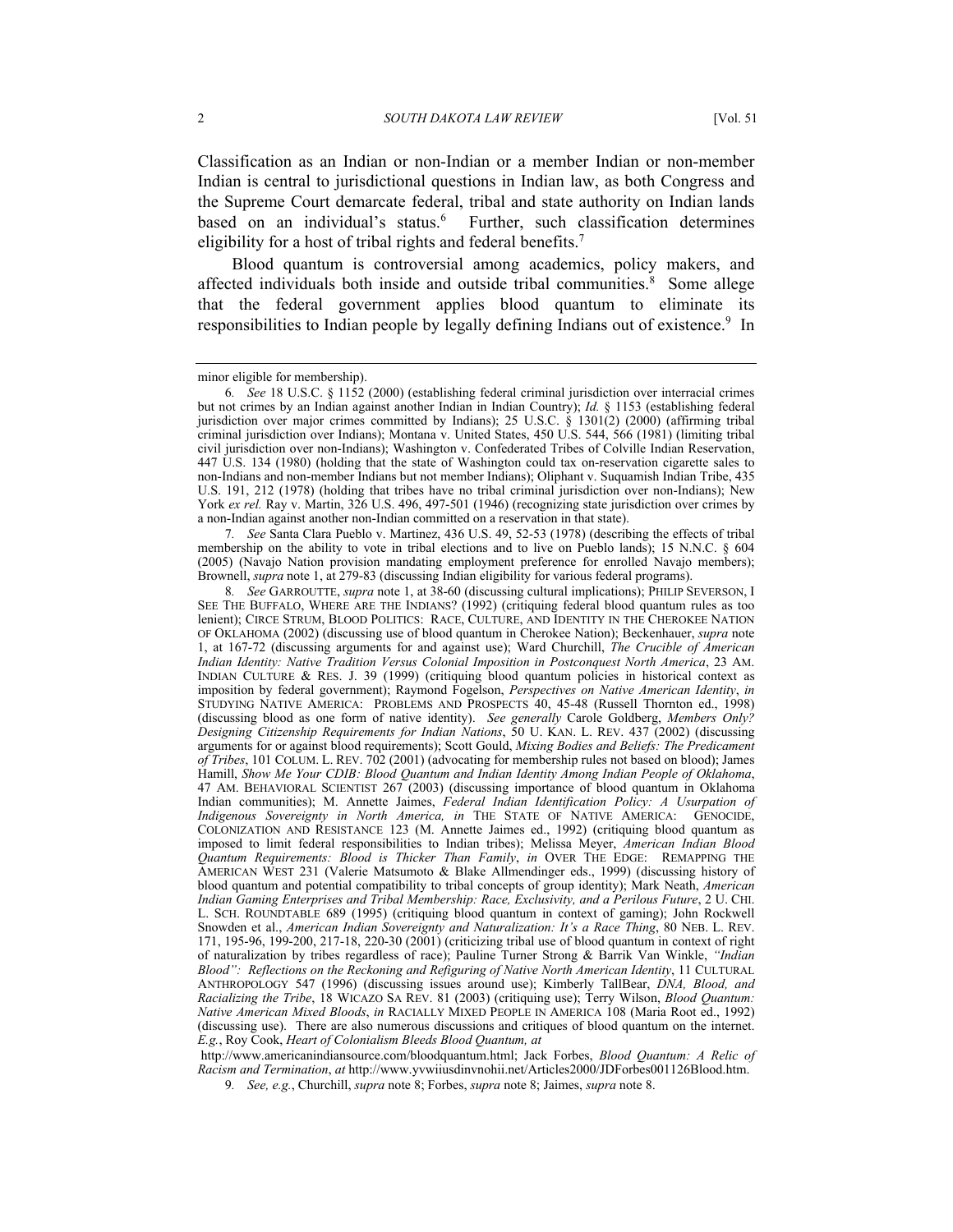Classification as an Indian or non-Indian or a member Indian or non-member Indian is central to jurisdictional questions in Indian law, as both Congress and the Supreme Court demarcate federal, tribal and state authority on Indian lands based on an individual's status.[6] Further, such classification determines eligibility for a host of tribal rights and federal benefits.[7]

Blood quantum is controversial among academics, policy makers, and affected individuals both inside and outside tribal communities.[8] Some allege that the federal government applies blood quantum to eliminate its responsibilities to Indian people by legally defining Indians out of existence.[9] In

---

minor eligible for membership).

6. *See* 18 U.S.C. § 1152 (2000) (establishing federal criminal jurisdiction over interracial crimes but not crimes by an Indian against another Indian in Indian Country); *Id.* § 1153 (establishing federal jurisdiction over major crimes committed by Indians); 25 U.S.C. § 1301(2) (2000) (affirming tribal criminal jurisdiction over Indians); Montana v. United States, 450 U.S. 544, 566 (1981) (limiting tribal civil jurisdiction over non-Indians); Washington v. Confederated Tribes of Colville Indian Reservation, 447 U.S. 134 (1980) (holding that the state of Washington could tax on-reservation cigarette sales to non-Indians and non-member Indians but not member Indians); Oliphant v. Suquamish Indian Tribe, 435 U.S. 191, 212 (1978) (holding that tribes have no tribal criminal jurisdiction over non-Indians); New York *ex rel.* Ray v. Martin, 326 U.S. 496, 497-501 (1946) (recognizing state jurisdiction over crimes by a non-Indian against another non-Indian committed on a reservation in that state).

7. *See* Santa Clara Pueblo v. Martinez, 436 U.S. 49, 52-53 (1978) (describing the effects of tribal membership on the ability to vote in tribal elections and to live on Pueblo lands); 15 N.N.C. § 604 (2005) (Navajo Nation provision mandating employment preference for enrolled Navajo members); Brownell, *supra* note 1, at 279-83 (discussing Indian eligibility for various federal programs).

8. *See* GARROUTTE, *supra* note 1, at 38-60 (discussing cultural implications); PHILIP SEVERSON, I SEE THE BUFFALO, WHERE ARE THE INDIANS? (1992) (critiquing federal blood quantum rules as too lenient); CIRCE STRUM, BLOOD POLITICS: RACE, CULTURE, AND IDENTITY IN THE CHEROKEE NATION OF OKLAHOMA (2002) (discussing use of blood quantum in Cherokee Nation); Beckenhauer, *supra* note 1, at 167-72 (discussing arguments for and against use); Ward Churchill, *The Crucible of American Indian Identity: Native Tradition Versus Colonial Imposition in Postconquest North America*, 23 AM. INDIAN CULTURE & RES. J. 39 (1999) (critiquing blood quantum policies in historical context as imposition by federal government); Raymond Fogelson, *Perspectives on Native American Identity*, *in* STUDYING NATIVE AMERICA: PROBLEMS AND PROSPECTS 40, 45-48 (Russell Thornton ed., 1998) (discussing blood as one form of native identity). *See generally* Carole Goldberg, *Members Only? Designing Citizenship Requirements for Indian Nations*, 50 U. KAN. L. REV. 437 (2002) (discussing arguments for or against blood requirements); Scott Gould, *Mixing Bodies and Beliefs: The Predicament of Tribes*, 101 COLUM. L. REV. 702 (2001) (advocating for membership rules not based on blood); James Hamill, *Show Me Your CDIB: Blood Quantum and Indian Identity Among Indian People of Oklahoma*, 47 AM. BEHAVIORAL SCIENTIST 267 (2003) (discussing importance of blood quantum in Oklahoma Indian communities); M. Annette Jaimes, *Federal Indian Identification Policy: A Usurpation of Indigenous Sovereignty in North America, in* THE STATE OF NATIVE AMERICA: GENOCIDE, COLONIZATION AND RESISTANCE 123 (M. Annette Jaimes ed., 1992) (critiquing blood quantum as imposed to limit federal responsibilities to Indian tribes); Melissa Meyer, *American Indian Blood Quantum Requirements: Blood is Thicker Than Family*, *in* OVER THE EDGE: REMAPPING THE AMERICAN WEST 231 (Valerie Matsumoto & Blake Allmendinger eds., 1999) (discussing history of blood quantum and potential compatibility to tribal concepts of group identity); Mark Neath, *American Indian Gaming Enterprises and Tribal Membership: Race, Exclusivity, and a Perilous Future*, 2 U. CHI. L. SCH. ROUNDTABLE 689 (1995) (critiquing blood quantum in context of gaming); John Rockwell Snowden et al., *American Indian Sovereignty and Naturalization: It's a Race Thing*, 80 NEB. L. REV. 171, 195-96, 199-200, 217-18, 220-30 (2001) (criticizing tribal use of blood quantum in context of right of naturalization by tribes regardless of race); Pauline Turner Strong & Barrik Van Winkle, *"Indian Blood": Reflections on the Reckoning and Refiguring of Native North American Identity*, 11 CULTURAL ANTHROPOLOGY 547 (1996) (discussing issues around use); Kimberly TallBear, *DNA, Blood, and Racializing the Tribe*, 18 WICAZO SA REV. 81 (2003) (critiquing use); Terry Wilson, *Blood Quantum: Native American Mixed Bloods*, *in* RACIALLY MIXED PEOPLE IN AMERICA 108 (Maria Root ed., 1992) (discussing use). There are also numerous discussions and critiques of blood quantum on the internet. *E.g.*, Roy Cook, *Heart of Colonialism Bleeds Blood Quantum, at* http://www.americanindiansource.com/bloodquantum.html; Jack Forbes, *Blood Quantum: A Relic of Racism and Termination*, *at* http://www.yvwiiusdinvnohii.net/Articles2000/JDForbes001126Blood.htm.

9. *See, e.g.*, Churchill, *supra* note 8; Forbes, *supra* note 8; Jaimes, *supra* note 8.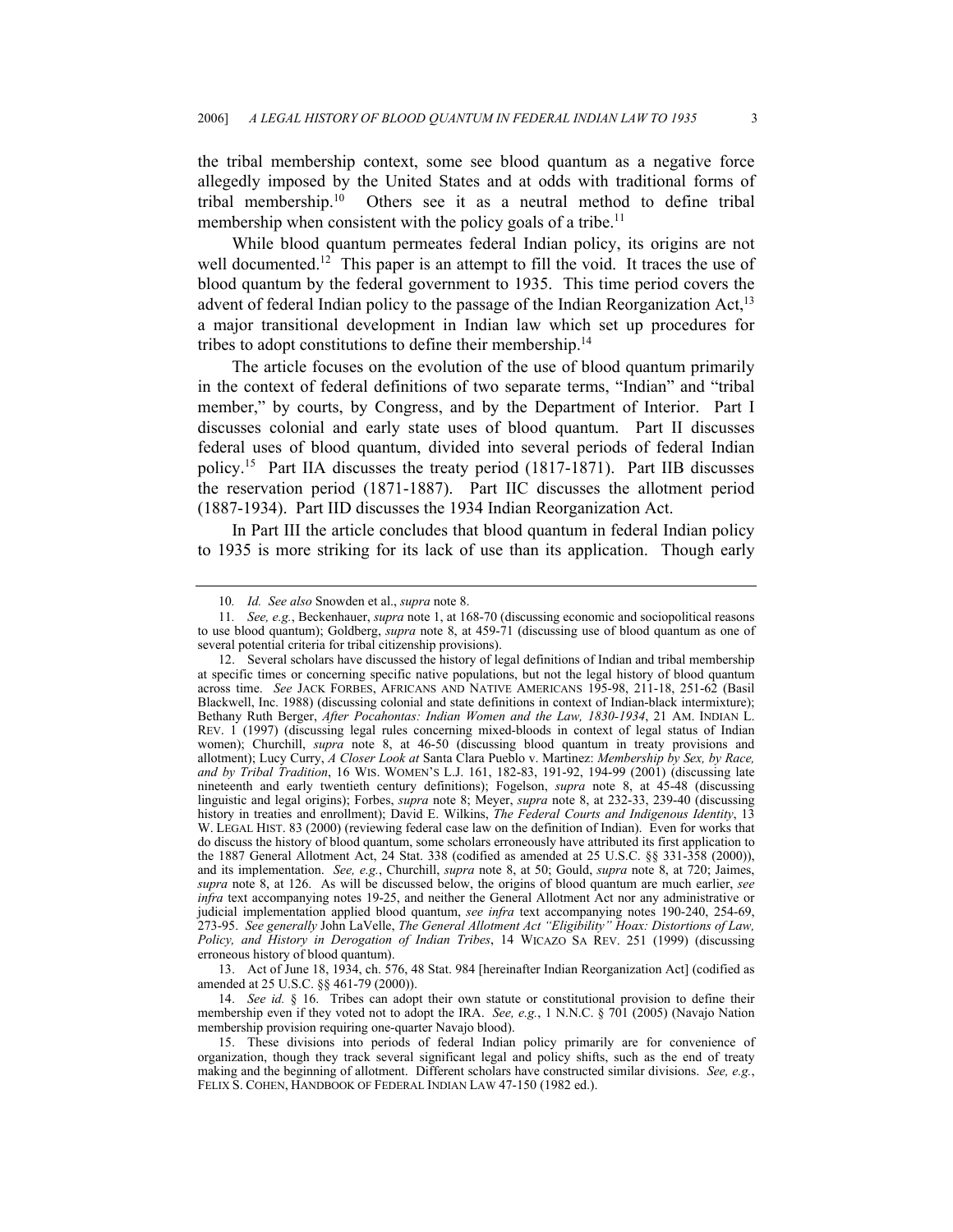the tribal membership context, some see blood quantum as a negative force allegedly imposed by the United States and at odds with traditional forms of tribal membership.[10] Others see it as a neutral method to define tribal membership when consistent with the policy goals of a tribe.[11]

While blood quantum permeates federal Indian policy, its origins are not well documented.[12] This paper is an attempt to fill the void. It traces the use of blood quantum by the federal government to 1935. This time period covers the advent of federal Indian policy to the passage of the Indian Reorganization Act,[13] a major transitional development in Indian law which set up procedures for tribes to adopt constitutions to define their membership.[14]

The article focuses on the evolution of the use of blood quantum primarily in the context of federal definitions of two separate terms, "Indian" and "tribal member," by courts, by Congress, and by the Department of Interior. Part I discusses colonial and early state uses of blood quantum. Part II discusses federal uses of blood quantum, divided into several periods of federal Indian policy.[15] Part IIA discusses the treaty period (1817-1871). Part IIB discusses the reservation period (1871-1887). Part IIC discusses the allotment period (1887-1934). Part IID discusses the 1934 Indian Reorganization Act.

In Part III the article concludes that blood quantum in federal Indian policy to 1935 is more striking for its lack of use than its application. Though early

---

10. *Id. See also* Snowden et al., *supra* note 8.

11. *See, e.g.*, Beckenhauer, *supra* note 1, at 168-70 (discussing economic and sociopolitical reasons to use blood quantum); Goldberg, *supra* note 8, at 459-71 (discussing use of blood quantum as one of several potential criteria for tribal citizenship provisions).

12. Several scholars have discussed the history of legal definitions of Indian and tribal membership at specific times or concerning specific native populations, but not the legal history of blood quantum across time. *See* JACK FORBES, AFRICANS AND NATIVE AMERICANS 195-98, 211-18, 251-62 (Basil Blackwell, Inc. 1988) (discussing colonial and state definitions in context of Indian-black intermixture); Bethany Ruth Berger, *After Pocahontas: Indian Women and the Law, 1830-1934*, 21 AM. INDIAN L. REV. 1 (1997) (discussing legal rules concerning mixed-bloods in context of legal status of Indian women); Churchill, *supra* note 8, at 46-50 (discussing blood quantum in treaty provisions and allotment); Lucy Curry, *A Closer Look at* Santa Clara Pueblo v. Martinez: *Membership by Sex, by Race, and by Tribal Tradition*, 16 WIS. WOMEN'S L.J. 161, 182-83, 191-92, 194-99 (2001) (discussing late nineteenth and early twentieth century definitions); Fogelson, *supra* note 8, at 45-48 (discussing linguistic and legal origins); Forbes, *supra* note 8; Meyer, *supra* note 8, at 232-33, 239-40 (discussing history in treaties and enrollment); David E. Wilkins, *The Federal Courts and Indigenous Identity*, 13 W. LEGAL HIST. 83 (2000) (reviewing federal case law on the definition of Indian). Even for works that do discuss the history of blood quantum, some scholars erroneously have attributed its first application to the 1887 General Allotment Act, 24 Stat. 338 (codified as amended at 25 U.S.C. §§ 331-358 (2000)), and its implementation. *See, e.g.*, Churchill, *supra* note 8, at 50; Gould, *supra* note 8, at 720; Jaimes, *supra* note 8, at 126. As will be discussed below, the origins of blood quantum are much earlier, *see infra* text accompanying notes 19-25, and neither the General Allotment Act nor any administrative or judicial implementation applied blood quantum, *see infra* text accompanying notes 190-240, 254-69, 273-95. *See generally* John LaVelle, *The General Allotment Act "Eligibility" Hoax: Distortions of Law, Policy, and History in Derogation of Indian Tribes*, 14 WICAZO SA REV. 251 (1999) (discussing erroneous history of blood quantum).

13. Act of June 18, 1934, ch. 576, 48 Stat. 984 [hereinafter Indian Reorganization Act] (codified as amended at 25 U.S.C. §§ 461-79 (2000)).

14. *See id.* § 16. Tribes can adopt their own statute or constitutional provision to define their membership even if they voted not to adopt the IRA. *See, e.g.*, 1 N.N.C. § 701 (2005) (Navajo Nation membership provision requiring one-quarter Navajo blood).

15. These divisions into periods of federal Indian policy primarily are for convenience of organization, though they track several significant legal and policy shifts, such as the end of treaty making and the beginning of allotment. Different scholars have constructed similar divisions. *See, e.g.*, FELIX S. COHEN, HANDBOOK OF FEDERAL INDIAN LAW 47-150 (1982 ed.).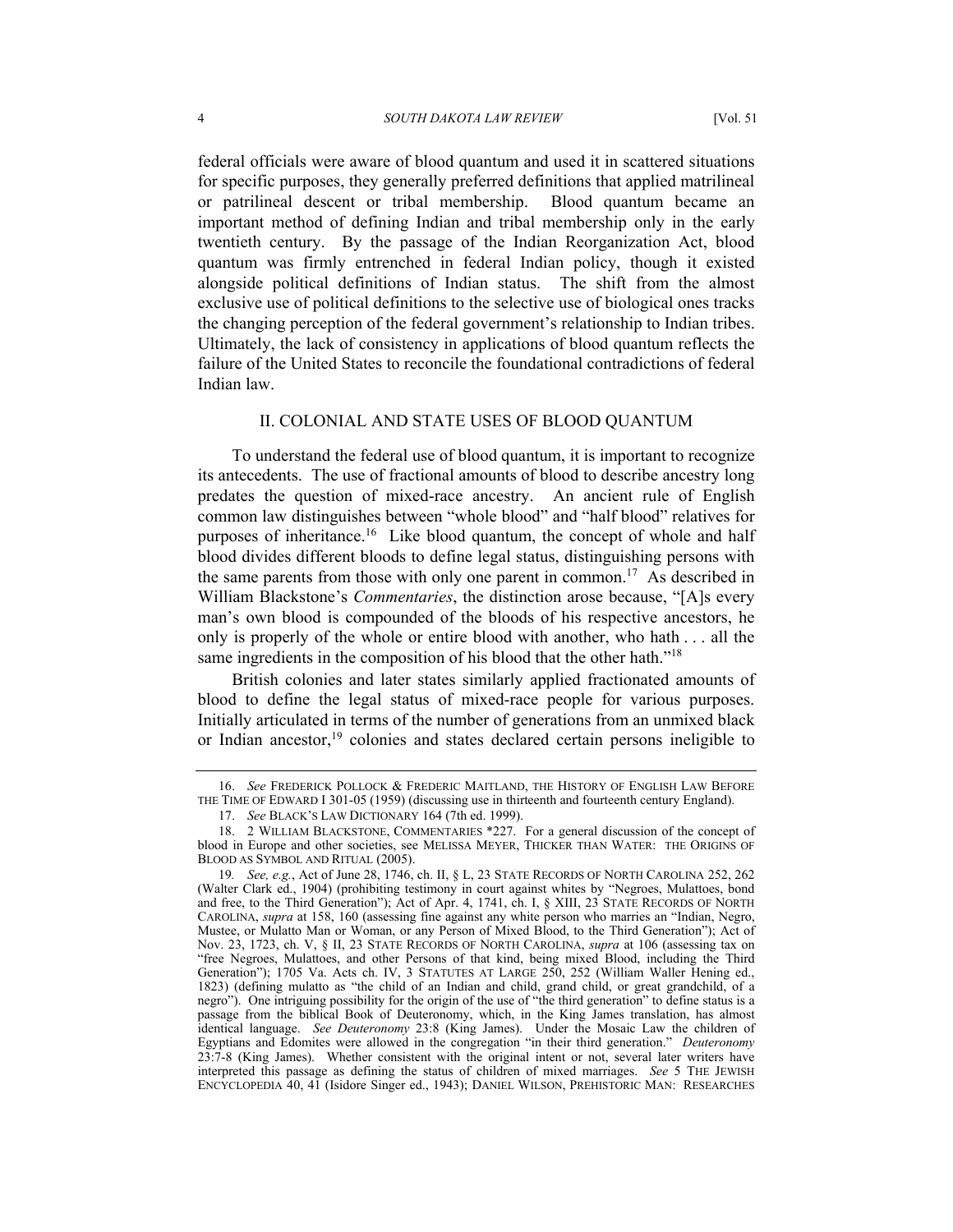federal officials were aware of blood quantum and used it in scattered situations for specific purposes, they generally preferred definitions that applied matrilineal or patrilineal descent or tribal membership. Blood quantum became an important method of defining Indian and tribal membership only in the early twentieth century. By the passage of the Indian Reorganization Act, blood quantum was firmly entrenched in federal Indian policy, though it existed alongside political definitions of Indian status. The shift from the almost exclusive use of political definitions to the selective use of biological ones tracks the changing perception of the federal government's relationship to Indian tribes. Ultimately, the lack of consistency in applications of blood quantum reflects the failure of the United States to reconcile the foundational contradictions of federal Indian law.

## II. COLONIAL AND STATE USES OF BLOOD QUANTUM

To understand the federal use of blood quantum, it is important to recognize its antecedents. The use of fractional amounts of blood to describe ancestry long predates the question of mixed-race ancestry. An ancient rule of English common law distinguishes between "whole blood" and "half blood" relatives for purposes of inheritance.[16] Like blood quantum, the concept of whole and half blood divides different bloods to define legal status, distinguishing persons with the same parents from those with only one parent in common.[17] As described in William Blackstone's *Commentaries*, the distinction arose because, "[A]s every man's own blood is compounded of the bloods of his respective ancestors, he only is properly of the whole or entire blood with another, who hath . . . all the same ingredients in the composition of his blood that the other hath."[18]

British colonies and later states similarly applied fractionated amounts of blood to define the legal status of mixed-race people for various purposes. Initially articulated in terms of the number of generations from an unmixed black or Indian ancestor,[19] colonies and states declared certain persons ineligible to

---

16. *See* FREDERICK POLLOCK & FREDERIC MAITLAND, THE HISTORY OF ENGLISH LAW BEFORE THE TIME OF EDWARD I 301-05 (1959) (discussing use in thirteenth and fourteenth century England).

17. *See* BLACK'S LAW DICTIONARY 164 (7th ed. 1999).

18. 2 WILLIAM BLACKSTONE, COMMENTARIES *227. For a general discussion of the concept of blood in Europe and other societies, see MELISSA MEYER, THICKER THAN WATER: THE ORIGINS OF BLOOD AS SYMBOL AND RITUAL (2005).

19. *See, e.g.*, Act of June 28, 1746, ch. II, § L, 23 STATE RECORDS OF NORTH CAROLINA 252, 262 (Walter Clark ed., 1904) (prohibiting testimony in court against whites by "Negroes, Mulattoes, bond and free, to the Third Generation"); Act of Apr. 4, 1741, ch. I, § XIII, 23 STATE RECORDS OF NORTH CAROLINA, *supra* at 158, 160 (assessing fine against any white person who marries an "Indian, Negro, Mustee, or Mulatto Man or Woman, or any Person of Mixed Blood, to the Third Generation"); Act of Nov. 23, 1723, ch. V, § II, 23 STATE RECORDS OF NORTH CAROLINA, *supra* at 106 (assessing tax on "free Negroes, Mulattoes, and other Persons of that kind, being mixed Blood, including the Third Generation"); 1705 Va. Acts ch. IV, 3 STATUTES AT LARGE 250, 252 (William Waller Hening ed., 1823) (defining mulatto as "the child of an Indian and child, grand child, or great grandchild, of a negro"). One intriguing possibility for the origin of the use of "the third generation" to define status is a passage from the biblical Book of Deuteronomy, which, in the King James translation, has almost identical language. *See Deuteronomy* 23:8 (King James). Under the Mosaic Law the children of Egyptians and Edomites were allowed in the congregation "in their third generation." *Deuteronomy* 23:7-8 (King James). Whether consistent with the original intent or not, several later writers have interpreted this passage as defining the status of children of mixed marriages. *See* 5 THE JEWISH ENCYCLOPEDIA 40, 41 (Isidore Singer ed., 1943); DANIEL WILSON, PREHISTORIC MAN: RESEARCHES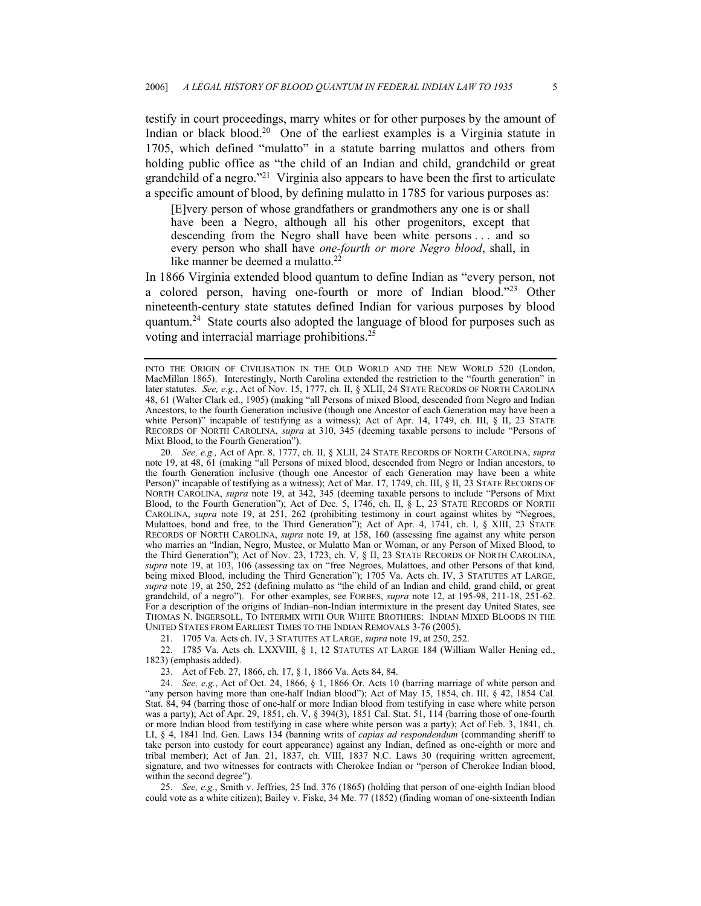testify in court proceedings, marry whites or for other purposes by the amount of Indian or black blood.[20] One of the earliest examples is a Virginia statute in 1705, which defined "mulatto" in a statute barring mulattos and others from holding public office as "the child of an Indian and child, grandchild or great grandchild of a negro."[21] Virginia also appears to have been the first to articulate a specific amount of blood, by defining mulatto in 1785 for various purposes as:

> [E]very person of whose grandfathers or grandmothers any one is or shall have been a Negro, although all his other progenitors, except that descending from the Negro shall have been white persons . . . and so every person who shall have *one-fourth or more Negro blood*, shall, in like manner be deemed a mulatto.[22]

In 1866 Virginia extended blood quantum to define Indian as "every person, not a colored person, having one-fourth or more of Indian blood."[23] Other nineteenth-century state statutes defined Indian for various purposes by blood quantum.[24] State courts also adopted the language of blood for purposes such as voting and interracial marriage prohibitions.[25]

---

INTO THE ORIGIN OF CIVILISATION IN THE OLD WORLD AND THE NEW WORLD 520 (London, MacMillan 1865). Interestingly, North Carolina extended the restriction to the "fourth generation" in later statutes. *See, e.g.*, Act of Nov. 15, 1777, ch. II, § XLII, 24 STATE RECORDS OF NORTH CAROLINA 48, 61 (Walter Clark ed., 1905) (making "all Persons of mixed Blood, descended from Negro and Indian Ancestors, to the fourth Generation inclusive (though one Ancestor of each Generation may have been a white Person)" incapable of testifying as a witness); Act of Apr. 14, 1749, ch. III, § II, 23 STATE RECORDS OF NORTH CAROLINA, *supra* at 310, 345 (deeming taxable persons to include "Persons of Mixt Blood, to the Fourth Generation").

20. *See, e.g.,* Act of Apr. 8, 1777, ch. II, § XLII, 24 STATE RECORDS OF NORTH CAROLINA, *supra* note 19, at 48, 61 (making "all Persons of mixed blood, descended from Negro or Indian ancestors, to the fourth Generation inclusive (though one Ancestor of each Generation may have been a white Person)" incapable of testifying as a witness); Act of Mar. 17, 1749, ch. III, § II, 23 STATE RECORDS OF NORTH CAROLINA, *supra* note 19, at 342, 345 (deeming taxable persons to include "Persons of Mixt Blood, to the Fourth Generation"); Act of Dec. 5, 1746, ch. II, § L, 23 STATE RECORDS OF NORTH CAROLINA, *supra* note 19, at 251, 262 (prohibiting testimony in court against whites by "Negroes, Mulattoes, bond and free, to the Third Generation"); Act of Apr. 4, 1741, ch. I, § XIII, 23 STATE RECORDS OF NORTH CAROLINA, *supra* note 19, at 158, 160 (assessing fine against any white person who marries an "Indian, Negro, Mustee, or Mulatto Man or Woman, or any Person of Mixed Blood, to the Third Generation"); Act of Nov. 23, 1723, ch. V, § II, 23 STATE RECORDS OF NORTH CAROLINA, *supra* note 19, at 103, 106 (assessing tax on "free Negroes, Mulattoes, and other Persons of that kind, being mixed Blood, including the Third Generation"); 1705 Va. Acts ch. IV, 3 STATUTES AT LARGE, *supra* note 19, at 250, 252 (defining mulatto as "the child of an Indian and child, grand child, or great grandchild, of a negro"). For other examples, see FORBES, *supra* note 12, at 195-98, 211-18, 251-62. For a description of the origins of Indian–non-Indian intermixture in the present day United States, see THOMAS N. INGERSOLL, TO INTERMIX WITH OUR WHITE BROTHERS: INDIAN MIXED BLOODS IN THE UNITED STATES FROM EARLIEST TIMES TO THE INDIAN REMOVALS 3-76 (2005).

21. 1705 Va. Acts ch. IV, 3 STATUTES AT LARGE, *supra* note 19, at 250, 252.

22. 1785 Va. Acts ch. LXXVIII, § 1, 12 STATUTES AT LARGE 184 (William Waller Hening ed., 1823) (emphasis added).

23. Act of Feb. 27, 1866, ch. 17, § 1, 1866 Va. Acts 84, 84.

24. *See, e.g.*, Act of Oct. 24, 1866, § 1, 1866 Or. Acts 10 (barring marriage of white person and "any person having more than one-half Indian blood"); Act of May 15, 1854, ch. III, § 42, 1854 Cal. Stat. 84, 94 (barring those of one-half or more Indian blood from testifying in case where white person was a party); Act of Apr. 29, 1851, ch. V, § 394(3), 1851 Cal. Stat. 51, 114 (barring those of one-fourth or more Indian blood from testifying in case where white person was a party); Act of Feb. 3, 1841, ch. LI, § 4, 1841 Ind. Gen. Laws 134 (banning writs of *capias ad respondendum* (commanding sheriff to take person into custody for court appearance) against any Indian, defined as one-eighth or more and tribal member); Act of Jan. 21, 1837, ch. VIII, 1837 N.C. Laws 30 (requiring written agreement, signature, and two witnesses for contracts with Cherokee Indian or "person of Cherokee Indian blood, within the second degree").

25. *See, e.g.*, Smith v. Jeffries, 25 Ind. 376 (1865) (holding that person of one-eighth Indian blood could vote as a white citizen); Bailey v. Fiske, 34 Me. 77 (1852) (finding woman of one-sixteenth Indian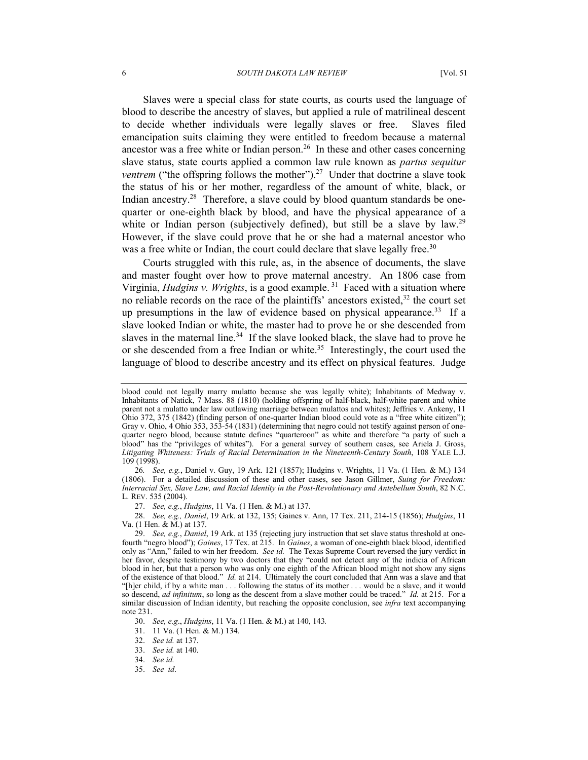Slaves were a special class for state courts, as courts used the language of blood to describe the ancestry of slaves, but applied a rule of matrilineal descent to decide whether individuals were legally slaves or free. Slaves filed emancipation suits claiming they were entitled to freedom because a maternal ancestor was a free white or Indian person.[26] In these and other cases concerning slave status, state courts applied a common law rule known as *partus sequitur ventrem* ("the offspring follows the mother").[27] Under that doctrine a slave took the status of his or her mother, regardless of the amount of white, black, or Indian ancestry.[28] Therefore, a slave could by blood quantum standards be one-quarter or one-eighth black by blood, and have the physical appearance of a white or Indian person (subjectively defined), but still be a slave by law.[29] However, if the slave could prove that he or she had a maternal ancestor who was a free white or Indian, the court could declare that slave legally free.[30]

Courts struggled with this rule, as, in the absence of documents, the slave and master fought over how to prove maternal ancestry. An 1806 case from Virginia, *Hudgins v. Wrights*, is a good example.[31] Faced with a situation where no reliable records on the race of the plaintiffs' ancestors existed,[32] the court set up presumptions in the law of evidence based on physical appearance.[33] If a slave looked Indian or white, the master had to prove he or she descended from slaves in the maternal line.[34] If the slave looked black, the slave had to prove he or she descended from a free Indian or white.[35] Interestingly, the court used the language of blood to describe ancestry and its effect on physical features. Judge

---

blood could not legally marry mulatto because she was legally white); Inhabitants of Medway v. Inhabitants of Natick, 7 Mass. 88 (1810) (holding offspring of half-black, half-white parent and white parent not a mulatto under law outlawing marriage between mulattos and whites); Jeffries v. Ankeny, 11 Ohio 372, 375 (1842) (finding person of one-quarter Indian blood could vote as a "free white citizen"); Gray v. Ohio, 4 Ohio 353, 353-54 (1831) (determining that negro could not testify against person of one-quarter negro blood, because statute defines "quarteroon" as white and therefore "a party of such a blood" has the "privileges of whites"). For a general survey of southern cases, see Ariela J. Gross, *Litigating Whiteness: Trials of Racial Determination in the Nineteenth-Century South*, 108 YALE L.J. 109 (1998).

26. *See, e.g.*, Daniel v. Guy, 19 Ark. 121 (1857); Hudgins v. Wrights, 11 Va. (1 Hen. & M.) 134 (1806). For a detailed discussion of these and other cases, see Jason Gillmer, *Suing for Freedom: Interracial Sex, Slave Law, and Racial Identity in the Post-Revolutionary and Antebellum South*, 82 N.C. L. REV. 535 (2004).

27. *See, e.g.*, *Hudgins*, 11 Va. (1 Hen. & M.) at 137.

28. *See, e.g., Daniel*, 19 Ark. at 132, 135; Gaines v. Ann, 17 Tex. 211, 214-15 (1856); *Hudgins*, 11 Va. (1 Hen. & M.) at 137.

29. *See, e.g.*, *Daniel*, 19 Ark. at 135 (rejecting jury instruction that set slave status threshold at one-fourth "negro blood"); *Gaines*, 17 Tex. at 215. In *Gaines*, a woman of one-eighth black blood, identified only as "Ann," failed to win her freedom. *See id.* The Texas Supreme Court reversed the jury verdict in her favor, despite testimony by two doctors that they "could not detect any of the indicia of African blood in her, but that a person who was only one eighth of the African blood might not show any signs of the existence of that blood." *Id.* at 214. Ultimately the court concluded that Ann was a slave and that "[h]er child, if by a white man . . . following the status of its mother . . . would be a slave, and it would so descend, *ad infinitum*, so long as the descent from a slave mother could be traced." *Id.* at 215. For a similar discussion of Indian identity, but reaching the opposite conclusion, see *infra* text accompanying note 231.

30. *See, e.g*., *Hudgins*, 11 Va. (1 Hen. & M.) at 140, 143.

31. 11 Va. (1 Hen. & M.) 134.

32. *See id.* at 137.

33. *See id.* at 140.

34. *See id.*

35. *See id*.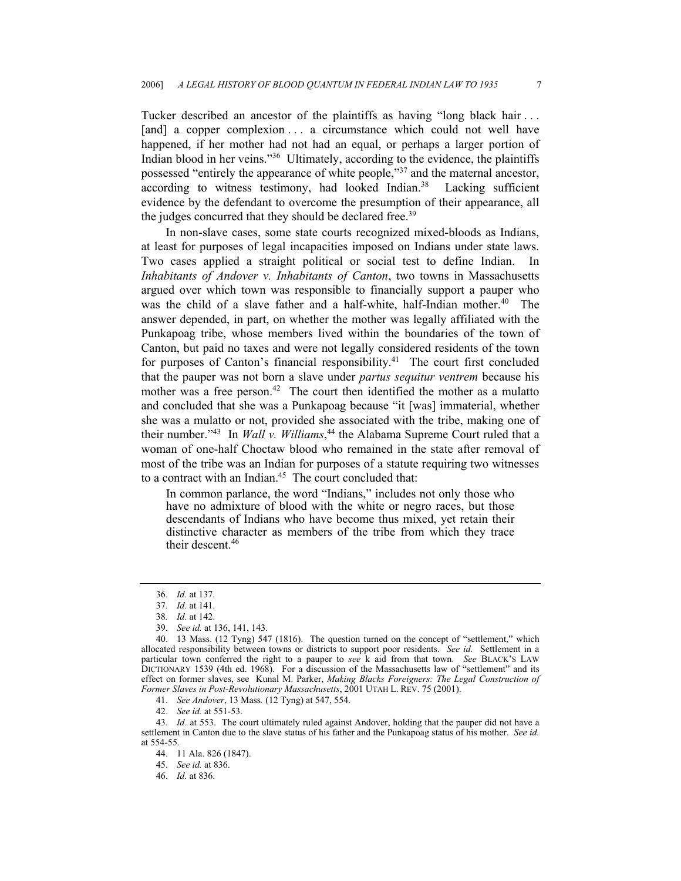Tucker described an ancestor of the plaintiffs as having "long black hair . . . [and] a copper complexion . . . a circumstance which could not well have happened, if her mother had not had an equal, or perhaps a larger portion of Indian blood in her veins."[36] Ultimately, according to the evidence, the plaintiffs possessed "entirely the appearance of white people,"[37] and the maternal ancestor, according to witness testimony, had looked Indian.[38] Lacking sufficient evidence by the defendant to overcome the presumption of their appearance, all the judges concurred that they should be declared free.[39]

In non-slave cases, some state courts recognized mixed-bloods as Indians, at least for purposes of legal incapacities imposed on Indians under state laws. Two cases applied a straight political or social test to define Indian. In *Inhabitants of Andover v. Inhabitants of Canton*, two towns in Massachusetts argued over which town was responsible to financially support a pauper who was the child of a slave father and a half-white, half-Indian mother.[40] The answer depended, in part, on whether the mother was legally affiliated with the Punkapoag tribe, whose members lived within the boundaries of the town of Canton, but paid no taxes and were not legally considered residents of the town for purposes of Canton's financial responsibility.[41] The court first concluded that the pauper was not born a slave under *partus sequitur ventrem* because his mother was a free person.[42] The court then identified the mother as a mulatto and concluded that she was a Punkapoag because "it [was] immaterial, whether she was a mulatto or not, provided she associated with the tribe, making one of their number."[43] In *Wall v. Williams*,[44] the Alabama Supreme Court ruled that a woman of one-half Choctaw blood who remained in the state after removal of most of the tribe was an Indian for purposes of a statute requiring two witnesses to a contract with an Indian.[45] The court concluded that:

> In common parlance, the word "Indians," includes not only those who have no admixture of blood with the white or negro races, but those descendants of Indians who have become thus mixed, yet retain their distinctive character as members of the tribe from which they trace their descent.[46]

---

36. *Id.* at 137.

37. *Id.* at 141.

38. *Id.* at 142.

39. *See id.* at 136, 141, 143.

40. 13 Mass. (12 Tyng) 547 (1816). The question turned on the concept of "settlement," which allocated responsibility between towns or districts to support poor residents. *See id.* Settlement in a particular town conferred the right to a pauper to *see* k aid from that town. *See* BLACK'S LAW DICTIONARY 1539 (4th ed. 1968). For a discussion of the Massachusetts law of "settlement" and its effect on former slaves, see Kunal M. Parker, *Making Blacks Foreigners: The Legal Construction of Former Slaves in Post-Revolutionary Massachusetts*, 2001 UTAH L. REV. 75 (2001).

41. *See Andover*, 13 Mass. (12 Tyng) at 547, 554.

42. *See id.* at 551-53.

43. *Id.* at 553. The court ultimately ruled against Andover, holding that the pauper did not have a settlement in Canton due to the slave status of his father and the Punkapoag status of his mother. *See id.* at 554-55.

44. 11 Ala. 826 (1847).

45. *See id.* at 836.

46. *Id.* at 836.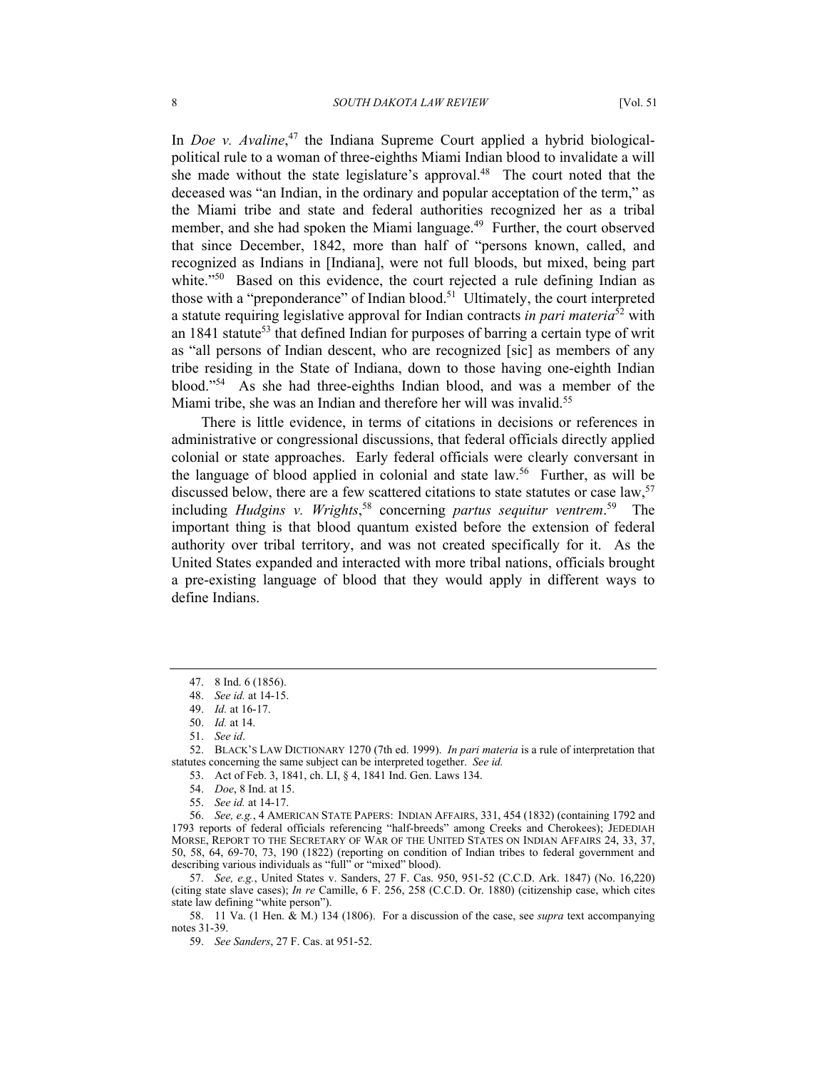In *Doe v. Avaline*,[47] the Indiana Supreme Court applied a hybrid biological-political rule to a woman of three-eighths Miami Indian blood to invalidate a will she made without the state legislature's approval.[48] The court noted that the deceased was "an Indian, in the ordinary and popular acceptation of the term," as the Miami tribe and state and federal authorities recognized her as a tribal member, and she had spoken the Miami language.[49] Further, the court observed that since December, 1842, more than half of "persons known, called, and recognized as Indians in [Indiana], were not full bloods, but mixed, being part white."[50] Based on this evidence, the court rejected a rule defining Indian as those with a "preponderance" of Indian blood.[51] Ultimately, the court interpreted a statute requiring legislative approval for Indian contracts *in pari materia*[52] with an 1841 statute[53] that defined Indian for purposes of barring a certain type of writ as "all persons of Indian descent, who are recognized [sic] as members of any tribe residing in the State of Indiana, down to those having one-eighth Indian blood."[54] As she had three-eighths Indian blood, and was a member of the Miami tribe, she was an Indian and therefore her will was invalid.[55]

There is little evidence, in terms of citations in decisions or references in administrative or congressional discussions, that federal officials directly applied colonial or state approaches. Early federal officials were clearly conversant in the language of blood applied in colonial and state law.[56] Further, as will be discussed below, there are a few scattered citations to state statutes or case law,[57] including *Hudgins v. Wrights*,[58] concerning *partus sequitur ventrem*.[59] The important thing is that blood quantum existed before the extension of federal authority over tribal territory, and was not created specifically for it. As the United States expanded and interacted with more tribal nations, officials brought a pre-existing language of blood that they would apply in different ways to define Indians.

---

47. 8 Ind. 6 (1856).

48. *See id.* at 14-15.

49. *Id.* at 16-17.

50. *Id.* at 14.

51. *See id*.

52. BLACK'S LAW DICTIONARY 1270 (7th ed. 1999). *In pari materia* is a rule of interpretation that statutes concerning the same subject can be interpreted together. *See id.*

53. Act of Feb. 3, 1841, ch. LI, § 4, 1841 Ind. Gen. Laws 134.

54. *Doe*, 8 Ind. at 15.

55. *See id.* at 14-17.

56. *See, e.g.*, 4 AMERICAN STATE PAPERS: INDIAN AFFAIRS, 331, 454 (1832) (containing 1792 and 1793 reports of federal officials referencing "half-breeds" among Creeks and Cherokees); JEDEDIAH MORSE, REPORT TO THE SECRETARY OF WAR OF THE UNITED STATES ON INDIAN AFFAIRS 24, 33, 37, 50, 58, 64, 69-70, 73, 190 (1822) (reporting on condition of Indian tribes to federal government and describing various individuals as "full" or "mixed" blood).

57. *See, e.g.*, United States v. Sanders, 27 F. Cas. 950, 951-52 (C.C.D. Ark. 1847) (No. 16,220) (citing state slave cases); *In re* Camille, 6 F. 256, 258 (C.C.D. Or. 1880) (citizenship case, which cites state law defining "white person").

58. 11 Va. (1 Hen. & M.) 134 (1806). For a discussion of the case, see *supra* text accompanying notes 31-39.

59. *See Sanders*, 27 F. Cas. at 951-52.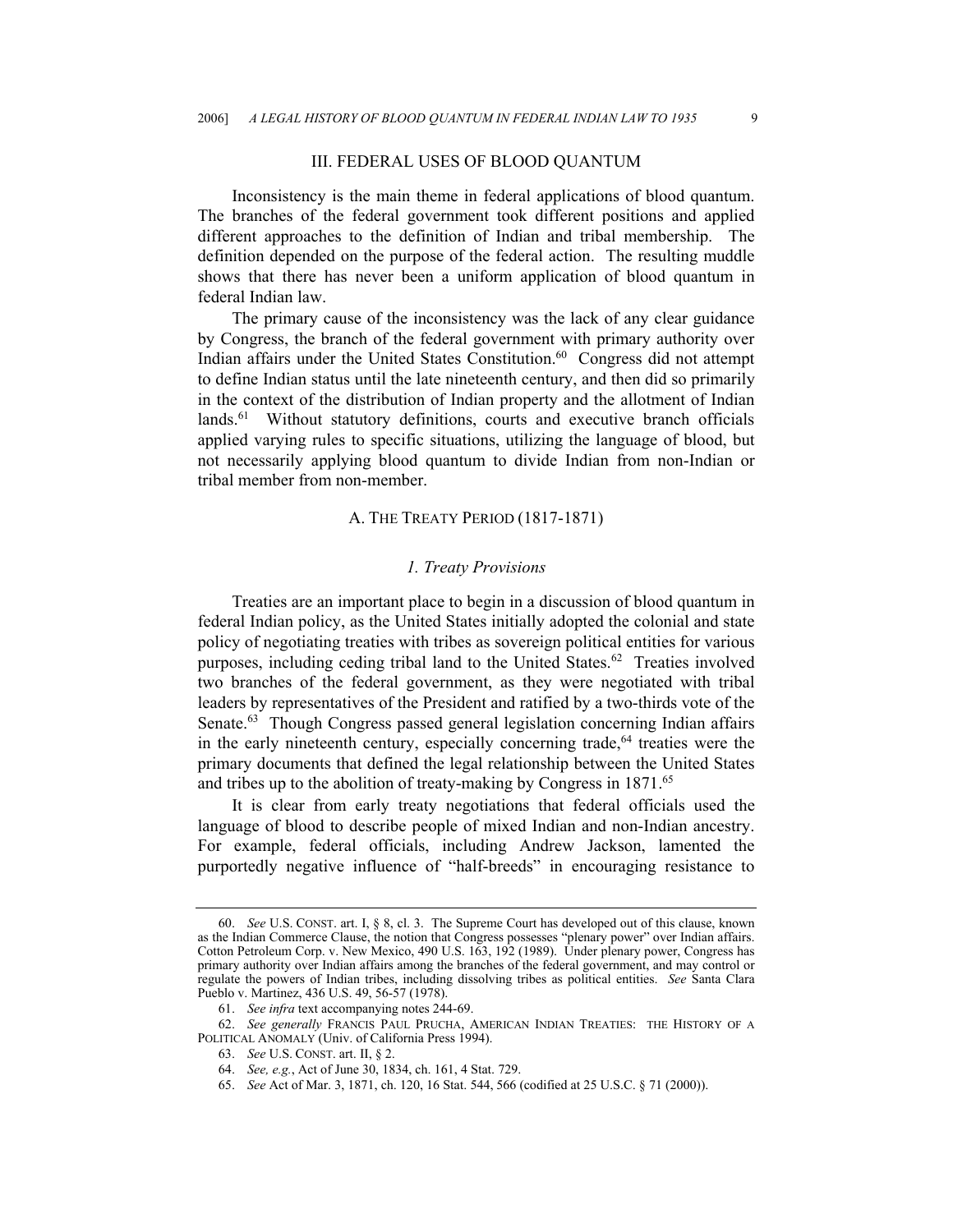## III. FEDERAL USES OF BLOOD QUANTUM

Inconsistency is the main theme in federal applications of blood quantum. The branches of the federal government took different positions and applied different approaches to the definition of Indian and tribal membership. The definition depended on the purpose of the federal action. The resulting muddle shows that there has never been a uniform application of blood quantum in federal Indian law.

The primary cause of the inconsistency was the lack of any clear guidance by Congress, the branch of the federal government with primary authority over Indian affairs under the United States Constitution.[60] Congress did not attempt to define Indian status until the late nineteenth century, and then did so primarily in the context of the distribution of Indian property and the allotment of Indian lands.[61] Without statutory definitions, courts and executive branch officials applied varying rules to specific situations, utilizing the language of blood, but not necessarily applying blood quantum to divide Indian from non-Indian or tribal member from non-member.

### A. THE TREATY PERIOD (1817-1871)

#### *1. Treaty Provisions*

Treaties are an important place to begin in a discussion of blood quantum in federal Indian policy, as the United States initially adopted the colonial and state policy of negotiating treaties with tribes as sovereign political entities for various purposes, including ceding tribal land to the United States.[62] Treaties involved two branches of the federal government, as they were negotiated with tribal leaders by representatives of the President and ratified by a two-thirds vote of the Senate.[63] Though Congress passed general legislation concerning Indian affairs in the early nineteenth century, especially concerning trade,[64] treaties were the primary documents that defined the legal relationship between the United States and tribes up to the abolition of treaty-making by Congress in 1871.[65]

It is clear from early treaty negotiations that federal officials used the language of blood to describe people of mixed Indian and non-Indian ancestry. For example, federal officials, including Andrew Jackson, lamented the purportedly negative influence of "half-breeds" in encouraging resistance to

---

60. *See* U.S. CONST. art. I, § 8, cl. 3. The Supreme Court has developed out of this clause, known as the Indian Commerce Clause, the notion that Congress possesses "plenary power" over Indian affairs. Cotton Petroleum Corp. v. New Mexico, 490 U.S. 163, 192 (1989). Under plenary power, Congress has primary authority over Indian affairs among the branches of the federal government, and may control or regulate the powers of Indian tribes, including dissolving tribes as political entities. *See* Santa Clara Pueblo v. Martinez, 436 U.S. 49, 56-57 (1978).

61. *See infra* text accompanying notes 244-69.

62. *See generally* FRANCIS PAUL PRUCHA, AMERICAN INDIAN TREATIES: THE HISTORY OF A POLITICAL ANOMALY (Univ. of California Press 1994).

63. *See* U.S. CONST. art. II, § 2.

64. *See, e.g.*, Act of June 30, 1834, ch. 161, 4 Stat. 729.

65. *See* Act of Mar. 3, 1871, ch. 120, 16 Stat. 544, 566 (codified at 25 U.S.C. § 71 (2000)).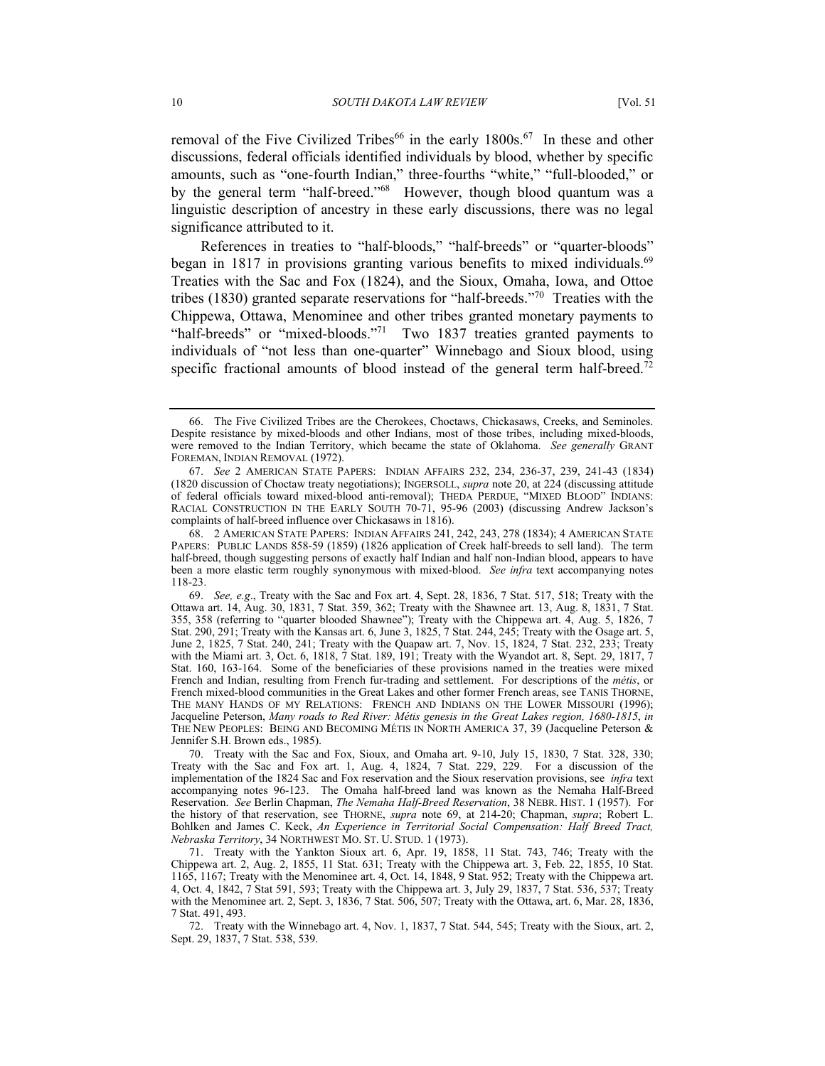removal of the Five Civilized Tribes[66] in the early 1800s.[67] In these and other discussions, federal officials identified individuals by blood, whether by specific amounts, such as "one-fourth Indian," three-fourths "white," "full-blooded," or by the general term "half-breed."[68] However, though blood quantum was a linguistic description of ancestry in these early discussions, there was no legal significance attributed to it.

References in treaties to "half-bloods," "half-breeds" or "quarter-bloods" began in 1817 in provisions granting various benefits to mixed individuals.[69] Treaties with the Sac and Fox (1824), and the Sioux, Omaha, Iowa, and Ottoe tribes (1830) granted separate reservations for "half-breeds."[70] Treaties with the Chippewa, Ottawa, Menominee and other tribes granted monetary payments to "half-breeds" or "mixed-bloods."[71] Two 1837 treaties granted payments to individuals of "not less than one-quarter" Winnebago and Sioux blood, using specific fractional amounts of blood instead of the general term half-breed.[72]

---

66. The Five Civilized Tribes are the Cherokees, Choctaws, Chickasaws, Creeks, and Seminoles. Despite resistance by mixed-bloods and other Indians, most of those tribes, including mixed-bloods, were removed to the Indian Territory, which became the state of Oklahoma. *See generally* GRANT FOREMAN, INDIAN REMOVAL (1972).

67. *See* 2 AMERICAN STATE PAPERS: INDIAN AFFAIRS 232, 234, 236-37, 239, 241-43 (1834) (1820 discussion of Choctaw treaty negotiations); INGERSOLL, *supra* note 20, at 224 (discussing attitude of federal officials toward mixed-blood anti-removal); THEDA PERDUE, "MIXED BLOOD" INDIANS: RACIAL CONSTRUCTION IN THE EARLY SOUTH 70-71, 95-96 (2003) (discussing Andrew Jackson's complaints of half-breed influence over Chickasaws in 1816).

68. 2 AMERICAN STATE PAPERS: INDIAN AFFAIRS 241, 242, 243, 278 (1834); 4 AMERICAN STATE PAPERS: PUBLIC LANDS 858-59 (1859) (1826 application of Creek half-breeds to sell land). The term half-breed, though suggesting persons of exactly half Indian and half non-Indian blood, appears to have been a more elastic term roughly synonymous with mixed-blood. *See infra* text accompanying notes 118-23.

69. *See, e.g*., Treaty with the Sac and Fox art. 4, Sept. 28, 1836, 7 Stat. 517, 518; Treaty with the Ottawa art. 14, Aug. 30, 1831, 7 Stat. 359, 362; Treaty with the Shawnee art. 13, Aug. 8, 1831, 7 Stat. 355, 358 (referring to "quarter blooded Shawnee"); Treaty with the Chippewa art. 4, Aug. 5, 1826, 7 Stat. 290, 291; Treaty with the Kansas art. 6, June 3, 1825, 7 Stat. 244, 245; Treaty with the Osage art. 5, June 2, 1825, 7 Stat. 240, 241; Treaty with the Quapaw art. 7, Nov. 15, 1824, 7 Stat. 232, 233; Treaty with the Miami art. 3, Oct. 6, 1818, 7 Stat. 189, 191; Treaty with the Wyandot art. 8, Sept. 29, 1817, 7 Stat. 160, 163-164. Some of the beneficiaries of these provisions named in the treaties were mixed French and Indian, resulting from French fur-trading and settlement. For descriptions of the *métis*, or French mixed-blood communities in the Great Lakes and other former French areas, see TANIS THORNE, THE MANY HANDS OF MY RELATIONS: FRENCH AND INDIANS ON THE LOWER MISSOURI (1996); Jacqueline Peterson, *Many roads to Red River: Métis genesis in the Great Lakes region, 1680-1815*, *in* THE NEW PEOPLES: BEING AND BECOMING MÉTIS IN NORTH AMERICA 37, 39 (Jacqueline Peterson & Jennifer S.H. Brown eds., 1985).

70. Treaty with the Sac and Fox, Sioux, and Omaha art. 9-10, July 15, 1830, 7 Stat. 328, 330; Treaty with the Sac and Fox art. 1, Aug. 4, 1824, 7 Stat. 229, 229. For a discussion of the implementation of the 1824 Sac and Fox reservation and the Sioux reservation provisions, see *infra* text accompanying notes 96-123. The Omaha half-breed land was known as the Nemaha Half-Breed Reservation. *See* Berlin Chapman, *The Nemaha Half-Breed Reservation*, 38 NEBR. HIST. 1 (1957). For the history of that reservation, see THORNE, *supra* note 69, at 214-20; Chapman, *supra*; Robert L. Bohlken and James C. Keck, *An Experience in Territorial Social Compensation: Half Breed Tract, Nebraska Territory*, 34 NORTHWEST MO. ST. U. STUD. 1 (1973).

71. Treaty with the Yankton Sioux art. 6, Apr. 19, 1858, 11 Stat. 743, 746; Treaty with the Chippewa art. 2, Aug. 2, 1855, 11 Stat. 631; Treaty with the Chippewa art. 3, Feb. 22, 1855, 10 Stat. 1165, 1167; Treaty with the Menominee art. 4, Oct. 14, 1848, 9 Stat. 952; Treaty with the Chippewa art. 4, Oct. 4, 1842, 7 Stat 591, 593; Treaty with the Chippewa art. 3, July 29, 1837, 7 Stat. 536, 537; Treaty with the Menominee art. 2, Sept. 3, 1836, 7 Stat. 506, 507; Treaty with the Ottawa, art. 6, Mar. 28, 1836, 7 Stat. 491, 493.

72. Treaty with the Winnebago art. 4, Nov. 1, 1837, 7 Stat. 544, 545; Treaty with the Sioux, art. 2, Sept. 29, 1837, 7 Stat. 538, 539.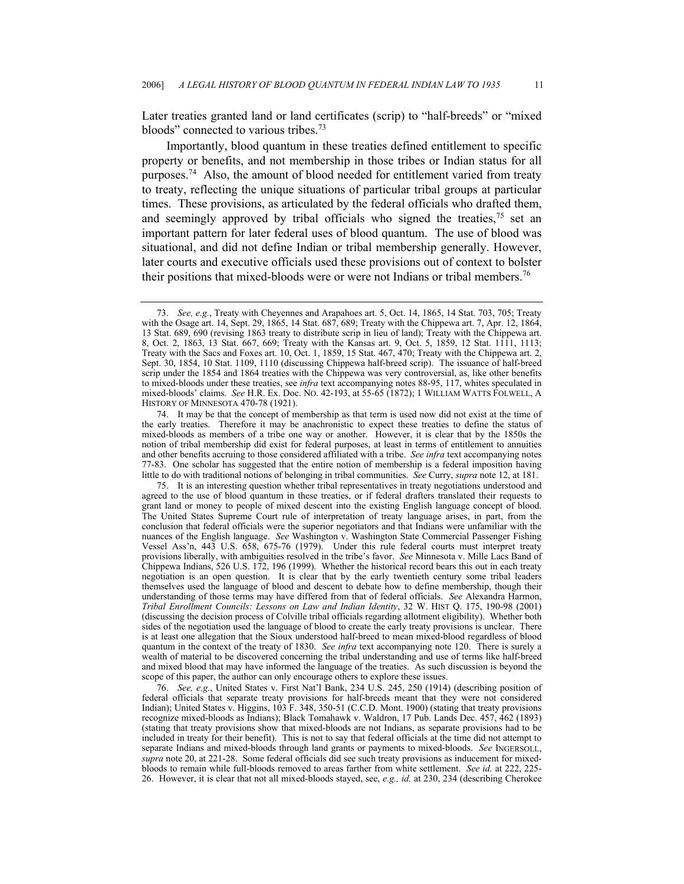Later treaties granted land or land certificates (scrip) to "half-breeds" or "mixed bloods" connected to various tribes.[73]

Importantly, blood quantum in these treaties defined entitlement to specific property or benefits, and not membership in those tribes or Indian status for all purposes.[74] Also, the amount of blood needed for entitlement varied from treaty to treaty, reflecting the unique situations of particular tribal groups at particular times. These provisions, as articulated by the federal officials who drafted them, and seemingly approved by tribal officials who signed the treaties,[75] set an important pattern for later federal uses of blood quantum. The use of blood was situational, and did not define Indian or tribal membership generally. However, later courts and executive officials used these provisions out of context to bolster their positions that mixed-bloods were or were not Indians or tribal members.[76]

---

73. *See, e.g.*, Treaty with Cheyennes and Arapahoes art. 5, Oct. 14, 1865, 14 Stat. 703, 705; Treaty with the Osage art. 14, Sept. 29, 1865, 14 Stat. 687, 689; Treaty with the Chippewa art. 7, Apr. 12, 1864, 13 Stat. 689, 690 (revising 1863 treaty to distribute scrip in lieu of land); Treaty with the Chippewa art. 8, Oct. 2, 1863, 13 Stat. 667, 669; Treaty with the Kansas art. 9, Oct. 5, 1859, 12 Stat. 1111, 1113; Treaty with the Sacs and Foxes art. 10, Oct. 1, 1859, 15 Stat. 467, 470; Treaty with the Chippewa art. 2, Sept. 30, 1854, 10 Stat. 1109, 1110 (discussing Chippewa half-breed scrip). The issuance of half-breed scrip under the 1854 and 1864 treaties with the Chippewa was very controversial, as, like other benefits to mixed-bloods under these treaties, see *infra* text accompanying notes 88-95, 117, whites speculated in mixed-bloods' claims. *See* H.R. Ex. Doc. No. 42-193, at 55-65 (1872); 1 WILLIAM WATTS FOLWELL, A HISTORY OF MINNESOTA 470-78 (1921).

74. It may be that the concept of membership as that term is used now did not exist at the time of the early treaties. Therefore it may be anachronistic to expect these treaties to define the status of mixed-bloods as members of a tribe one way or another. However, it is clear that by the 1850s the notion of tribal membership did exist for federal purposes, at least in terms of entitlement to annuities and other benefits accruing to those considered affiliated with a tribe. *See infra* text accompanying notes 77-83. One scholar has suggested that the entire notion of membership is a federal imposition having little to do with traditional notions of belonging in tribal communities. *See* Curry, *supra* note 12, at 181.

75. It is an interesting question whether tribal representatives in treaty negotiations understood and agreed to the use of blood quantum in these treaties, or if federal drafters translated their requests to grant land or money to people of mixed descent into the existing English language concept of blood. The United States Supreme Court rule of interpretation of treaty language arises, in part, from the conclusion that federal officials were the superior negotiators and that Indians were unfamiliar with the nuances of the English language. *See* Washington v. Washington State Commercial Passenger Fishing Vessel Ass'n, 443 U.S. 658, 675-76 (1979). Under this rule federal courts must interpret treaty provisions liberally, with ambiguities resolved in the tribe's favor. *See* Minnesota v. Mille Lacs Band of Chippewa Indians, 526 U.S. 172, 196 (1999). Whether the historical record bears this out in each treaty negotiation is an open question. It is clear that by the early twentieth century some tribal leaders themselves used the language of blood and descent to debate how to define membership, though their understanding of those terms may have differed from that of federal officials. *See* Alexandra Harmon, *Tribal Enrollment Councils: Lessons on Law and Indian Identity*, 32 W. HIST Q. 175, 190-98 (2001) (discussing the decision process of Colville tribal officials regarding allotment eligibility). Whether both sides of the negotiation used the language of blood to create the early treaty provisions is unclear. There is at least one allegation that the Sioux understood half-breed to mean mixed-blood regardless of blood quantum in the context of the treaty of 1830. *See infra* text accompanying note 120. There is surely a wealth of material to be discovered concerning the tribal understanding and use of terms like half-breed and mixed blood that may have informed the language of the treaties. As such discussion is beyond the scope of this paper, the author can only encourage others to explore these issues.

76. *See, e.g.*, United States v. First Nat'l Bank, 234 U.S. 245, 250 (1914) (describing position of federal officials that separate treaty provisions for half-breeds meant that they were not considered Indian); United States v. Higgins, 103 F. 348, 350-51 (C.C.D. Mont. 1900) (stating that treaty provisions recognize mixed-bloods as Indians); Black Tomahawk v. Waldron, 17 Pub. Lands Dec. 457, 462 (1893) (stating that treaty provisions show that mixed-bloods are not Indians, as separate provisions had to be included in treaty for their benefit). This is not to say that federal officials at the time did not attempt to separate Indians and mixed-bloods through land grants or payments to mixed-bloods. *See* INGERSOLL, *supra* note 20, at 221-28. Some federal officials did see such treaty provisions as inducement for mixed-bloods to remain while full-bloods removed to areas farther from white settlement. *See id.* at 222, 225-26. However, it is clear that not all mixed-bloods stayed, see, *e.g., id.* at 230, 234 (describing Cherokee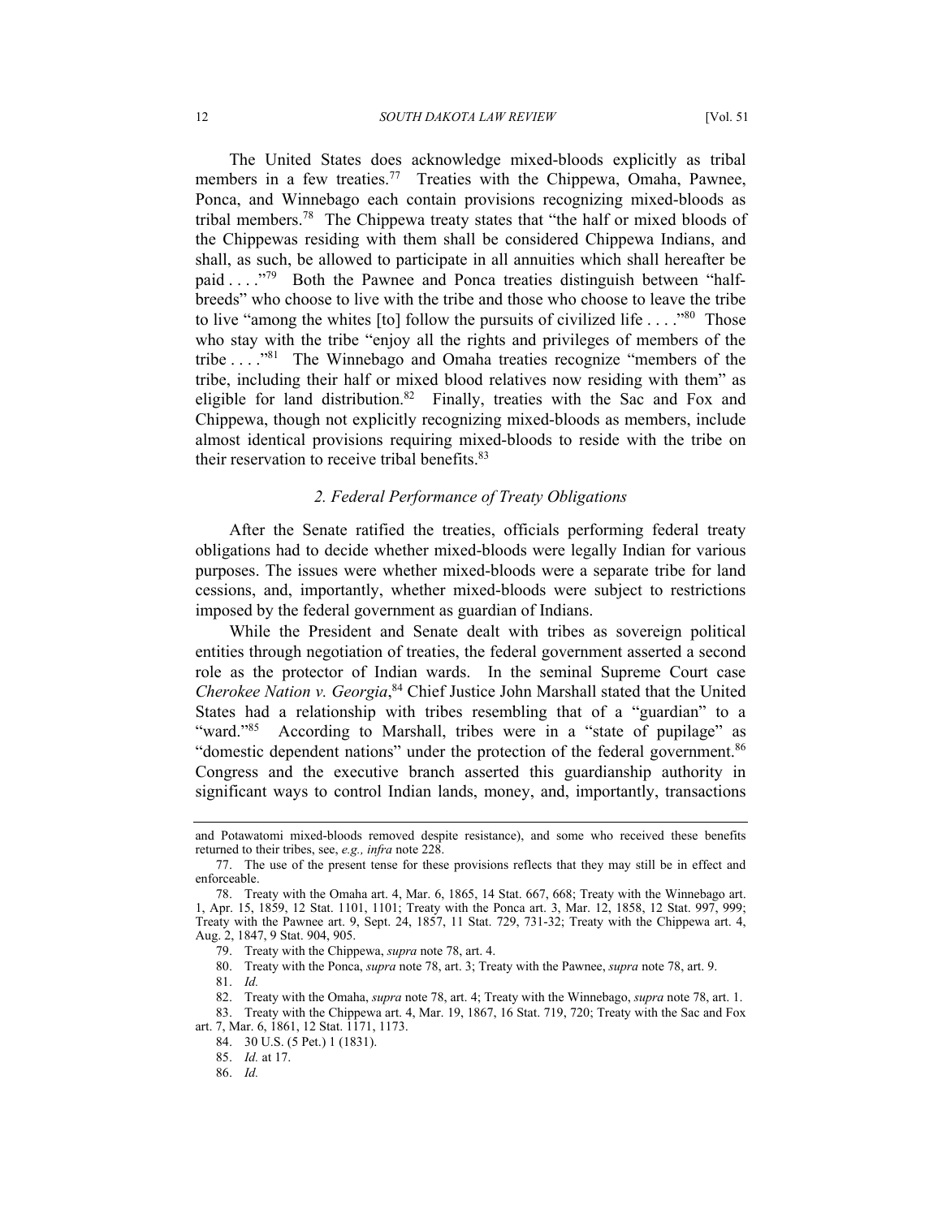The United States does acknowledge mixed-bloods explicitly as tribal members in a few treaties.[77] Treaties with the Chippewa, Omaha, Pawnee, Ponca, and Winnebago each contain provisions recognizing mixed-bloods as tribal members.[78] The Chippewa treaty states that "the half or mixed bloods of the Chippewas residing with them shall be considered Chippewa Indians, and shall, as such, be allowed to participate in all annuities which shall hereafter be paid . . . ."[79] Both the Pawnee and Ponca treaties distinguish between "half-breeds" who choose to live with the tribe and those who choose to leave the tribe to live "among the whites [to] follow the pursuits of civilized life . . . ."[80] Those who stay with the tribe "enjoy all the rights and privileges of members of the tribe . . . ."[81] The Winnebago and Omaha treaties recognize "members of the tribe, including their half or mixed blood relatives now residing with them" as eligible for land distribution.[82] Finally, treaties with the Sac and Fox and Chippewa, though not explicitly recognizing mixed-bloods as members, include almost identical provisions requiring mixed-bloods to reside with the tribe on their reservation to receive tribal benefits.[83]

### *2. Federal Performance of Treaty Obligations*

After the Senate ratified the treaties, officials performing federal treaty obligations had to decide whether mixed-bloods were legally Indian for various purposes. The issues were whether mixed-bloods were a separate tribe for land cessions, and, importantly, whether mixed-bloods were subject to restrictions imposed by the federal government as guardian of Indians.

While the President and Senate dealt with tribes as sovereign political entities through negotiation of treaties, the federal government asserted a second role as the protector of Indian wards. In the seminal Supreme Court case *Cherokee Nation v. Georgia*,[84] Chief Justice John Marshall stated that the United States had a relationship with tribes resembling that of a "guardian" to a "ward."[85] According to Marshall, tribes were in a "state of pupilage" as "domestic dependent nations" under the protection of the federal government.[86] Congress and the executive branch asserted this guardianship authority in significant ways to control Indian lands, money, and, importantly, transactions

---

and Potawatomi mixed-bloods removed despite resistance), and some who received these benefits returned to their tribes, see, *e.g., infra* note 228.

77. The use of the present tense for these provisions reflects that they may still be in effect and enforceable.

78. Treaty with the Omaha art. 4, Mar. 6, 1865, 14 Stat. 667, 668; Treaty with the Winnebago art. 1, Apr. 15, 1859, 12 Stat. 1101, 1101; Treaty with the Ponca art. 3, Mar. 12, 1858, 12 Stat. 997, 999; Treaty with the Pawnee art. 9, Sept. 24, 1857, 11 Stat. 729, 731-32; Treaty with the Chippewa art. 4, Aug. 2, 1847, 9 Stat. 904, 905.

79. Treaty with the Chippewa, *supra* note 78, art. 4.

80. Treaty with the Ponca, *supra* note 78, art. 3; Treaty with the Pawnee, *supra* note 78, art. 9.

81. *Id.*

82. Treaty with the Omaha, *supra* note 78, art. 4; Treaty with the Winnebago, *supra* note 78, art. 1.

83. Treaty with the Chippewa art. 4, Mar. 19, 1867, 16 Stat. 719, 720; Treaty with the Sac and Fox art. 7, Mar. 6, 1861, 12 Stat. 1171, 1173.

84. 30 U.S. (5 Pet.) 1 (1831).

85. *Id.* at 17.

86. *Id.*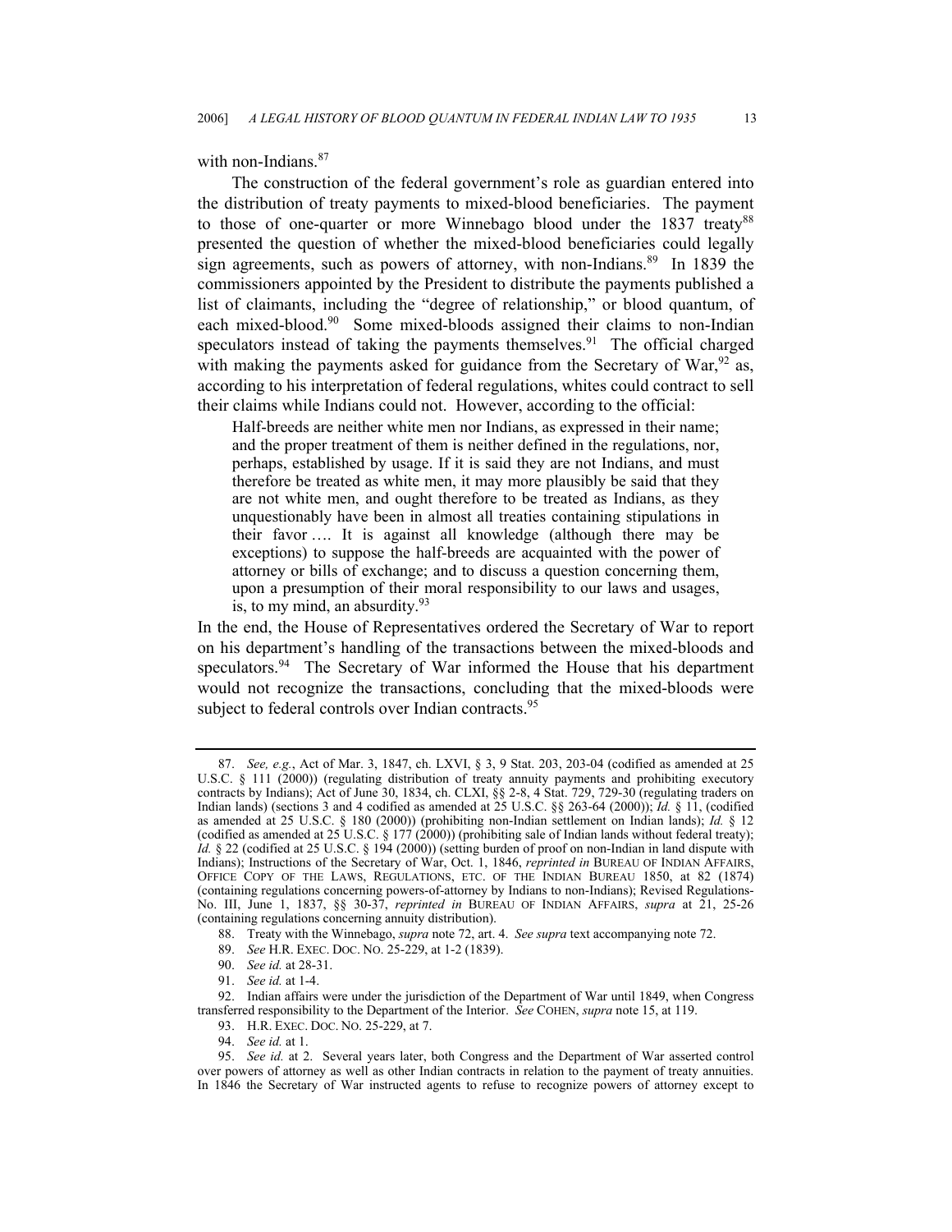with non-Indians.[87]

The construction of the federal government's role as guardian entered into the distribution of treaty payments to mixed-blood beneficiaries. The payment to those of one-quarter or more Winnebago blood under the 1837 treaty[88] presented the question of whether the mixed-blood beneficiaries could legally sign agreements, such as powers of attorney, with non-Indians.[89] In 1839 the commissioners appointed by the President to distribute the payments published a list of claimants, including the "degree of relationship," or blood quantum, of each mixed-blood.[90] Some mixed-bloods assigned their claims to non-Indian speculators instead of taking the payments themselves.[91] The official charged with making the payments asked for guidance from the Secretary of War,[92] as, according to his interpretation of federal regulations, whites could contract to sell their claims while Indians could not. However, according to the official:

> Half-breeds are neither white men nor Indians, as expressed in their name; and the proper treatment of them is neither defined in the regulations, nor, perhaps, established by usage. If it is said they are not Indians, and must therefore be treated as white men, it may more plausibly be said that they are not white men, and ought therefore to be treated as Indians, as they unquestionably have been in almost all treaties containing stipulations in their favor …. It is against all knowledge (although there may be exceptions) to suppose the half-breeds are acquainted with the power of attorney or bills of exchange; and to discuss a question concerning them, upon a presumption of their moral responsibility to our laws and usages, is, to my mind, an absurdity.[93]

In the end, the House of Representatives ordered the Secretary of War to report on his department's handling of the transactions between the mixed-bloods and speculators.[94] The Secretary of War informed the House that his department would not recognize the transactions, concluding that the mixed-bloods were subject to federal controls over Indian contracts.[95]

---

87. *See, e.g.*, Act of Mar. 3, 1847, ch. LXVI, § 3, 9 Stat. 203, 203-04 (codified as amended at 25 U.S.C. § 111 (2000)) (regulating distribution of treaty annuity payments and prohibiting executory contracts by Indians); Act of June 30, 1834, ch. CLXI, §§ 2-8, 4 Stat. 729, 729-30 (regulating traders on Indian lands) (sections 3 and 4 codified as amended at 25 U.S.C. §§ 263-64 (2000)); *Id.* § 11, (codified as amended at 25 U.S.C. § 180 (2000)) (prohibiting non-Indian settlement on Indian lands); *Id.* § 12 (codified as amended at 25 U.S.C. § 177 (2000)) (prohibiting sale of Indian lands without federal treaty); *Id.* § 22 (codified at 25 U.S.C. § 194 (2000)) (setting burden of proof on non-Indian in land dispute with Indians); Instructions of the Secretary of War, Oct. 1, 1846, *reprinted in* BUREAU OF INDIAN AFFAIRS, OFFICE COPY OF THE LAWS, REGULATIONS, ETC. OF THE INDIAN BUREAU 1850, at 82 (1874) (containing regulations concerning powers-of-attorney by Indians to non-Indians); Revised Regulations-No. III, June 1, 1837, §§ 30-37, *reprinted in* BUREAU OF INDIAN AFFAIRS, *supra* at 21, 25-26 (containing regulations concerning annuity distribution).

88. Treaty with the Winnebago, *supra* note 72, art. 4. *See supra* text accompanying note 72.

89. *See* H.R. EXEC. DOC. NO. 25-229, at 1-2 (1839).

90. *See id.* at 28-31.

91. *See id.* at 1-4.

92. Indian affairs were under the jurisdiction of the Department of War until 1849, when Congress transferred responsibility to the Department of the Interior. *See* COHEN, *supra* note 15, at 119.

93. H.R. EXEC. DOC. NO. 25-229, at 7.

94. *See id.* at 1.

95. *See id.* at 2. Several years later, both Congress and the Department of War asserted control over powers of attorney as well as other Indian contracts in relation to the payment of treaty annuities. In 1846 the Secretary of War instructed agents to refuse to recognize powers of attorney except to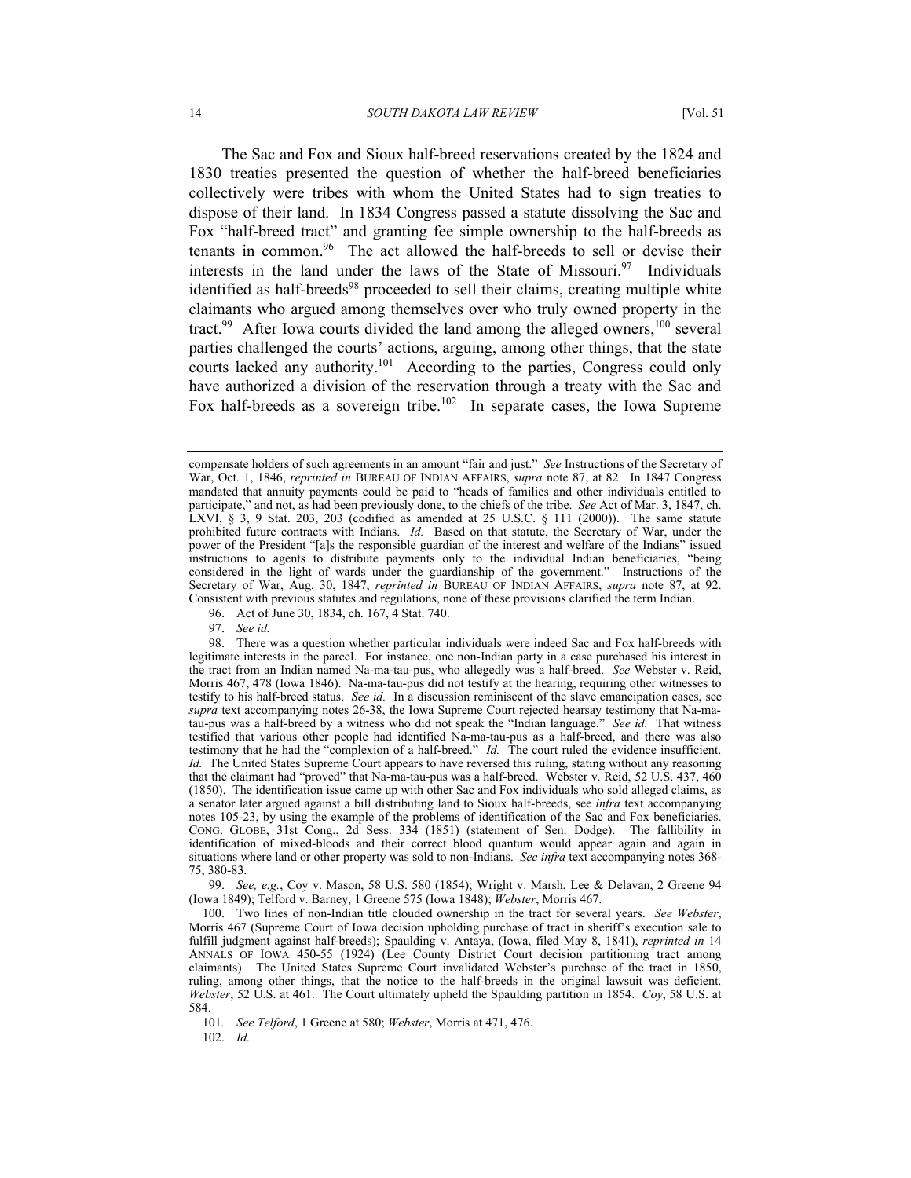The Sac and Fox and Sioux half-breed reservations created by the 1824 and 1830 treaties presented the question of whether the half-breed beneficiaries collectively were tribes with whom the United States had to sign treaties to dispose of their land. In 1834 Congress passed a statute dissolving the Sac and Fox "half-breed tract" and granting fee simple ownership to the half-breeds as tenants in common.[96] The act allowed the half-breeds to sell or devise their interests in the land under the laws of the State of Missouri.[97] Individuals identified as half-breeds[98] proceeded to sell their claims, creating multiple white claimants who argued among themselves over who truly owned property in the tract.[99] After Iowa courts divided the land among the alleged owners,[100] several parties challenged the courts' actions, arguing, among other things, that the state courts lacked any authority.[101] According to the parties, Congress could only have authorized a division of the reservation through a treaty with the Sac and Fox half-breeds as a sovereign tribe.[102] In separate cases, the Iowa Supreme

---

compensate holders of such agreements in an amount "fair and just." *See* Instructions of the Secretary of War, Oct. 1, 1846, *reprinted in* BUREAU OF INDIAN AFFAIRS, *supra* note 87, at 82. In 1847 Congress mandated that annuity payments could be paid to "heads of families and other individuals entitled to participate," and not, as had been previously done, to the chiefs of the tribe. *See* Act of Mar. 3, 1847, ch. LXVI, § 3, 9 Stat. 203, 203 (codified as amended at 25 U.S.C. § 111 (2000)). The same statute prohibited future contracts with Indians. *Id.* Based on that statute, the Secretary of War, under the power of the President "[a]s the responsible guardian of the interest and welfare of the Indians" issued instructions to agents to distribute payments only to the individual Indian beneficiaries, "being considered in the light of wards under the guardianship of the government." Instructions of the Secretary of War, Aug. 30, 1847, *reprinted in* BUREAU OF INDIAN AFFAIRS, *supra* note 87, at 92. Consistent with previous statutes and regulations, none of these provisions clarified the term Indian.

96. Act of June 30, 1834, ch. 167, 4 Stat. 740.

97. *See id.*

98. There was a question whether particular individuals were indeed Sac and Fox half-breeds with legitimate interests in the parcel. For instance, one non-Indian party in a case purchased his interest in the tract from an Indian named Na-ma-tau-pus, who allegedly was a half-breed. *See* Webster v. Reid, Morris 467, 478 (Iowa 1846). Na-ma-tau-pus did not testify at the hearing, requiring other witnesses to testify to his half-breed status. *See id.* In a discussion reminiscent of the slave emancipation cases, see *supra* text accompanying notes 26-38, the Iowa Supreme Court rejected hearsay testimony that Na-ma-tau-pus was a half-breed by a witness who did not speak the "Indian language." *See id.* That witness testified that various other people had identified Na-ma-tau-pus as a half-breed, and there was also testimony that he had the "complexion of a half-breed." *Id.* The court ruled the evidence insufficient. *Id.* The United States Supreme Court appears to have reversed this ruling, stating without any reasoning that the claimant had "proved" that Na-ma-tau-pus was a half-breed. Webster v. Reid, 52 U.S. 437, 460 (1850). The identification issue came up with other Sac and Fox individuals who sold alleged claims, as a senator later argued against a bill distributing land to Sioux half-breeds, see *infra* text accompanying notes 105-23, by using the example of the problems of identification of the Sac and Fox beneficiaries. CONG. GLOBE, 31st Cong., 2d Sess. 334 (1851) (statement of Sen. Dodge). The fallibility in identification of mixed-bloods and their correct blood quantum would appear again and again in situations where land or other property was sold to non-Indians. *See infra* text accompanying notes 368-75, 380-83.

99. *See, e.g.*, Coy v. Mason, 58 U.S. 580 (1854); Wright v. Marsh, Lee & Delavan, 2 Greene 94 (Iowa 1849); Telford v. Barney, 1 Greene 575 (Iowa 1848); *Webster*, Morris 467.

100. Two lines of non-Indian title clouded ownership in the tract for several years. *See Webster*, Morris 467 (Supreme Court of Iowa decision upholding purchase of tract in sheriff's execution sale to fulfill judgment against half-breeds); Spaulding v. Antaya, (Iowa, filed May 8, 1841), *reprinted in* 14 ANNALS OF IOWA 450-55 (1924) (Lee County District Court decision partitioning tract among claimants). The United States Supreme Court invalidated Webster's purchase of the tract in 1850, ruling, among other things, that the notice to the half-breeds in the original lawsuit was deficient. *Webster*, 52 U.S. at 461. The Court ultimately upheld the Spaulding partition in 1854. *Coy*, 58 U.S. at 584.

101. *See Telford*, 1 Greene at 580; *Webster*, Morris at 471, 476.

102. *Id.*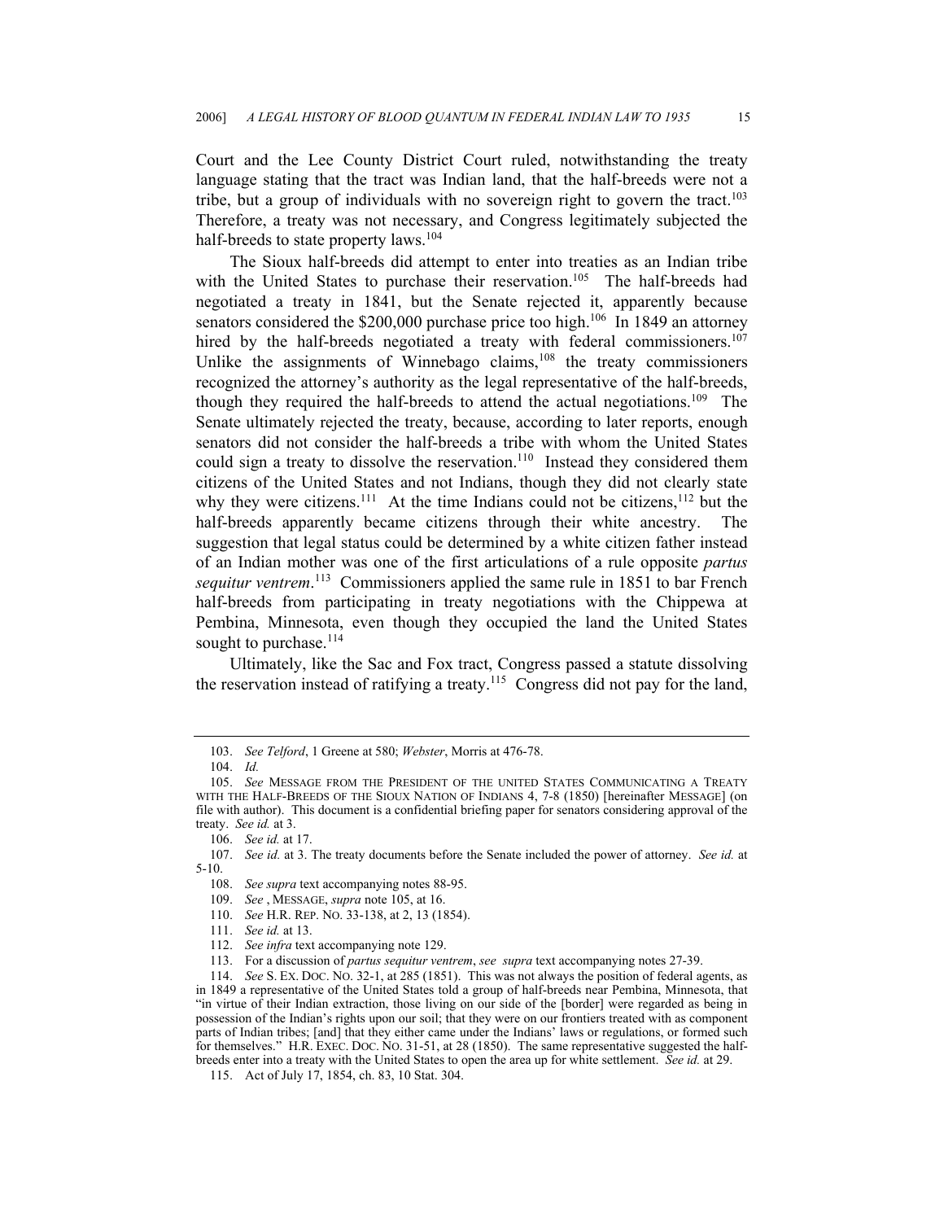Court and the Lee County District Court ruled, notwithstanding the treaty language stating that the tract was Indian land, that the half-breeds were not a tribe, but a group of individuals with no sovereign right to govern the tract.[103] Therefore, a treaty was not necessary, and Congress legitimately subjected the half-breeds to state property laws.[104]

The Sioux half-breeds did attempt to enter into treaties as an Indian tribe with the United States to purchase their reservation.[105] The half-breeds had negotiated a treaty in 1841, but the Senate rejected it, apparently because senators considered the $200,000 purchase price too high.[106] In 1849 an attorney hired by the half-breeds negotiated a treaty with federal commissioners.[107] Unlike the assignments of Winnebago claims,[108] the treaty commissioners recognized the attorney's authority as the legal representative of the half-breeds, though they required the half-breeds to attend the actual negotiations.[109] The Senate ultimately rejected the treaty, because, according to later reports, enough senators did not consider the half-breeds a tribe with whom the United States could sign a treaty to dissolve the reservation.[110] Instead they considered them citizens of the United States and not Indians, though they did not clearly state why they were citizens.[111] At the time Indians could not be citizens,[112] but the half-breeds apparently became citizens through their white ancestry. The suggestion that legal status could be determined by a white citizen father instead of an Indian mother was one of the first articulations of a rule opposite *partus sequitur ventrem*.[113] Commissioners applied the same rule in 1851 to bar French half-breeds from participating in treaty negotiations with the Chippewa at Pembina, Minnesota, even though they occupied the land the United States sought to purchase.[114]

Ultimately, like the Sac and Fox tract, Congress passed a statute dissolving the reservation instead of ratifying a treaty.[115] Congress did not pay for the land,

---

103. *See Telford*, 1 Greene at 580; *Webster*, Morris at 476-78.

104. *Id.*

105. *See* MESSAGE FROM THE PRESIDENT OF THE UNITED STATES COMMUNICATING A TREATY WITH THE HALF-BREEDS OF THE SIOUX NATION OF INDIANS 4, 7-8 (1850) [hereinafter MESSAGE] (on file with author). This document is a confidential briefing paper for senators considering approval of the treaty. *See id.* at 3.

106. *See id.* at 17.

107. *See id.* at 3. The treaty documents before the Senate included the power of attorney. *See id.* at 5-10.

108. *See supra* text accompanying notes 88-95.

109. *See* , MESSAGE, *supra* note 105, at 16.

110. *See* H.R. REP. NO. 33-138, at 2, 13 (1854).

111. *See id.* at 13.

112. *See infra* text accompanying note 129.

113. For a discussion of *partus sequitur ventrem*, *see supra* text accompanying notes 27-39.

114. *See* S. EX. DOC. NO. 32-1, at 285 (1851). This was not always the position of federal agents, as in 1849 a representative of the United States told a group of half-breeds near Pembina, Minnesota, that "in virtue of their Indian extraction, those living on our side of the [border] were regarded as being in possession of the Indian's rights upon our soil; that they were on our frontiers treated with as component parts of Indian tribes; [and] that they either came under the Indians' laws or regulations, or formed such for themselves." H.R. EXEC. DOC. NO. 31-51, at 28 (1850). The same representative suggested the half-breeds enter into a treaty with the United States to open the area up for white settlement. *See id.* at 29.

115. Act of July 17, 1854, ch. 83, 10 Stat. 304.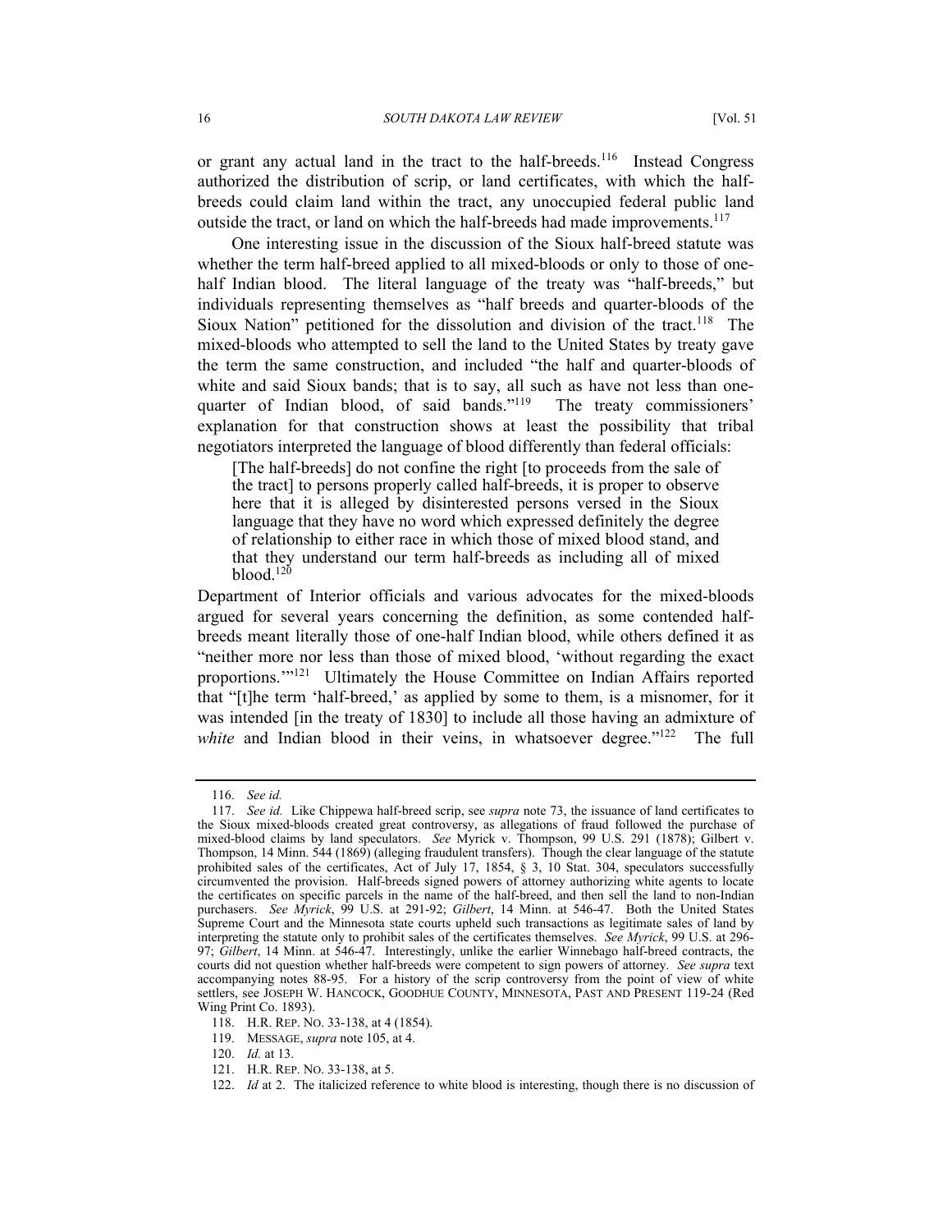or grant any actual land in the tract to the half-breeds.[116] Instead Congress authorized the distribution of scrip, or land certificates, with which the half-breeds could claim land within the tract, any unoccupied federal public land outside the tract, or land on which the half-breeds had made improvements.[117]

One interesting issue in the discussion of the Sioux half-breed statute was whether the term half-breed applied to all mixed-bloods or only to those of one-half Indian blood. The literal language of the treaty was "half-breeds," but individuals representing themselves as "half breeds and quarter-bloods of the Sioux Nation" petitioned for the dissolution and division of the tract.[118] The mixed-bloods who attempted to sell the land to the United States by treaty gave the term the same construction, and included "the half and quarter-bloods of white and said Sioux bands; that is to say, all such as have not less than one-quarter of Indian blood, of said bands."[119] The treaty commissioners' explanation for that construction shows at least the possibility that tribal negotiators interpreted the language of blood differently than federal officials:

> [The half-breeds] do not confine the right [to proceeds from the sale of the tract] to persons properly called half-breeds, it is proper to observe here that it is alleged by disinterested persons versed in the Sioux language that they have no word which expressed definitely the degree of relationship to either race in which those of mixed blood stand, and that they understand our term half-breeds as including all of mixed blood.[120]

Department of Interior officials and various advocates for the mixed-bloods argued for several years concerning the definition, as some contended half-breeds meant literally those of one-half Indian blood, while others defined it as "neither more nor less than those of mixed blood, 'without regarding the exact proportions.'"[121] Ultimately the House Committee on Indian Affairs reported that "[t]he term 'half-breed,' as applied by some to them, is a misnomer, for it was intended [in the treaty of 1830] to include all those having an admixture of *white* and Indian blood in their veins, in whatsoever degree."[122] The full

---

116. *See id.*

117. *See id.* Like Chippewa half-breed scrip, see *supra* note 73, the issuance of land certificates to the Sioux mixed-bloods created great controversy, as allegations of fraud followed the purchase of mixed-blood claims by land speculators. *See* Myrick v. Thompson, 99 U.S. 291 (1878); Gilbert v. Thompson, 14 Minn. 544 (1869) (alleging fraudulent transfers). Though the clear language of the statute prohibited sales of the certificates, Act of July 17, 1854, § 3, 10 Stat. 304, speculators successfully circumvented the provision. Half-breeds signed powers of attorney authorizing white agents to locate the certificates on specific parcels in the name of the half-breed, and then sell the land to non-Indian purchasers. *See Myrick*, 99 U.S. at 291-92; *Gilbert*, 14 Minn. at 546-47. Both the United States Supreme Court and the Minnesota state courts upheld such transactions as legitimate sales of land by interpreting the statute only to prohibit sales of the certificates themselves. *See Myrick*, 99 U.S. at 296-97; *Gilbert*, 14 Minn. at 546-47. Interestingly, unlike the earlier Winnebago half-breed contracts, the courts did not question whether half-breeds were competent to sign powers of attorney. *See supra* text accompanying notes 88-95. For a history of the scrip controversy from the point of view of white settlers, see JOSEPH W. HANCOCK, GOODHUE COUNTY, MINNESOTA, PAST AND PRESENT 119-24 (Red Wing Print Co. 1893).

118. H.R. REP. NO. 33-138, at 4 (1854).

119. MESSAGE, *supra* note 105, at 4.

120. *Id.* at 13.

121. H.R. REP. NO. 33-138, at 5.

122. *Id* at 2. The italicized reference to white blood is interesting, though there is no discussion of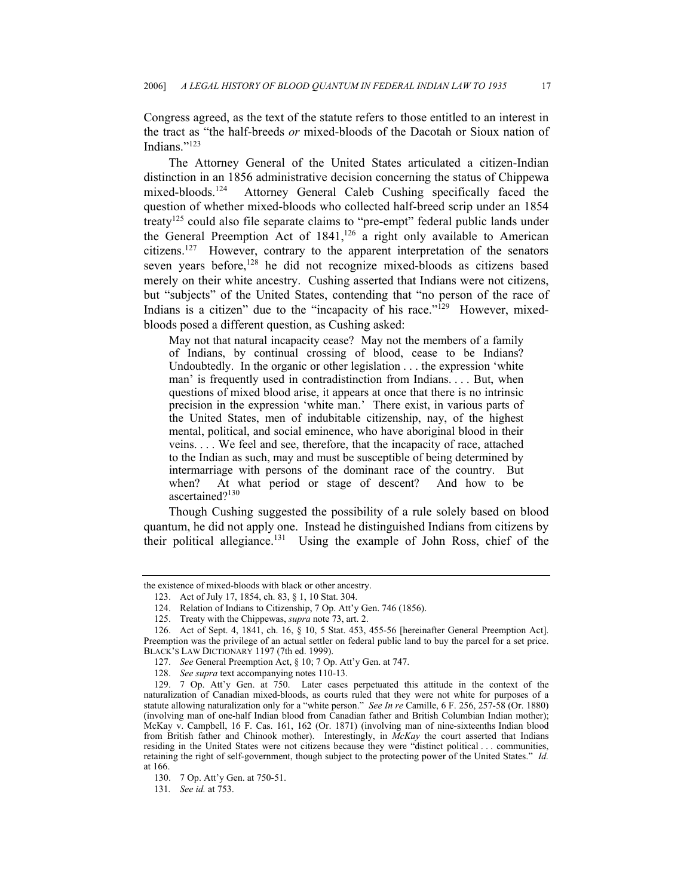Congress agreed, as the text of the statute refers to those entitled to an interest in the tract as "the half-breeds *or* mixed-bloods of the Dacotah or Sioux nation of Indians."[123]

The Attorney General of the United States articulated a citizen-Indian distinction in an 1856 administrative decision concerning the status of Chippewa mixed-bloods.[124] Attorney General Caleb Cushing specifically faced the question of whether mixed-bloods who collected half-breed scrip under an 1854 treaty[125] could also file separate claims to "pre-empt" federal public lands under the General Preemption Act of 1841,[126] a right only available to American citizens.[127] However, contrary to the apparent interpretation of the senators seven years before,[128] he did not recognize mixed-bloods as citizens based merely on their white ancestry. Cushing asserted that Indians were not citizens, but "subjects" of the United States, contending that "no person of the race of Indians is a citizen" due to the "incapacity of his race."[129] However, mixed-bloods posed a different question, as Cushing asked:

> May not that natural incapacity cease? May not the members of a family of Indians, by continual crossing of blood, cease to be Indians? Undoubtedly. In the organic or other legislation . . . the expression 'white man' is frequently used in contradistinction from Indians. . . . But, when questions of mixed blood arise, it appears at once that there is no intrinsic precision in the expression 'white man.' There exist, in various parts of the United States, men of indubitable citizenship, nay, of the highest mental, political, and social eminence, who have aboriginal blood in their veins. . . . We feel and see, therefore, that the incapacity of race, attached to the Indian as such, may and must be susceptible of being determined by intermarriage with persons of the dominant race of the country. But when? At what period or stage of descent? And how to be ascertained?[130]

Though Cushing suggested the possibility of a rule solely based on blood quantum, he did not apply one. Instead he distinguished Indians from citizens by their political allegiance.[131] Using the example of John Ross, chief of the

---

the existence of mixed-bloods with black or other ancestry.

123. Act of July 17, 1854, ch. 83, § 1, 10 Stat. 304.

124. Relation of Indians to Citizenship, 7 Op. Att'y Gen. 746 (1856).

125. Treaty with the Chippewas, *supra* note 73, art. 2.

126. Act of Sept. 4, 1841, ch. 16, § 10, 5 Stat. 453, 455-56 [hereinafter General Preemption Act]. Preemption was the privilege of an actual settler on federal public land to buy the parcel for a set price. BLACK'S LAW DICTIONARY 1197 (7th ed. 1999).

127. *See* General Preemption Act, § 10; 7 Op. Att'y Gen. at 747.

128. *See supra* text accompanying notes 110-13.

129. 7 Op. Att'y Gen. at 750. Later cases perpetuated this attitude in the context of the naturalization of Canadian mixed-bloods, as courts ruled that they were not white for purposes of a statute allowing naturalization only for a "white person." *See In re* Camille, 6 F. 256, 257-58 (Or. 1880) (involving man of one-half Indian blood from Canadian father and British Columbian Indian mother); McKay v. Campbell, 16 F. Cas. 161, 162 (Or. 1871) (involving man of nine-sixteenths Indian blood from British father and Chinook mother). Interestingly, in *McKay* the court asserted that Indians residing in the United States were not citizens because they were "distinct political . . . communities, retaining the right of self-government, though subject to the protecting power of the United States." *Id.* at 166.

130. 7 Op. Att'y Gen. at 750-51.

131. *See id.* at 753.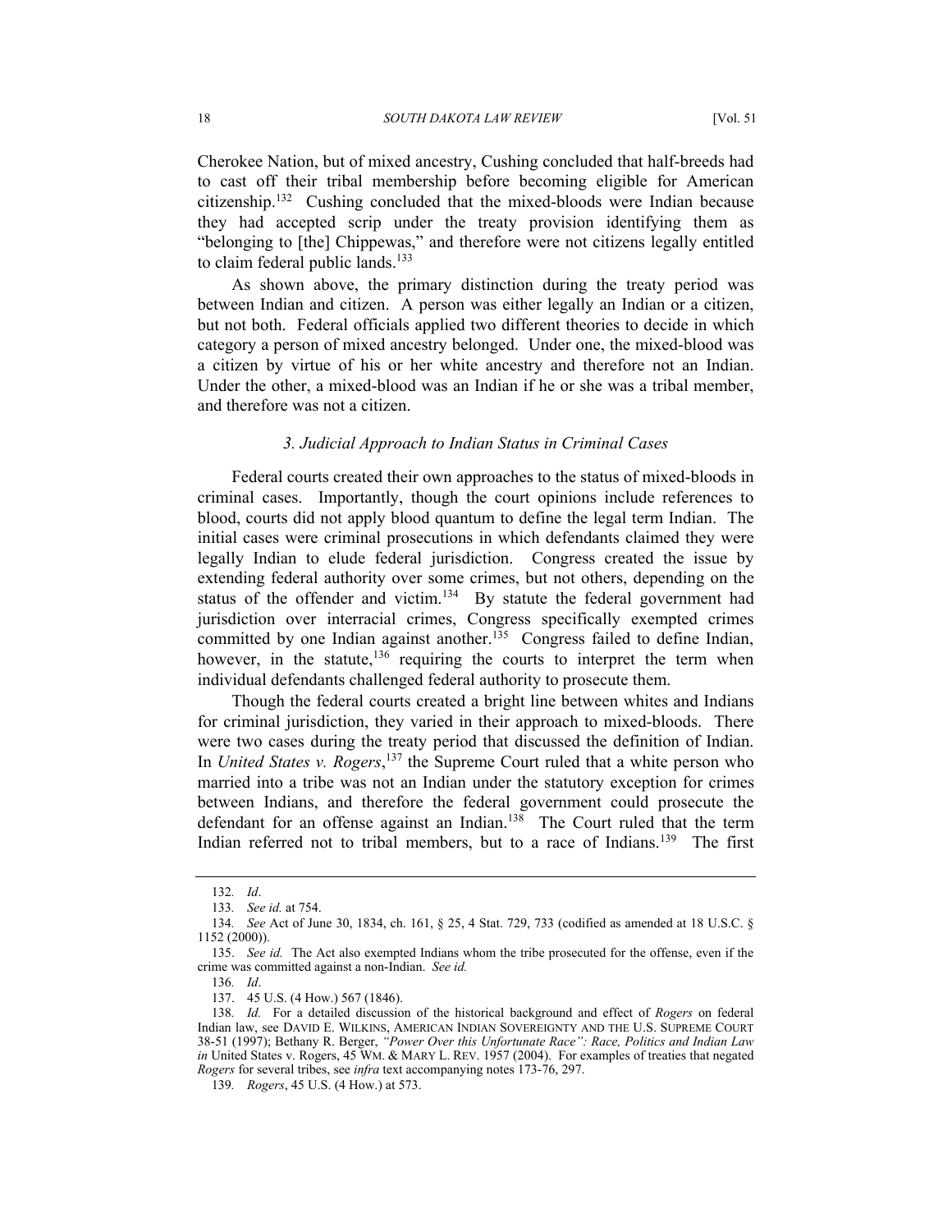Cherokee Nation, but of mixed ancestry, Cushing concluded that half-breeds had to cast off their tribal membership before becoming eligible for American citizenship.[132] Cushing concluded that the mixed-bloods were Indian because they had accepted scrip under the treaty provision identifying them as "belonging to [the] Chippewas," and therefore were not citizens legally entitled to claim federal public lands.[133]

As shown above, the primary distinction during the treaty period was between Indian and citizen. A person was either legally an Indian or a citizen, but not both. Federal officials applied two different theories to decide in which category a person of mixed ancestry belonged. Under one, the mixed-blood was a citizen by virtue of his or her white ancestry and therefore not an Indian. Under the other, a mixed-blood was an Indian if he or she was a tribal member, and therefore was not a citizen.

### *3. Judicial Approach to Indian Status in Criminal Cases*

Federal courts created their own approaches to the status of mixed-bloods in criminal cases. Importantly, though the court opinions include references to blood, courts did not apply blood quantum to define the legal term Indian. The initial cases were criminal prosecutions in which defendants claimed they were legally Indian to elude federal jurisdiction. Congress created the issue by extending federal authority over some crimes, but not others, depending on the status of the offender and victim.[134] By statute the federal government had jurisdiction over interracial crimes, Congress specifically exempted crimes committed by one Indian against another.[135] Congress failed to define Indian, however, in the statute,[136] requiring the courts to interpret the term when individual defendants challenged federal authority to prosecute them.

Though the federal courts created a bright line between whites and Indians for criminal jurisdiction, they varied in their approach to mixed-bloods. There were two cases during the treaty period that discussed the definition of Indian. In *United States v. Rogers*,[137] the Supreme Court ruled that a white person who married into a tribe was not an Indian under the statutory exception for crimes between Indians, and therefore the federal government could prosecute the defendant for an offense against an Indian.[138] The Court ruled that the term Indian referred not to tribal members, but to a race of Indians.[139] The first

---

132. *Id*.

133. *See id.* at 754.

134. *See* Act of June 30, 1834, ch. 161, § 25, 4 Stat. 729, 733 (codified as amended at 18 U.S.C. § 1152 (2000)).

135. *See id.* The Act also exempted Indians whom the tribe prosecuted for the offense, even if the crime was committed against a non-Indian. *See id.*

136. *Id*.

137. 45 U.S. (4 How.) 567 (1846).

138. *Id.* For a detailed discussion of the historical background and effect of *Rogers* on federal Indian law, see DAVID E. WILKINS, AMERICAN INDIAN SOVEREIGNTY AND THE U.S. SUPREME COURT 38-51 (1997); Bethany R. Berger, *"Power Over this Unfortunate Race": Race, Politics and Indian Law in* United States v. Rogers, 45 WM. & MARY L. REV. 1957 (2004). For examples of treaties that negated *Rogers* for several tribes, see *infra* text accompanying notes 173-76, 297.

139. *Rogers*, 45 U.S. (4 How.) at 573.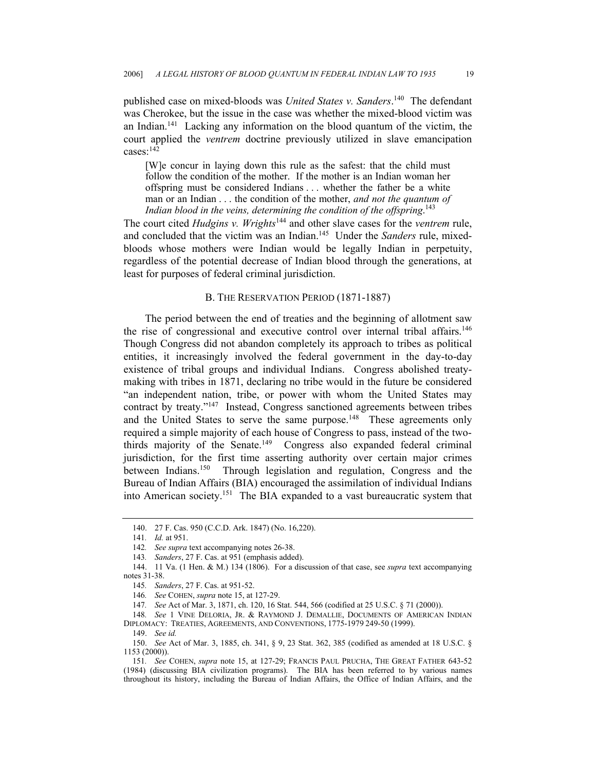published case on mixed-bloods was *United States v. Sanders*.[140] The defendant was Cherokee, but the issue in the case was whether the mixed-blood victim was an Indian.[141] Lacking any information on the blood quantum of the victim, the court applied the *ventrem* doctrine previously utilized in slave emancipation cases:[142]

> [W]e concur in laying down this rule as the safest: that the child must follow the condition of the mother. If the mother is an Indian woman her offspring must be considered Indians . . . whether the father be a white man or an Indian . . . the condition of the mother, *and not the quantum of Indian blood in the veins, determining the condition of the offspring*.[143]

The court cited *Hudgins v. Wrights*[144] and other slave cases for the *ventrem* rule, and concluded that the victim was an Indian.[145] Under the *Sanders* rule, mixed-bloods whose mothers were Indian would be legally Indian in perpetuity, regardless of the potential decrease of Indian blood through the generations, at least for purposes of federal criminal jurisdiction.

### B. THE RESERVATION PERIOD (1871-1887)

The period between the end of treaties and the beginning of allotment saw the rise of congressional and executive control over internal tribal affairs.[146] Though Congress did not abandon completely its approach to tribes as political entities, it increasingly involved the federal government in the day-to-day existence of tribal groups and individual Indians. Congress abolished treaty-making with tribes in 1871, declaring no tribe would in the future be considered "an independent nation, tribe, or power with whom the United States may contract by treaty."[147] Instead, Congress sanctioned agreements between tribes and the United States to serve the same purpose.[148] These agreements only required a simple majority of each house of Congress to pass, instead of the two-thirds majority of the Senate.[149] Congress also expanded federal criminal jurisdiction, for the first time asserting authority over certain major crimes between Indians.[150] Through legislation and regulation, Congress and the Bureau of Indian Affairs (BIA) encouraged the assimilation of individual Indians into American society.[151] The BIA expanded to a vast bureaucratic system that

---

140. 27 F. Cas. 950 (C.C.D. Ark. 1847) (No. 16,220).

141. *Id.* at 951.

142. *See supra* text accompanying notes 26-38.

143. *Sanders*, 27 F. Cas. at 951 (emphasis added).

144. 11 Va. (1 Hen. & M.) 134 (1806). For a discussion of that case, see *supra* text accompanying notes 31-38.

145. *Sanders*, 27 F. Cas. at 951-52.

146. *See* COHEN, *supra* note 15, at 127-29.

147. *See* Act of Mar. 3, 1871, ch. 120, 16 Stat. 544, 566 (codified at 25 U.S.C. § 71 (2000)).

148. *See* 1 VINE DELORIA, JR. & RAYMOND J. DEMALLIE, DOCUMENTS OF AMERICAN INDIAN DIPLOMACY: TREATIES, AGREEMENTS, AND CONVENTIONS, 1775-1979 249-50 (1999).

149. *See id.*

150. *See* Act of Mar. 3, 1885, ch. 341, § 9, 23 Stat. 362, 385 (codified as amended at 18 U.S.C. § 1153 (2000)).

151. *See* COHEN, *supra* note 15, at 127-29; FRANCIS PAUL PRUCHA, THE GREAT FATHER 643-52 (1984) (discussing BIA civilization programs). The BIA has been referred to by various names throughout its history, including the Bureau of Indian Affairs, the Office of Indian Affairs, and the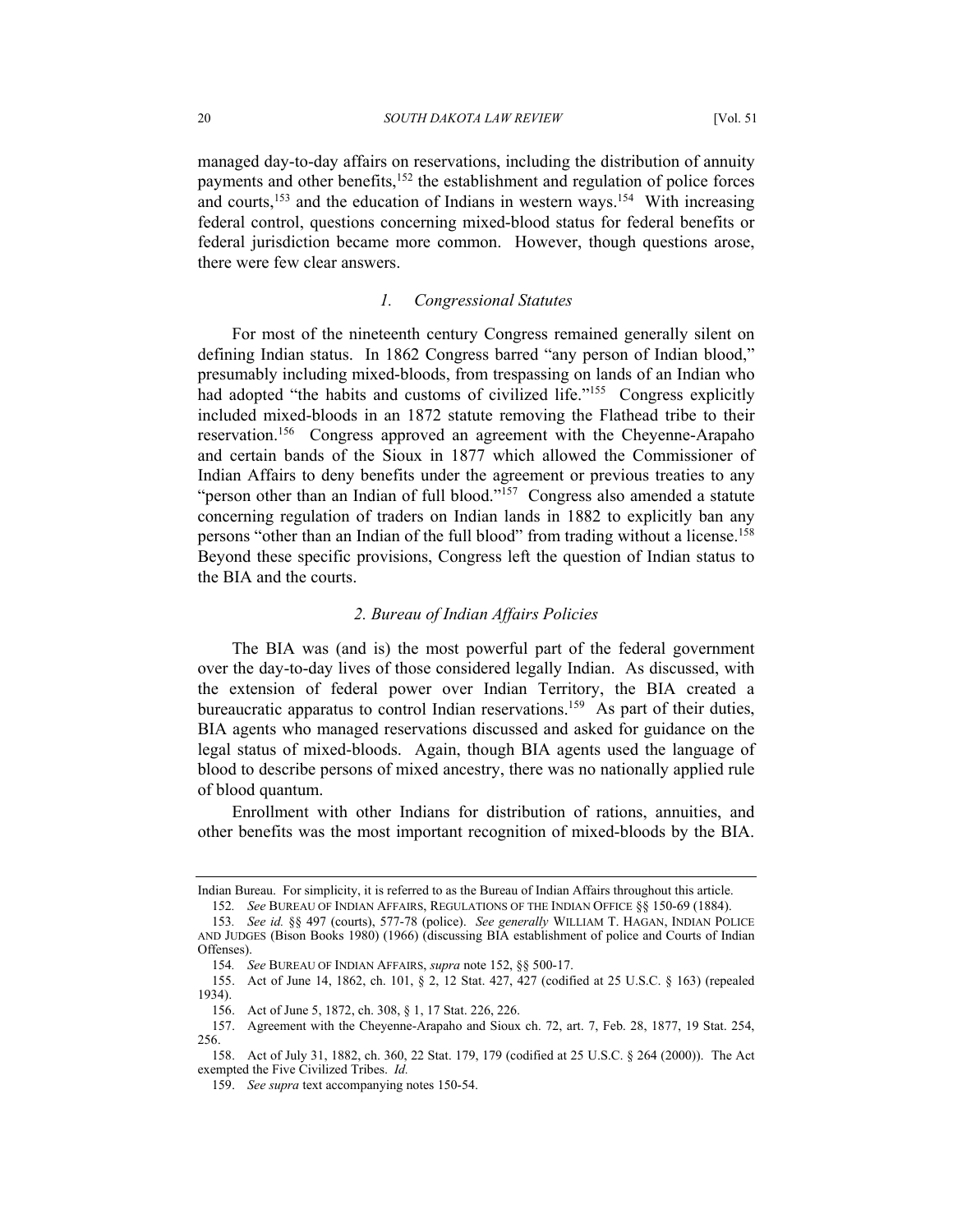managed day-to-day affairs on reservations, including the distribution of annuity payments and other benefits,[152] the establishment and regulation of police forces and courts,[153] and the education of Indians in western ways.[154] With increasing federal control, questions concerning mixed-blood status for federal benefits or federal jurisdiction became more common. However, though questions arose, there were few clear answers.

### *1. Congressional Statutes*

For most of the nineteenth century Congress remained generally silent on defining Indian status. In 1862 Congress barred "any person of Indian blood," presumably including mixed-bloods, from trespassing on lands of an Indian who had adopted "the habits and customs of civilized life."[155] Congress explicitly included mixed-bloods in an 1872 statute removing the Flathead tribe to their reservation.[156] Congress approved an agreement with the Cheyenne-Arapaho and certain bands of the Sioux in 1877 which allowed the Commissioner of Indian Affairs to deny benefits under the agreement or previous treaties to any "person other than an Indian of full blood."[157] Congress also amended a statute concerning regulation of traders on Indian lands in 1882 to explicitly ban any persons "other than an Indian of the full blood" from trading without a license.[158] Beyond these specific provisions, Congress left the question of Indian status to the BIA and the courts.

### *2. Bureau of Indian Affairs Policies*

The BIA was (and is) the most powerful part of the federal government over the day-to-day lives of those considered legally Indian. As discussed, with the extension of federal power over Indian Territory, the BIA created a bureaucratic apparatus to control Indian reservations.[159] As part of their duties, BIA agents who managed reservations discussed and asked for guidance on the legal status of mixed-bloods. Again, though BIA agents used the language of blood to describe persons of mixed ancestry, there was no nationally applied rule of blood quantum.

Enrollment with other Indians for distribution of rations, annuities, and other benefits was the most important recognition of mixed-bloods by the BIA.

---

Indian Bureau. For simplicity, it is referred to as the Bureau of Indian Affairs throughout this article.

152. *See* BUREAU OF INDIAN AFFAIRS, REGULATIONS OF THE INDIAN OFFICE §§ 150-69 (1884).

153. *See id.* §§ 497 (courts), 577-78 (police). *See generally* WILLIAM T. HAGAN, INDIAN POLICE AND JUDGES (Bison Books 1980) (1966) (discussing BIA establishment of police and Courts of Indian Offenses).

154. *See* BUREAU OF INDIAN AFFAIRS, *supra* note 152, §§ 500-17.

155. Act of June 14, 1862, ch. 101, § 2, 12 Stat. 427, 427 (codified at 25 U.S.C. § 163) (repealed 1934).

156. Act of June 5, 1872, ch. 308, § 1, 17 Stat. 226, 226.

157. Agreement with the Cheyenne-Arapaho and Sioux ch. 72, art. 7, Feb. 28, 1877, 19 Stat. 254, 256.

158. Act of July 31, 1882, ch. 360, 22 Stat. 179, 179 (codified at 25 U.S.C. § 264 (2000)). The Act exempted the Five Civilized Tribes. *Id.*

159. *See supra* text accompanying notes 150-54.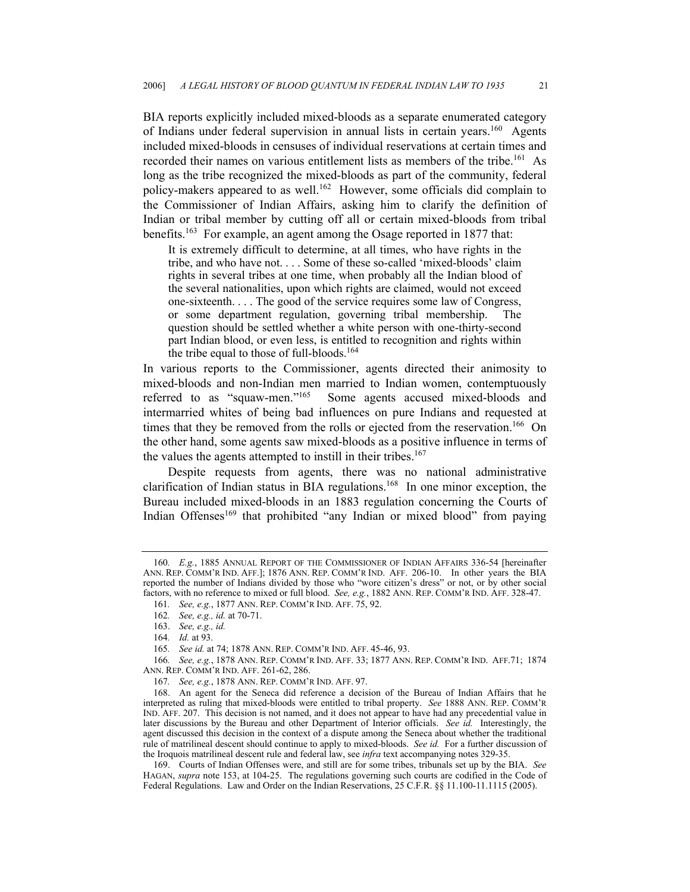BIA reports explicitly included mixed-bloods as a separate enumerated category of Indians under federal supervision in annual lists in certain years.[160] Agents included mixed-bloods in censuses of individual reservations at certain times and recorded their names on various entitlement lists as members of the tribe.[161] As long as the tribe recognized the mixed-bloods as part of the community, federal policy-makers appeared to as well.[162] However, some officials did complain to the Commissioner of Indian Affairs, asking him to clarify the definition of Indian or tribal member by cutting off all or certain mixed-bloods from tribal benefits.[163] For example, an agent among the Osage reported in 1877 that:

> It is extremely difficult to determine, at all times, who have rights in the tribe, and who have not. . . . Some of these so-called 'mixed-bloods' claim rights in several tribes at one time, when probably all the Indian blood of the several nationalities, upon which rights are claimed, would not exceed one-sixteenth. . . . The good of the service requires some law of Congress, or some department regulation, governing tribal membership. The question should be settled whether a white person with one-thirty-second part Indian blood, or even less, is entitled to recognition and rights within the tribe equal to those of full-bloods.[164]

In various reports to the Commissioner, agents directed their animosity to mixed-bloods and non-Indian men married to Indian women, contemptuously referred to as "squaw-men."[165] Some agents accused mixed-bloods and intermarried whites of being bad influences on pure Indians and requested at times that they be removed from the rolls or ejected from the reservation.[166] On the other hand, some agents saw mixed-bloods as a positive influence in terms of the values the agents attempted to instill in their tribes.[167]

Despite requests from agents, there was no national administrative clarification of Indian status in BIA regulations.[168] In one minor exception, the Bureau included mixed-bloods in an 1883 regulation concerning the Courts of Indian Offenses[169] that prohibited "any Indian or mixed blood" from paying

---

160. *E.g.*, 1885 ANNUAL REPORT OF THE COMMISSIONER OF INDIAN AFFAIRS 336-54 [hereinafter ANN. REP. COMM'R IND. AFF.]; 1876 ANN. REP. COMM'R IND. AFF. 206-10. In other years the BIA reported the number of Indians divided by those who "wore citizen's dress" or not, or by other social factors, with no reference to mixed or full blood. *See, e.g.*, 1882 ANN. REP. COMM'R IND. AFF. 328-47.

161. *See, e.g.*, 1877 ANN. REP. COMM'R IND. AFF. 75, 92.

162. *See, e.g., id.* at 70-71.

163. *See, e.g., id.*

164. *Id.* at 93.

165. *See id.* at 74; 1878 ANN. REP. COMM'R IND. AFF. 45-46, 93.

166. *See, e.g.*, 1878 ANN. REP. COMM'R IND. AFF. 33; 1877 ANN. REP. COMM'R IND. AFF.71; 1874 ANN. REP. COMM'R IND. AFF. 261-62, 286.

167. *See, e.g.*, 1878 ANN. REP. COMM'R IND. AFF. 97.

168. An agent for the Seneca did reference a decision of the Bureau of Indian Affairs that he interpreted as ruling that mixed-bloods were entitled to tribal property. *See* 1888 ANN. REP. COMM'R IND. AFF. 207. This decision is not named, and it does not appear to have had any precedential value in later discussions by the Bureau and other Department of Interior officials. *See id.* Interestingly, the agent discussed this decision in the context of a dispute among the Seneca about whether the traditional rule of matrilineal descent should continue to apply to mixed-bloods. *See id.* For a further discussion of the Iroquois matrilineal descent rule and federal law, see *infra* text accompanying notes 329-35.

169. Courts of Indian Offenses were, and still are for some tribes, tribunals set up by the BIA. *See* HAGAN, *supra* note 153, at 104-25. The regulations governing such courts are codified in the Code of Federal Regulations. Law and Order on the Indian Reservations, 25 C.F.R. §§ 11.100-11.1115 (2005).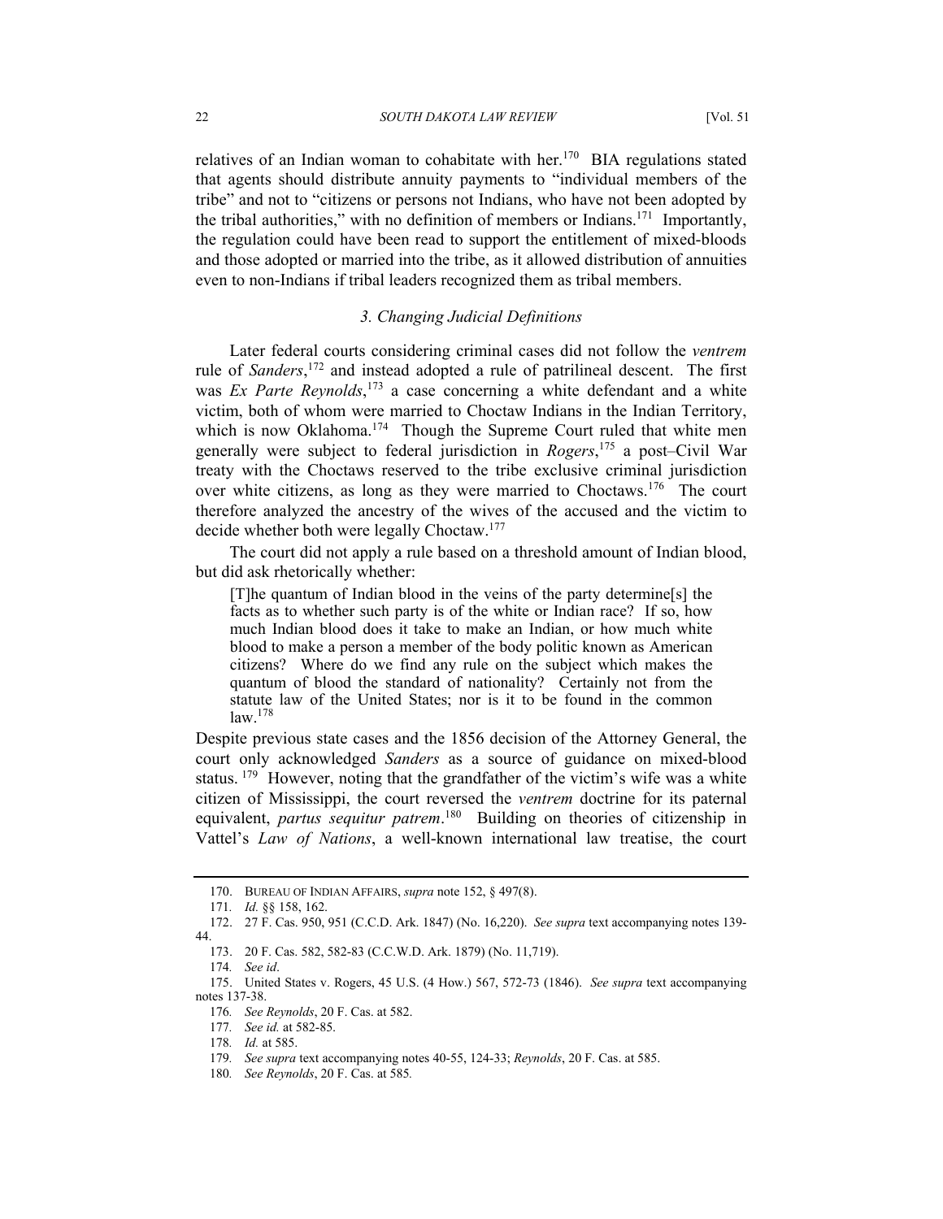relatives of an Indian woman to cohabitate with her.[170] BIA regulations stated that agents should distribute annuity payments to "individual members of the tribe" and not to "citizens or persons not Indians, who have not been adopted by the tribal authorities," with no definition of members or Indians.[171] Importantly, the regulation could have been read to support the entitlement of mixed-bloods and those adopted or married into the tribe, as it allowed distribution of annuities even to non-Indians if tribal leaders recognized them as tribal members.

### *3. Changing Judicial Definitions*

Later federal courts considering criminal cases did not follow the *ventrem* rule of *Sanders*,[172] and instead adopted a rule of patrilineal descent. The first was *Ex Parte Reynolds*,[173] a case concerning a white defendant and a white victim, both of whom were married to Choctaw Indians in the Indian Territory, which is now Oklahoma.[174] Though the Supreme Court ruled that white men generally were subject to federal jurisdiction in *Rogers*,[175] a post–Civil War treaty with the Choctaws reserved to the tribe exclusive criminal jurisdiction over white citizens, as long as they were married to Choctaws.[176] The court therefore analyzed the ancestry of the wives of the accused and the victim to decide whether both were legally Choctaw.[177]

The court did not apply a rule based on a threshold amount of Indian blood, but did ask rhetorically whether:

> [T]he quantum of Indian blood in the veins of the party determine[s] the facts as to whether such party is of the white or Indian race? If so, how much Indian blood does it take to make an Indian, or how much white blood to make a person a member of the body politic known as American citizens? Where do we find any rule on the subject which makes the quantum of blood the standard of nationality? Certainly not from the statute law of the United States; nor is it to be found in the common law.[178]

Despite previous state cases and the 1856 decision of the Attorney General, the court only acknowledged *Sanders* as a source of guidance on mixed-blood status.[179] However, noting that the grandfather of the victim's wife was a white citizen of Mississippi, the court reversed the *ventrem* doctrine for its paternal equivalent, *partus sequitur patrem*.[180] Building on theories of citizenship in Vattel's *Law of Nations*, a well-known international law treatise, the court

---

170. BUREAU OF INDIAN AFFAIRS, *supra* note 152, § 497(8).

171. *Id.* §§ 158, 162.

172. 27 F. Cas. 950, 951 (C.C.D. Ark. 1847) (No. 16,220). *See supra* text accompanying notes 139-44.

173. 20 F. Cas. 582, 582-83 (C.C.W.D. Ark. 1879) (No. 11,719).

174. *See id*.

175. United States v. Rogers, 45 U.S. (4 How.) 567, 572-73 (1846). *See supra* text accompanying notes 137-38.

176. *See Reynolds*, 20 F. Cas. at 582.

177. *See id.* at 582-85.

178. *Id.* at 585.

179. *See supra* text accompanying notes 40-55, 124-33; *Reynolds*, 20 F. Cas. at 585.

180. *See Reynolds*, 20 F. Cas. at 585.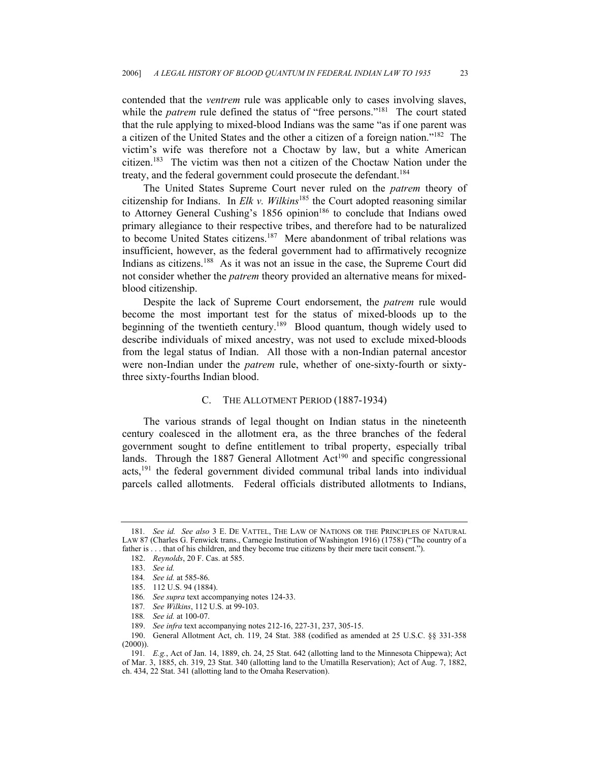contended that the *ventrem* rule was applicable only to cases involving slaves, while the *patrem* rule defined the status of "free persons."[181] The court stated that the rule applying to mixed-blood Indians was the same "as if one parent was a citizen of the United States and the other a citizen of a foreign nation."[182] The victim's wife was therefore not a Choctaw by law, but a white American citizen.[183] The victim was then not a citizen of the Choctaw Nation under the treaty, and the federal government could prosecute the defendant.[184]

The United States Supreme Court never ruled on the *patrem* theory of citizenship for Indians. In *Elk v. Wilkins*[185] the Court adopted reasoning similar to Attorney General Cushing's 1856 opinion[186] to conclude that Indians owed primary allegiance to their respective tribes, and therefore had to be naturalized to become United States citizens.[187] Mere abandonment of tribal relations was insufficient, however, as the federal government had to affirmatively recognize Indians as citizens.[188] As it was not an issue in the case, the Supreme Court did not consider whether the *patrem* theory provided an alternative means for mixed-blood citizenship.

Despite the lack of Supreme Court endorsement, the *patrem* rule would become the most important test for the status of mixed-bloods up to the beginning of the twentieth century.[189] Blood quantum, though widely used to describe individuals of mixed ancestry, was not used to exclude mixed-bloods from the legal status of Indian. All those with a non-Indian paternal ancestor were non-Indian under the *patrem* rule, whether of one-sixty-fourth or sixty-three sixty-fourths Indian blood.

### C. The Allotment Period (1887-1934)

The various strands of legal thought on Indian status in the nineteenth century coalesced in the allotment era, as the three branches of the federal government sought to define entitlement to tribal property, especially tribal lands. Through the 1887 General Allotment Act[190] and specific congressional acts,[191] the federal government divided communal tribal lands into individual parcels called allotments. Federal officials distributed allotments to Indians,

---

181. *See id. See also* 3 E. DE VATTEL, THE LAW OF NATIONS OR THE PRINCIPLES OF NATURAL LAW 87 (Charles G. Fenwick trans., Carnegie Institution of Washington 1916) (1758) ("The country of a father is . . . that of his children, and they become true citizens by their mere tacit consent.").

182. *Reynolds*, 20 F. Cas. at 585.

183. *See id.*

184. *See id.* at 585-86.

185. 112 U.S. 94 (1884).

186. *See supra* text accompanying notes 124-33.

187. *See Wilkins*, 112 U.S. at 99-103.

188. *See id.* at 100-07.

189. *See infra* text accompanying notes 212-16, 227-31, 237, 305-15.

190. General Allotment Act, ch. 119, 24 Stat. 388 (codified as amended at 25 U.S.C. §§ 331-358 (2000)).

191. *E.g.*, Act of Jan. 14, 1889, ch. 24, 25 Stat. 642 (allotting land to the Minnesota Chippewa); Act of Mar. 3, 1885, ch. 319, 23 Stat. 340 (allotting land to the Umatilla Reservation); Act of Aug. 7, 1882, ch. 434, 22 Stat. 341 (allotting land to the Omaha Reservation).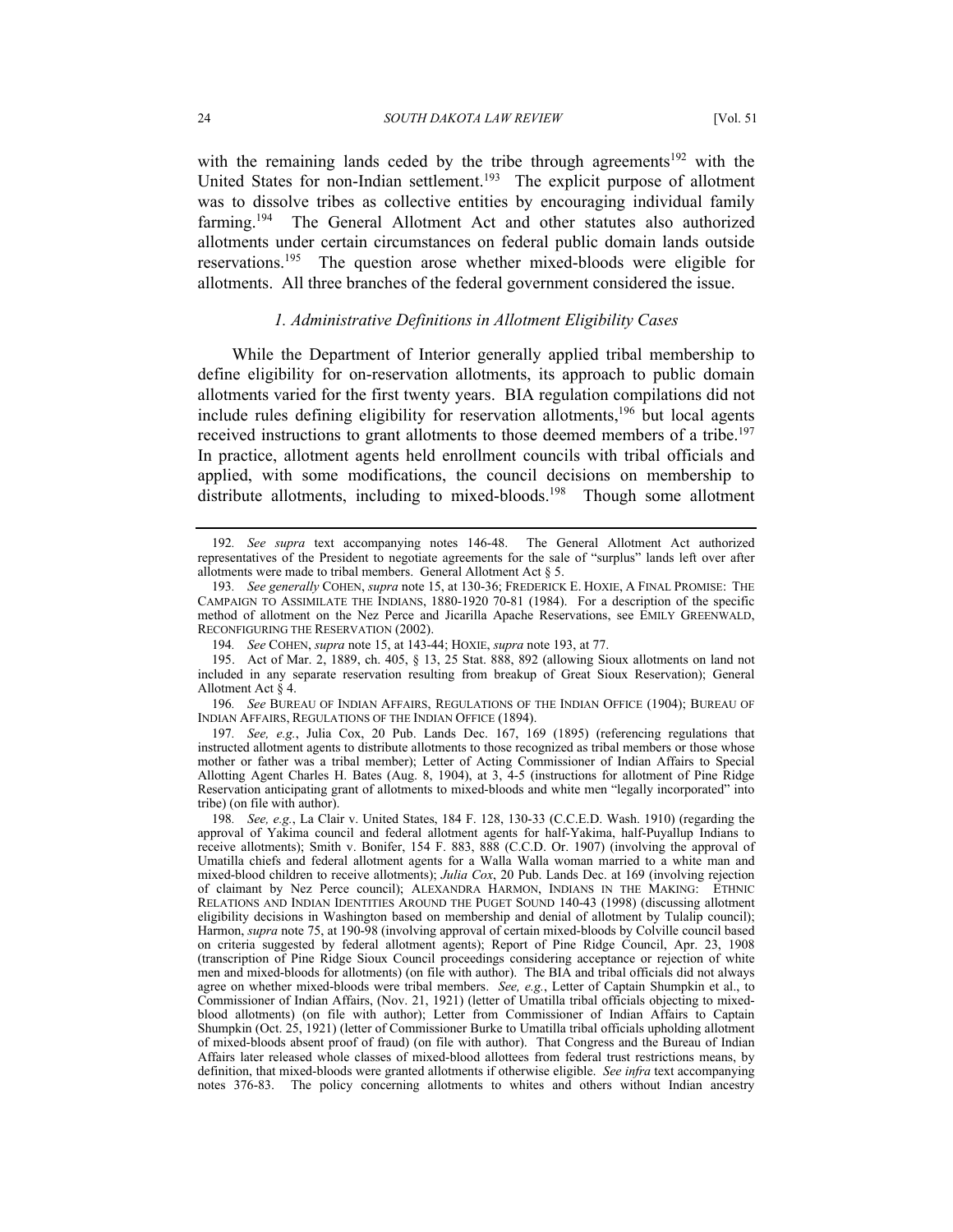with the remaining lands ceded by the tribe through agreements[192] with the United States for non-Indian settlement.[193] The explicit purpose of allotment was to dissolve tribes as collective entities by encouraging individual family farming.[194] The General Allotment Act and other statutes also authorized allotments under certain circumstances on federal public domain lands outside reservations.[195] The question arose whether mixed-bloods were eligible for allotments. All three branches of the federal government considered the issue.

### *1. Administrative Definitions in Allotment Eligibility Cases*

While the Department of Interior generally applied tribal membership to define eligibility for on-reservation allotments, its approach to public domain allotments varied for the first twenty years. BIA regulation compilations did not include rules defining eligibility for reservation allotments,[196] but local agents received instructions to grant allotments to those deemed members of a tribe.[197] In practice, allotment agents held enrollment councils with tribal officials and applied, with some modifications, the council decisions on membership to distribute allotments, including to mixed-bloods.[198] Though some allotment

---

192. *See supra* text accompanying notes 146-48. The General Allotment Act authorized representatives of the President to negotiate agreements for the sale of "surplus" lands left over after allotments were made to tribal members. General Allotment Act § 5.

193. *See generally* COHEN, *supra* note 15, at 130-36; FREDERICK E. HOXIE, A FINAL PROMISE: THE CAMPAIGN TO ASSIMILATE THE INDIANS, 1880-1920 70-81 (1984). For a description of the specific method of allotment on the Nez Perce and Jicarilla Apache Reservations, see EMILY GREENWALD, RECONFIGURING THE RESERVATION (2002).

194. *See* COHEN, *supra* note 15, at 143-44; HOXIE, *supra* note 193, at 77.

195. Act of Mar. 2, 1889, ch. 405, § 13, 25 Stat. 888, 892 (allowing Sioux allotments on land not included in any separate reservation resulting from breakup of Great Sioux Reservation); General Allotment Act § 4.

196. *See* BUREAU OF INDIAN AFFAIRS, REGULATIONS OF THE INDIAN OFFICE (1904); BUREAU OF INDIAN AFFAIRS, REGULATIONS OF THE INDIAN OFFICE (1894).

197. *See, e.g.*, Julia Cox, 20 Pub. Lands Dec. 167, 169 (1895) (referencing regulations that instructed allotment agents to distribute allotments to those recognized as tribal members or those whose mother or father was a tribal member); Letter of Acting Commissioner of Indian Affairs to Special Allotting Agent Charles H. Bates (Aug. 8, 1904), at 3, 4-5 (instructions for allotment of Pine Ridge Reservation anticipating grant of allotments to mixed-bloods and white men "legally incorporated" into tribe) (on file with author).

198. *See, e.g.*, La Clair v. United States, 184 F. 128, 130-33 (C.C.E.D. Wash. 1910) (regarding the approval of Yakima council and federal allotment agents for half-Yakima, half-Puyallup Indians to receive allotments); Smith v. Bonifer, 154 F. 883, 888 (C.C.D. Or. 1907) (involving the approval of Umatilla chiefs and federal allotment agents for a Walla Walla woman married to a white man and mixed-blood children to receive allotments); *Julia Cox*, 20 Pub. Lands Dec. at 169 (involving rejection of claimant by Nez Perce council); ALEXANDRA HARMON, INDIANS IN THE MAKING: ETHNIC RELATIONS AND INDIAN IDENTITIES AROUND THE PUGET SOUND 140-43 (1998) (discussing allotment eligibility decisions in Washington based on membership and denial of allotment by Tulalip council); Harmon, *supra* note 75, at 190-98 (involving approval of certain mixed-bloods by Colville council based on criteria suggested by federal allotment agents); Report of Pine Ridge Council, Apr. 23, 1908 (transcription of Pine Ridge Sioux Council proceedings considering acceptance or rejection of white men and mixed-bloods for allotments) (on file with author). The BIA and tribal officials did not always agree on whether mixed-bloods were tribal members. *See, e.g.*, Letter of Captain Shumpkin et al., to Commissioner of Indian Affairs, (Nov. 21, 1921) (letter of Umatilla tribal officials objecting to mixed-blood allotments) (on file with author); Letter from Commissioner of Indian Affairs to Captain Shumpkin (Oct. 25, 1921) (letter of Commissioner Burke to Umatilla tribal officials upholding allotment of mixed-bloods absent proof of fraud) (on file with author). That Congress and the Bureau of Indian Affairs later released whole classes of mixed-blood allottees from federal trust restrictions means, by definition, that mixed-bloods were granted allotments if otherwise eligible. *See infra* text accompanying notes 376-83. The policy concerning allotments to whites and others without Indian ancestry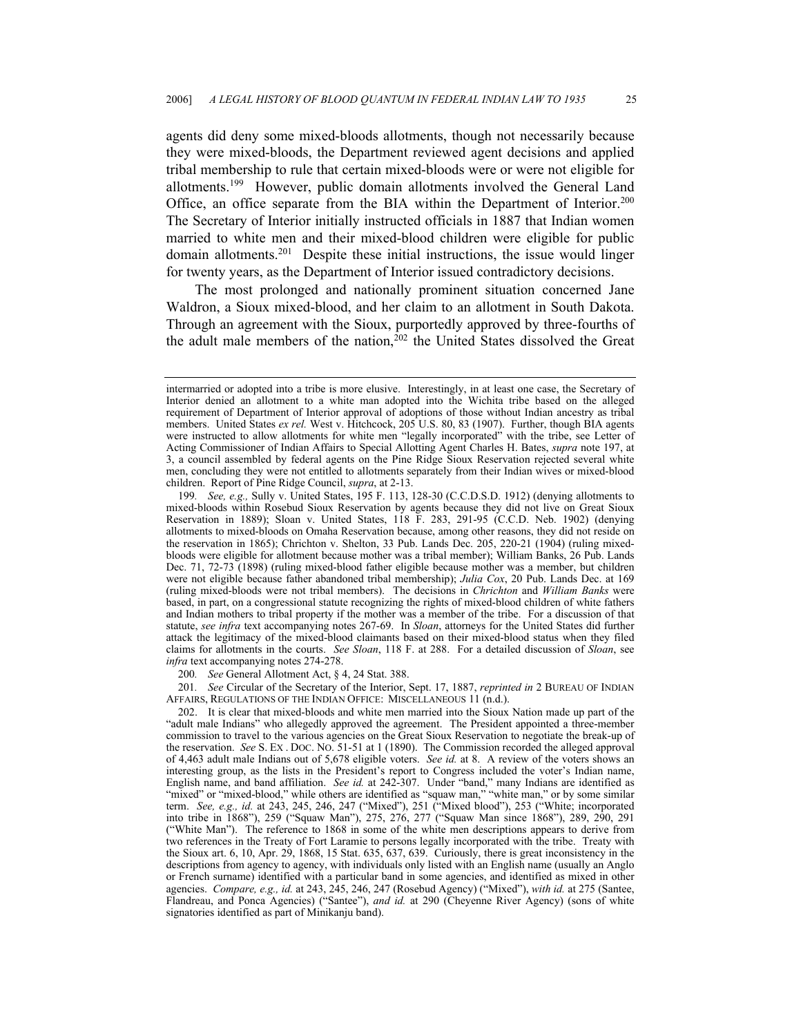agents did deny some mixed-bloods allotments, though not necessarily because they were mixed-bloods, the Department reviewed agent decisions and applied tribal membership to rule that certain mixed-bloods were or were not eligible for allotments.[199] However, public domain allotments involved the General Land Office, an office separate from the BIA within the Department of Interior.[200] The Secretary of Interior initially instructed officials in 1887 that Indian women married to white men and their mixed-blood children were eligible for public domain allotments.[201] Despite these initial instructions, the issue would linger for twenty years, as the Department of Interior issued contradictory decisions.

The most prolonged and nationally prominent situation concerned Jane Waldron, a Sioux mixed-blood, and her claim to an allotment in South Dakota. Through an agreement with the Sioux, purportedly approved by three-fourths of the adult male members of the nation,[202] the United States dissolved the Great

---

intermarried or adopted into a tribe is more elusive. Interestingly, in at least one case, the Secretary of Interior denied an allotment to a white man adopted into the Wichita tribe based on the alleged requirement of Department of Interior approval of adoptions of those without Indian ancestry as tribal members. United States *ex rel.* West v. Hitchcock, 205 U.S. 80, 83 (1907). Further, though BIA agents were instructed to allow allotments for white men "legally incorporated" with the tribe, see Letter of Acting Commissioner of Indian Affairs to Special Allotting Agent Charles H. Bates, *supra* note 197, at 3, a council assembled by federal agents on the Pine Ridge Sioux Reservation rejected several white men, concluding they were not entitled to allotments separately from their Indian wives or mixed-blood children. Report of Pine Ridge Council, *supra*, at 2-13.

199. *See, e.g.,* Sully v. United States, 195 F. 113, 128-30 (C.C.D.S.D. 1912) (denying allotments to mixed-bloods within Rosebud Sioux Reservation by agents because they did not live on Great Sioux Reservation in 1889); Sloan v. United States, 118 F. 283, 291-95 (C.C.D. Neb. 1902) (denying allotments to mixed-bloods on Omaha Reservation because, among other reasons, they did not reside on the reservation in 1865); Chrichton v. Shelton, 33 Pub. Lands Dec. 205, 220-21 (1904) (ruling mixed-bloods were eligible for allotment because mother was a tribal member); William Banks, 26 Pub. Lands Dec. 71, 72-73 (1898) (ruling mixed-blood father eligible because mother was a member, but children were not eligible because father abandoned tribal membership); *Julia Cox*, 20 Pub. Lands Dec. at 169 (ruling mixed-bloods were not tribal members). The decisions in *Chrichton* and *William Banks* were based, in part, on a congressional statute recognizing the rights of mixed-blood children of white fathers and Indian mothers to tribal property if the mother was a member of the tribe. For a discussion of that statute, *see infra* text accompanying notes 267-69. In *Sloan*, attorneys for the United States did further attack the legitimacy of the mixed-blood claimants based on their mixed-blood status when they filed claims for allotments in the courts. *See Sloan*, 118 F. at 288. For a detailed discussion of *Sloan*, see *infra* text accompanying notes 274-278.

200. *See* General Allotment Act, § 4, 24 Stat. 388.

201. *See* Circular of the Secretary of the Interior, Sept. 17, 1887, *reprinted in* 2 BUREAU OF INDIAN AFFAIRS, REGULATIONS OF THE INDIAN OFFICE: MISCELLANEOUS 11 (n.d.).

202. It is clear that mixed-bloods and white men married into the Sioux Nation made up part of the "adult male Indians" who allegedly approved the agreement. The President appointed a three-member commission to travel to the various agencies on the Great Sioux Reservation to negotiate the break-up of the reservation. *See* S. EX . DOC. NO. 51-51 at 1 (1890). The Commission recorded the alleged approval of 4,463 adult male Indians out of 5,678 eligible voters. *See id.* at 8. A review of the voters shows an interesting group, as the lists in the President's report to Congress included the voter's Indian name, English name, and band affiliation. *See id.* at 242-307. Under "band," many Indians are identified as "mixed" or "mixed-blood," while others are identified as "squaw man," "white man," or by some similar term. *See, e.g., id.* at 243, 245, 246, 247 ("Mixed"), 251 ("Mixed blood"), 253 ("White; incorporated into tribe in 1868"), 259 ("Squaw Man"), 275, 276, 277 ("Squaw Man since 1868"), 289, 290, 291 ("White Man"). The reference to 1868 in some of the white men descriptions appears to derive from two references in the Treaty of Fort Laramie to persons legally incorporated with the tribe. Treaty with the Sioux art. 6, 10, Apr. 29, 1868, 15 Stat. 635, 637, 639. Curiously, there is great inconsistency in the descriptions from agency to agency, with individuals only listed with an English name (usually an Anglo or French surname) identified with a particular band in some agencies, and identified as mixed in other agencies. *Compare, e.g., id.* at 243, 245, 246, 247 (Rosebud Agency) ("Mixed"), *with id.* at 275 (Santee, Flandreau, and Ponca Agencies) ("Santee"), *and id.* at 290 (Cheyenne River Agency) (sons of white signatories identified as part of Minikanju band).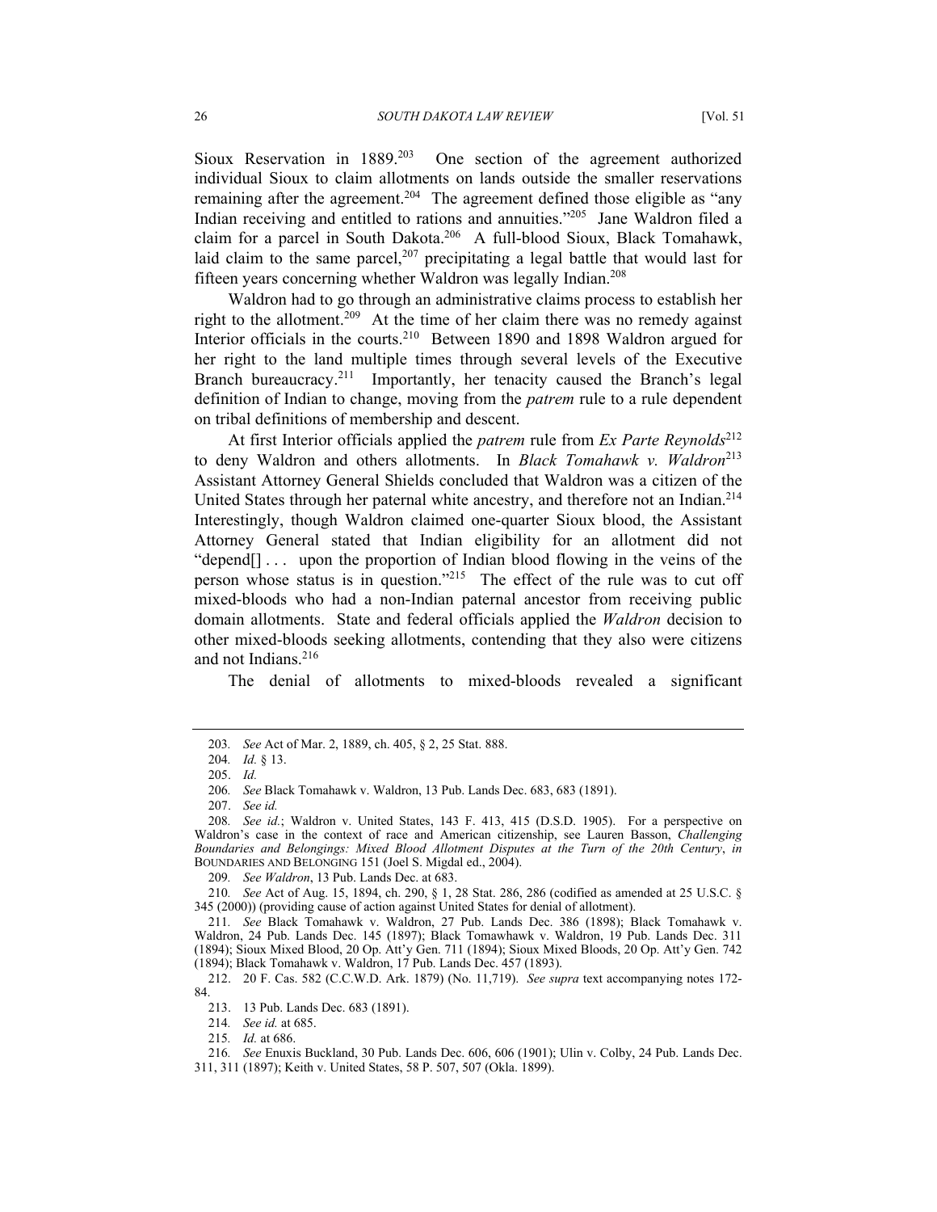Sioux Reservation in 1889.[203] One section of the agreement authorized individual Sioux to claim allotments on lands outside the smaller reservations remaining after the agreement.[204] The agreement defined those eligible as "any Indian receiving and entitled to rations and annuities."[205] Jane Waldron filed a claim for a parcel in South Dakota.[206] A full-blood Sioux, Black Tomahawk, laid claim to the same parcel,[207] precipitating a legal battle that would last for fifteen years concerning whether Waldron was legally Indian.[208]

Waldron had to go through an administrative claims process to establish her right to the allotment.[209] At the time of her claim there was no remedy against Interior officials in the courts.[210] Between 1890 and 1898 Waldron argued for her right to the land multiple times through several levels of the Executive Branch bureaucracy.[211] Importantly, her tenacity caused the Branch's legal definition of Indian to change, moving from the *patrem* rule to a rule dependent on tribal definitions of membership and descent.

At first Interior officials applied the *patrem* rule from *Ex Parte Reynolds*[212] to deny Waldron and others allotments. In *Black Tomahawk v. Waldron*[213] Assistant Attorney General Shields concluded that Waldron was a citizen of the United States through her paternal white ancestry, and therefore not an Indian.[214] Interestingly, though Waldron claimed one-quarter Sioux blood, the Assistant Attorney General stated that Indian eligibility for an allotment did not "depend[] . . . upon the proportion of Indian blood flowing in the veins of the person whose status is in question."[215] The effect of the rule was to cut off mixed-bloods who had a non-Indian paternal ancestor from receiving public domain allotments. State and federal officials applied the *Waldron* decision to other mixed-bloods seeking allotments, contending that they also were citizens and not Indians.[216]

The denial of allotments to mixed-bloods revealed a significant

---

203. *See* Act of Mar. 2, 1889, ch. 405, § 2, 25 Stat. 888.

204. *Id.* § 13.

205. *Id.*

206. *See* Black Tomahawk v. Waldron, 13 Pub. Lands Dec. 683, 683 (1891).

207. *See id.*

208. *See id.*; Waldron v. United States, 143 F. 413, 415 (D.S.D. 1905). For a perspective on Waldron's case in the context of race and American citizenship, see Lauren Basson, *Challenging Boundaries and Belongings: Mixed Blood Allotment Disputes at the Turn of the 20th Century*, *in* BOUNDARIES AND BELONGING 151 (Joel S. Migdal ed., 2004).

209. *See Waldron*, 13 Pub. Lands Dec. at 683.

210. *See* Act of Aug. 15, 1894, ch. 290, § 1, 28 Stat. 286, 286 (codified as amended at 25 U.S.C. § 345 (2000)) (providing cause of action against United States for denial of allotment).

211. *See* Black Tomahawk v. Waldron, 27 Pub. Lands Dec. 386 (1898); Black Tomawhawk v. Waldron, 24 Pub. Lands Dec. 145 (1897); Black Tomahawk v. Waldron, 19 Pub. Lands Dec. 311 (1894); Sioux Mixed Blood, 20 Op. Att'y Gen. 711 (1894); Sioux Mixed Bloods, 20 Op. Att'y Gen. 742 (1894); Black Tomahawk v. Waldron, 17 Pub. Lands Dec. 457 (1893).

212. 20 F. Cas. 582 (C.C.W.D. Ark. 1879) (No. 11,719). *See supra* text accompanying notes 172-84.

213. 13 Pub. Lands Dec. 683 (1891).

214. *See id.* at 685.

215. *Id.* at 686.

216. *See* Enuxis Buckland, 30 Pub. Lands Dec. 606, 606 (1901); Ulin v. Colby, 24 Pub. Lands Dec. 311, 311 (1897); Keith v. United States, 58 P. 507, 507 (Okla. 1899).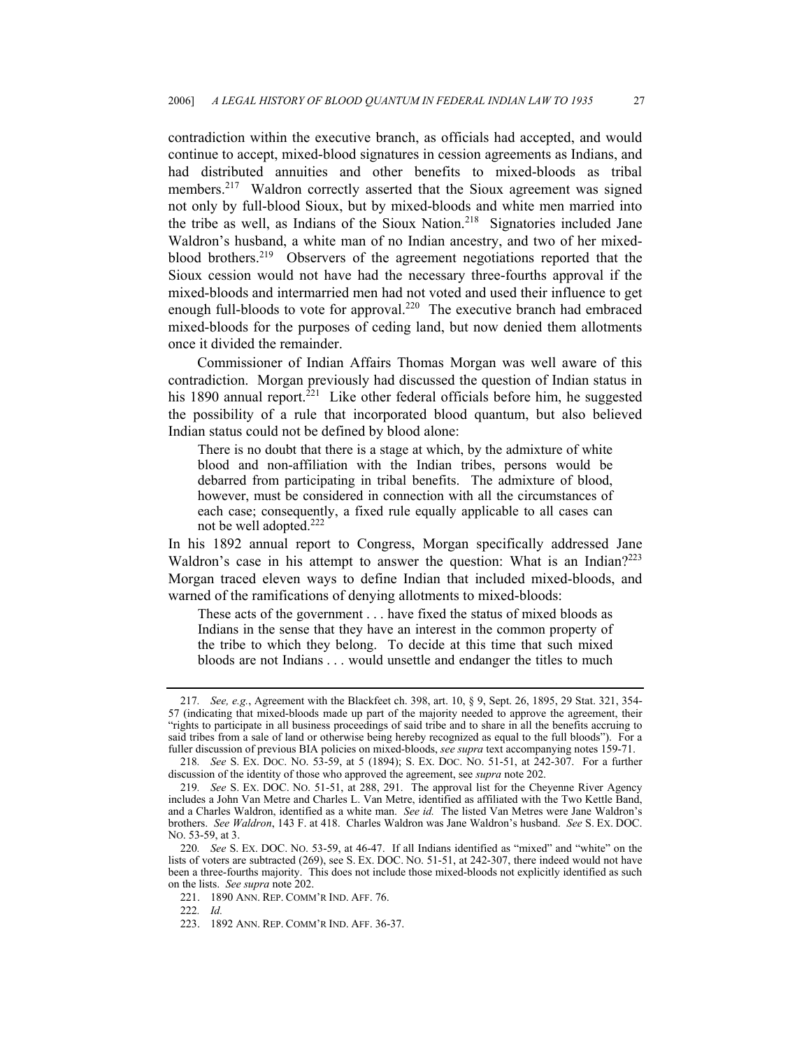contradiction within the executive branch, as officials had accepted, and would continue to accept, mixed-blood signatures in cession agreements as Indians, and had distributed annuities and other benefits to mixed-bloods as tribal members.[217] Waldron correctly asserted that the Sioux agreement was signed not only by full-blood Sioux, but by mixed-bloods and white men married into the tribe as well, as Indians of the Sioux Nation.[218] Signatories included Jane Waldron's husband, a white man of no Indian ancestry, and two of her mixed-blood brothers.[219] Observers of the agreement negotiations reported that the Sioux cession would not have had the necessary three-fourths approval if the mixed-bloods and intermarried men had not voted and used their influence to get enough full-bloods to vote for approval.[220] The executive branch had embraced mixed-bloods for the purposes of ceding land, but now denied them allotments once it divided the remainder.

Commissioner of Indian Affairs Thomas Morgan was well aware of this contradiction. Morgan previously had discussed the question of Indian status in his 1890 annual report.[221] Like other federal officials before him, he suggested the possibility of a rule that incorporated blood quantum, but also believed Indian status could not be defined by blood alone:

> There is no doubt that there is a stage at which, by the admixture of white blood and non-affiliation with the Indian tribes, persons would be debarred from participating in tribal benefits. The admixture of blood, however, must be considered in connection with all the circumstances of each case; consequently, a fixed rule equally applicable to all cases can not be well adopted.[222]

In his 1892 annual report to Congress, Morgan specifically addressed Jane Waldron's case in his attempt to answer the question: What is an Indian?[223] Morgan traced eleven ways to define Indian that included mixed-bloods, and warned of the ramifications of denying allotments to mixed-bloods:

> These acts of the government . . . have fixed the status of mixed bloods as Indians in the sense that they have an interest in the common property of the tribe to which they belong. To decide at this time that such mixed bloods are not Indians . . . would unsettle and endanger the titles to much

---

217. *See, e.g.*, Agreement with the Blackfeet ch. 398, art. 10, § 9, Sept. 26, 1895, 29 Stat. 321, 354-57 (indicating that mixed-bloods made up part of the majority needed to approve the agreement, their "rights to participate in all business proceedings of said tribe and to share in all the benefits accruing to said tribes from a sale of land or otherwise being hereby recognized as equal to the full bloods"). For a fuller discussion of previous BIA policies on mixed-bloods, *see supra* text accompanying notes 159-71.

218. *See* S. EX. DOC. NO. 53-59, at 5 (1894); S. EX. DOC. NO. 51-51, at 242-307. For a further discussion of the identity of those who approved the agreement, see *supra* note 202.

219. *See* S. EX. DOC. NO. 51-51, at 288, 291. The approval list for the Cheyenne River Agency includes a John Van Metre and Charles L. Van Metre, identified as affiliated with the Two Kettle Band, and a Charles Waldron, identified as a white man. *See id.* The listed Van Metres were Jane Waldron's brothers. *See Waldron*, 143 F. at 418. Charles Waldron was Jane Waldron's husband. *See* S. EX. DOC. NO. 53-59, at 3.

220. *See* S. EX. DOC. NO. 53-59, at 46-47. If all Indians identified as "mixed" and "white" on the lists of voters are subtracted (269), see S. EX. DOC. NO. 51-51, at 242-307, there indeed would not have been a three-fourths majority. This does not include those mixed-bloods not explicitly identified as such on the lists. *See supra* note 202.

221. 1890 ANN. REP. COMM'R IND. AFF. 76.

222. *Id.*

223. 1892 ANN. REP. COMM'R IND. AFF. 36-37.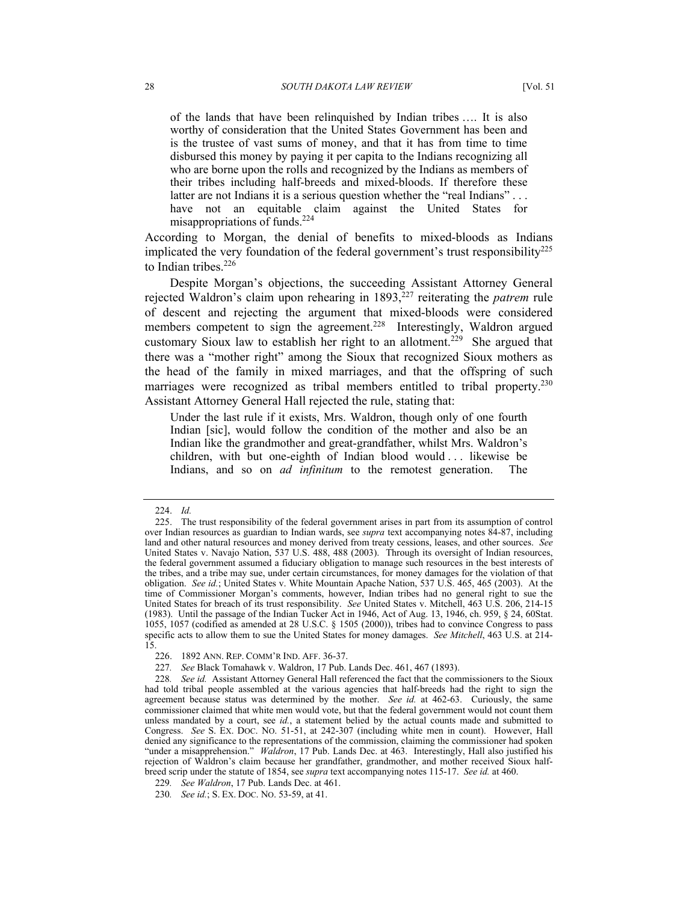> of the lands that have been relinquished by Indian tribes .... It is also worthy of consideration that the United States Government has been and is the trustee of vast sums of money, and that it has from time to time disbursed this money by paying it per capita to the Indians recognizing all who are borne upon the rolls and recognized by the Indians as members of their tribes including half-breeds and mixed-bloods. If therefore these latter are not Indians it is a serious question whether the "real Indians" . . . have not an equitable claim against the United States for misappropriations of funds.[224]

According to Morgan, the denial of benefits to mixed-bloods as Indians implicated the very foundation of the federal government's trust responsibility[225] to Indian tribes.[226]

Despite Morgan's objections, the succeeding Assistant Attorney General rejected Waldron's claim upon rehearing in 1893,[227] reiterating the *patrem* rule of descent and rejecting the argument that mixed-bloods were considered members competent to sign the agreement.[228] Interestingly, Waldron argued customary Sioux law to establish her right to an allotment.[229] She argued that there was a "mother right" among the Sioux that recognized Sioux mothers as the head of the family in mixed marriages, and that the offspring of such marriages were recognized as tribal members entitled to tribal property.[230] Assistant Attorney General Hall rejected the rule, stating that:

> Under the last rule if it exists, Mrs. Waldron, though only of one fourth Indian [sic], would follow the condition of the mother and also be an Indian like the grandmother and great-grandfather, whilst Mrs. Waldron's children, with but one-eighth of Indian blood would . . . likewise be Indians, and so on *ad infinitum* to the remotest generation. The

---

224. *Id.*

225. The trust responsibility of the federal government arises in part from its assumption of control over Indian resources as guardian to Indian wards, see *supra* text accompanying notes 84-87, including land and other natural resources and money derived from treaty cessions, leases, and other sources. *See* United States v. Navajo Nation, 537 U.S. 488, 488 (2003). Through its oversight of Indian resources, the federal government assumed a fiduciary obligation to manage such resources in the best interests of the tribes, and a tribe may sue, under certain circumstances, for money damages for the violation of that obligation. *See id.*; United States v. White Mountain Apache Nation, 537 U.S. 465, 465 (2003). At the time of Commissioner Morgan's comments, however, Indian tribes had no general right to sue the United States for breach of its trust responsibility. *See* United States v. Mitchell, 463 U.S. 206, 214-15 (1983). Until the passage of the Indian Tucker Act in 1946, Act of Aug. 13, 1946, ch. 959, § 24, 60Stat. 1055, 1057 (codified as amended at 28 U.S.C. § 1505 (2000)), tribes had to convince Congress to pass specific acts to allow them to sue the United States for money damages. *See Mitchell*, 463 U.S. at 214-15.

226. 1892 ANN. REP. COMM'R IND. AFF. 36-37.

227. *See* Black Tomahawk v. Waldron, 17 Pub. Lands Dec. 461, 467 (1893).

228. *See id.* Assistant Attorney General Hall referenced the fact that the commissioners to the Sioux had told tribal people assembled at the various agencies that half-breeds had the right to sign the agreement because status was determined by the mother. *See id.* at 462-63. Curiously, the same commissioner claimed that white men would vote, but that the federal government would not count them unless mandated by a court, see *id.*, a statement belied by the actual counts made and submitted to Congress. *See* S. EX. DOC. NO. 51-51, at 242-307 (including white men in count). However, Hall denied any significance to the representations of the commission, claiming the commissioner had spoken "under a misapprehension." *Waldron*, 17 Pub. Lands Dec. at 463. Interestingly, Hall also justified his rejection of Waldron's claim because her grandfather, grandmother, and mother received Sioux half-breed scrip under the statute of 1854, see *supra* text accompanying notes 115-17. *See id.* at 460.

229. *See Waldron*, 17 Pub. Lands Dec. at 461.

230. *See id.*; S. EX. DOC. NO. 53-59, at 41.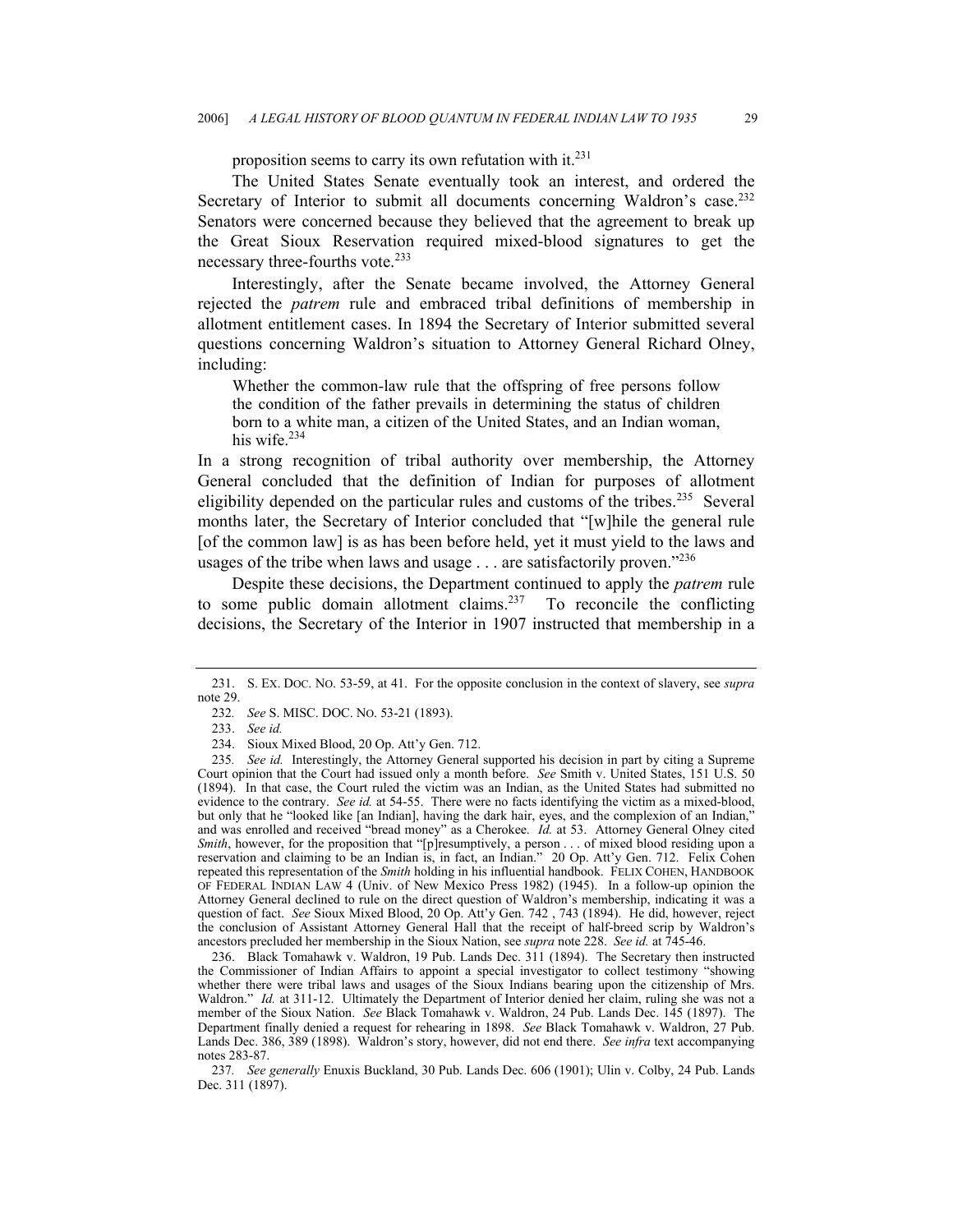proposition seems to carry its own refutation with it.[231]

The United States Senate eventually took an interest, and ordered the Secretary of Interior to submit all documents concerning Waldron's case.[232] Senators were concerned because they believed that the agreement to break up the Great Sioux Reservation required mixed-blood signatures to get the necessary three-fourths vote.[233]

Interestingly, after the Senate became involved, the Attorney General rejected the *patrem* rule and embraced tribal definitions of membership in allotment entitlement cases. In 1894 the Secretary of Interior submitted several questions concerning Waldron's situation to Attorney General Richard Olney, including:

> Whether the common-law rule that the offspring of free persons follow the condition of the father prevails in determining the status of children born to a white man, a citizen of the United States, and an Indian woman, his wife.[234]

In a strong recognition of tribal authority over membership, the Attorney General concluded that the definition of Indian for purposes of allotment eligibility depended on the particular rules and customs of the tribes.[235] Several months later, the Secretary of Interior concluded that "[w]hile the general rule [of the common law] is as has been before held, yet it must yield to the laws and usages of the tribe when laws and usage . . . are satisfactorily proven."[236]

Despite these decisions, the Department continued to apply the *patrem* rule to some public domain allotment claims.[237] To reconcile the conflicting decisions, the Secretary of the Interior in 1907 instructed that membership in a

---

231. S. EX. DOC. NO. 53-59, at 41. For the opposite conclusion in the context of slavery, see *supra* note 29.

232. *See* S. MISC. DOC. NO. 53-21 (1893).

233. *See id.*

234. Sioux Mixed Blood, 20 Op. Att'y Gen. 712.

235. *See id.* Interestingly, the Attorney General supported his decision in part by citing a Supreme Court opinion that the Court had issued only a month before. *See* Smith v. United States, 151 U.S. 50 (1894). In that case, the Court ruled the victim was an Indian, as the United States had submitted no evidence to the contrary. *See id.* at 54-55. There were no facts identifying the victim as a mixed-blood, but only that he "looked like [an Indian], having the dark hair, eyes, and the complexion of an Indian," and was enrolled and received "bread money" as a Cherokee. *Id.* at 53. Attorney General Olney cited *Smith*, however, for the proposition that "[p]resumptively, a person . . . of mixed blood residing upon a reservation and claiming to be an Indian is, in fact, an Indian." 20 Op. Att'y Gen. 712. Felix Cohen repeated this representation of the *Smith* holding in his influential handbook. FELIX COHEN, HANDBOOK OF FEDERAL INDIAN LAW 4 (Univ. of New Mexico Press 1982) (1945). In a follow-up opinion the Attorney General declined to rule on the direct question of Waldron's membership, indicating it was a question of fact. *See* Sioux Mixed Blood, 20 Op. Att'y Gen. 742 , 743 (1894). He did, however, reject the conclusion of Assistant Attorney General Hall that the receipt of half-breed scrip by Waldron's ancestors precluded her membership in the Sioux Nation, see *supra* note 228. *See id.* at 745-46.

236. Black Tomahawk v. Waldron, 19 Pub. Lands Dec. 311 (1894). The Secretary then instructed the Commissioner of Indian Affairs to appoint a special investigator to collect testimony "showing whether there were tribal laws and usages of the Sioux Indians bearing upon the citizenship of Mrs. Waldron." *Id.* at 311-12. Ultimately the Department of Interior denied her claim, ruling she was not a member of the Sioux Nation. *See* Black Tomahawk v. Waldron, 24 Pub. Lands Dec. 145 (1897). The Department finally denied a request for rehearing in 1898. *See* Black Tomahawk v. Waldron, 27 Pub. Lands Dec. 386, 389 (1898). Waldron's story, however, did not end there. *See infra* text accompanying notes 283-87.

237. *See generally* Enuxis Buckland, 30 Pub. Lands Dec. 606 (1901); Ulin v. Colby, 24 Pub. Lands Dec. 311 (1897).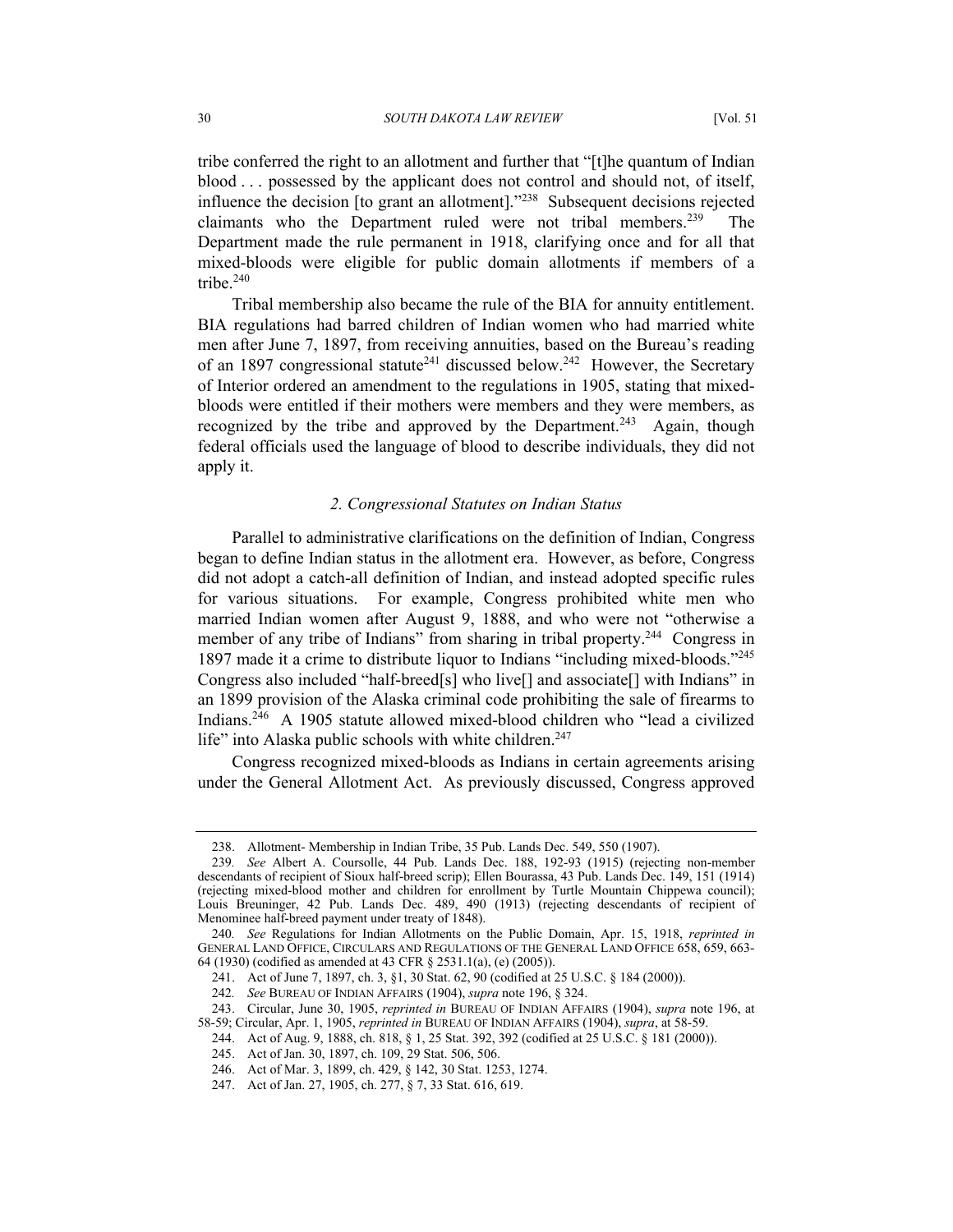tribe conferred the right to an allotment and further that "[t]he quantum of Indian blood . . . possessed by the applicant does not control and should not, of itself, influence the decision [to grant an allotment]."[238] Subsequent decisions rejected claimants who the Department ruled were not tribal members.[239] The Department made the rule permanent in 1918, clarifying once and for all that mixed-bloods were eligible for public domain allotments if members of a tribe.[240]

Tribal membership also became the rule of the BIA for annuity entitlement. BIA regulations had barred children of Indian women who had married white men after June 7, 1897, from receiving annuities, based on the Bureau's reading of an 1897 congressional statute[241] discussed below.[242] However, the Secretary of Interior ordered an amendment to the regulations in 1905, stating that mixed-bloods were entitled if their mothers were members and they were members, as recognized by the tribe and approved by the Department.[243] Again, though federal officials used the language of blood to describe individuals, they did not apply it.

### *2. Congressional Statutes on Indian Status*

Parallel to administrative clarifications on the definition of Indian, Congress began to define Indian status in the allotment era. However, as before, Congress did not adopt a catch-all definition of Indian, and instead adopted specific rules for various situations. For example, Congress prohibited white men who married Indian women after August 9, 1888, and who were not "otherwise a member of any tribe of Indians" from sharing in tribal property.[244] Congress in 1897 made it a crime to distribute liquor to Indians "including mixed-bloods."[245] Congress also included "half-breed[s] who live[] and associate[] with Indians" in an 1899 provision of the Alaska criminal code prohibiting the sale of firearms to Indians.[246] A 1905 statute allowed mixed-blood children who "lead a civilized life" into Alaska public schools with white children.[247]

Congress recognized mixed-bloods as Indians in certain agreements arising under the General Allotment Act. As previously discussed, Congress approved

---

238. Allotment- Membership in Indian Tribe, 35 Pub. Lands Dec. 549, 550 (1907).

239. *See* Albert A. Coursolle, 44 Pub. Lands Dec. 188, 192-93 (1915) (rejecting non-member descendants of recipient of Sioux half-breed scrip); Ellen Bourassa, 43 Pub. Lands Dec. 149, 151 (1914) (rejecting mixed-blood mother and children for enrollment by Turtle Mountain Chippewa council); Louis Breuninger, 42 Pub. Lands Dec. 489, 490 (1913) (rejecting descendants of recipient of Menominee half-breed payment under treaty of 1848).

240. *See* Regulations for Indian Allotments on the Public Domain, Apr. 15, 1918, *reprinted in* GENERAL LAND OFFICE, CIRCULARS AND REGULATIONS OF THE GENERAL LAND OFFICE 658, 659, 663-64 (1930) (codified as amended at 43 CFR § 2531.1(a), (e) (2005)).

241. Act of June 7, 1897, ch. 3, §1, 30 Stat. 62, 90 (codified at 25 U.S.C. § 184 (2000)).

242. *See* BUREAU OF INDIAN AFFAIRS (1904), *supra* note 196, § 324.

243. Circular, June 30, 1905, *reprinted in* BUREAU OF INDIAN AFFAIRS (1904), *supra* note 196, at 58-59; Circular, Apr. 1, 1905, *reprinted in* BUREAU OF INDIAN AFFAIRS (1904), *supra*, at 58-59.

244. Act of Aug. 9, 1888, ch. 818, § 1, 25 Stat. 392, 392 (codified at 25 U.S.C. § 181 (2000)).

245. Act of Jan. 30, 1897, ch. 109, 29 Stat. 506, 506.

246. Act of Mar. 3, 1899, ch. 429, § 142, 30 Stat. 1253, 1274.

247. Act of Jan. 27, 1905, ch. 277, § 7, 33 Stat. 616, 619.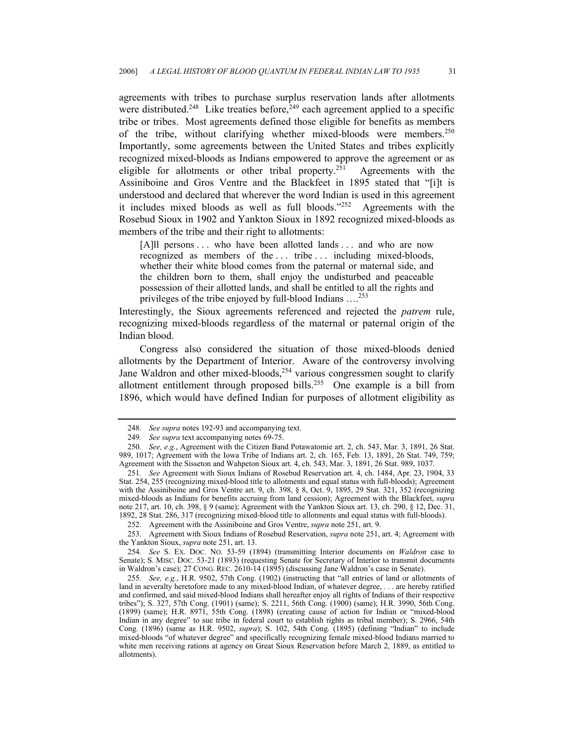agreements with tribes to purchase surplus reservation lands after allotments were distributed.[248] Like treaties before,[249] each agreement applied to a specific tribe or tribes. Most agreements defined those eligible for benefits as members of the tribe, without clarifying whether mixed-bloods were members.[250] Importantly, some agreements between the United States and tribes explicitly recognized mixed-bloods as Indians empowered to approve the agreement or as eligible for allotments or other tribal property.[251] Agreements with the Assiniboine and Gros Ventre and the Blackfeet in 1895 stated that "[i]t is understood and declared that wherever the word Indian is used in this agreement it includes mixed bloods as well as full bloods."[252] Agreements with the Rosebud Sioux in 1902 and Yankton Sioux in 1892 recognized mixed-bloods as members of the tribe and their right to allotments:

> [A]ll persons . . . who have been allotted lands . . . and who are now recognized as members of the . . . tribe . . . including mixed-bloods, whether their white blood comes from the paternal or maternal side, and the children born to them, shall enjoy the undisturbed and peaceable possession of their allotted lands, and shall be entitled to all the rights and privileges of the tribe enjoyed by full-blood Indians ….[253]

Interestingly, the Sioux agreements referenced and rejected the *patrem* rule, recognizing mixed-bloods regardless of the maternal or paternal origin of the Indian blood.

Congress also considered the situation of those mixed-bloods denied allotments by the Department of Interior. Aware of the controversy involving Jane Waldron and other mixed-bloods,[254] various congressmen sought to clarify allotment entitlement through proposed bills.[255] One example is a bill from 1896, which would have defined Indian for purposes of allotment eligibility as

---

248. *See supra* notes 192-93 and accompanying text.

249. *See supra* text accompanying notes 69-75.

250. *See, e.g.*, Agreement with the Citizen Band Potawatomie art. 2, ch. 543, Mar. 3, 1891, 26 Stat. 989, 1017; Agreement with the Iowa Tribe of Indians art. 2, ch. 165, Feb. 13, 1891, 26 Stat. 749, 759; Agreement with the Sisseton and Wahpeton Sioux art. 4, ch. 543, Mar. 3, 1891, 26 Stat. 989, 1037.

251. *See* Agreement with Sioux Indians of Rosebud Reservation art. 4, ch. 1484, Apr. 23, 1904, 33 Stat. 254, 255 (recognizing mixed-blood title to allotments and equal status with full-bloods); Agreement with the Assiniboine and Gros Ventre art. 9, ch. 398, § 8, Oct. 9, 1895, 29 Stat. 321, 352 (recognizing mixed-bloods as Indians for benefits accruing from land cession); Agreement with the Blackfeet, *supra* note 217, art. 10, ch. 398, § 9 (same); Agreement with the Yankton Sioux art. 13, ch. 290, § 12, Dec. 31, 1892, 28 Stat. 286, 317 (recognizing mixed-blood title to allotments and equal status with full-bloods).

252. Agreement with the Assiniboine and Gros Ventre, *supra* note 251, art. 9.

253. Agreement with Sioux Indians of Rosebud Reservation, *supra* note 251, art. 4; Agreement with the Yankton Sioux, *supra* note 251, art. 13.

254. *See* S. EX. DOC. NO. 53-59 (1894) (transmitting Interior documents on *Waldron* case to Senate); S. MISC. DOC. 53-21 (1893) (requesting Senate for Secretary of Interior to transmit documents in Waldron's case); 27 CONG. REC. 2610-14 (1895) (discussing Jane Waldron's case in Senate).

255. *See, e.g.*, H.R. 9502, 57th Cong. (1902) (instructing that "all entries of land or allotments of land in severalty heretofore made to any mixed-blood Indian, of whatever degree, . . . are hereby ratified and confirmed, and said mixed-blood Indians shall hereafter enjoy all rights of Indians of their respective tribes"); S. 327, 57th Cong. (1901) (same); S. 2211, 56th Cong. (1900) (same); H.R. 3990, 56th Cong. (1899) (same); H.R. 8971, 55th Cong. (1898) (creating cause of action for Indian or "mixed-blood Indian in any degree" to sue tribe in federal court to establish rights as tribal member); S. 2966, 54th Cong. (1896) (same as H.R. 9502, *supra*); S. 102, 54th Cong. (1895) (defining "Indian" to include mixed-bloods "of whatever degree" and specifically recognizing female mixed-blood Indians married to white men receiving rations at agency on Great Sioux Reservation before March 2, 1889, as entitled to allotments).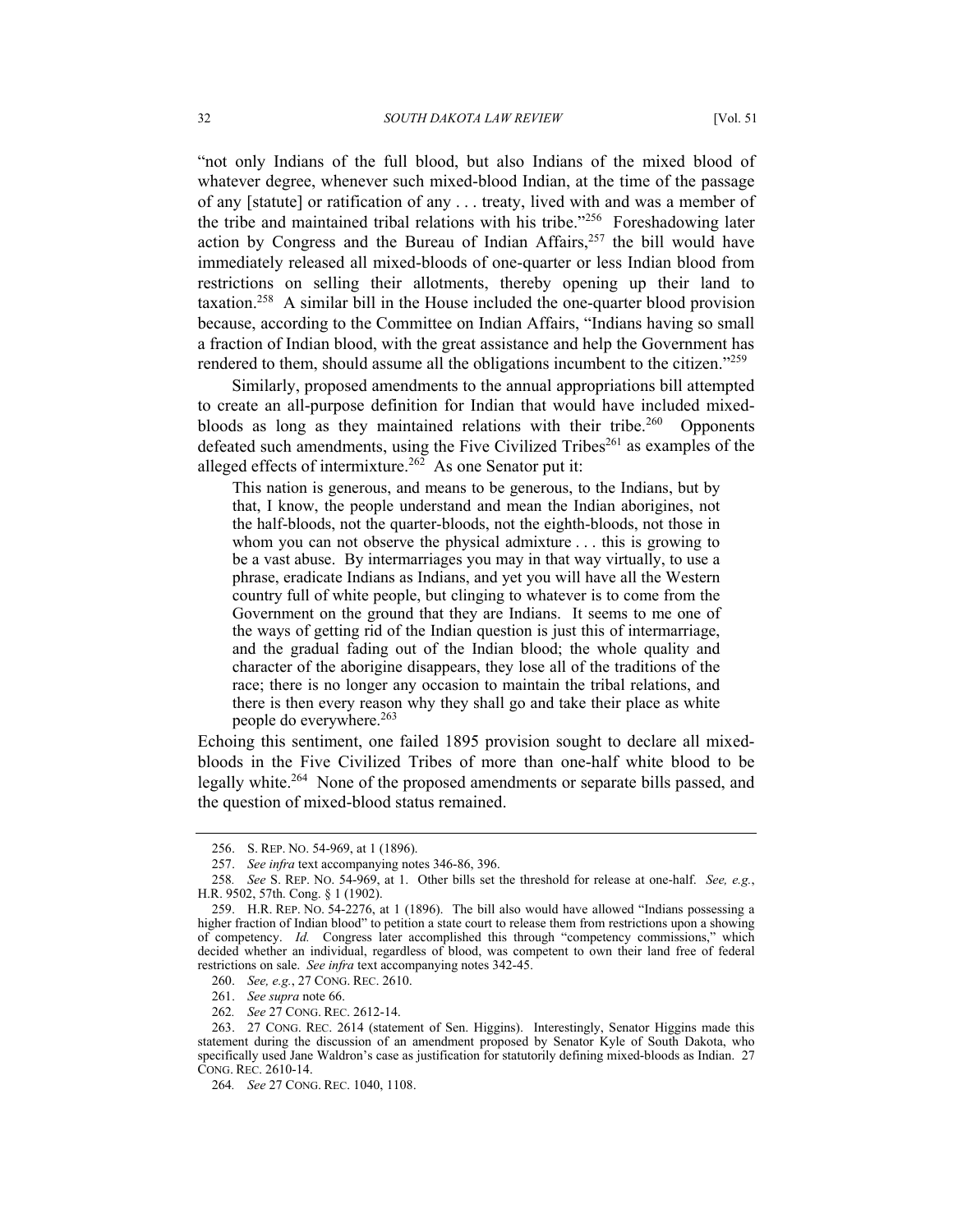"not only Indians of the full blood, but also Indians of the mixed blood of whatever degree, whenever such mixed-blood Indian, at the time of the passage of any [statute] or ratification of any . . . treaty, lived with and was a member of the tribe and maintained tribal relations with his tribe."[256] Foreshadowing later action by Congress and the Bureau of Indian Affairs,[257] the bill would have immediately released all mixed-bloods of one-quarter or less Indian blood from restrictions on selling their allotments, thereby opening up their land to taxation.[258] A similar bill in the House included the one-quarter blood provision because, according to the Committee on Indian Affairs, "Indians having so small a fraction of Indian blood, with the great assistance and help the Government has rendered to them, should assume all the obligations incumbent to the citizen."[259]

Similarly, proposed amendments to the annual appropriations bill attempted to create an all-purpose definition for Indian that would have included mixed-bloods as long as they maintained relations with their tribe.[260] Opponents defeated such amendments, using the Five Civilized Tribes[261] as examples of the alleged effects of intermixture.[262] As one Senator put it:

> This nation is generous, and means to be generous, to the Indians, but by that, I know, the people understand and mean the Indian aborigines, not the half-bloods, not the quarter-bloods, not the eighth-bloods, not those in whom you can not observe the physical admixture . . . this is growing to be a vast abuse. By intermarriages you may in that way virtually, to use a phrase, eradicate Indians as Indians, and yet you will have all the Western country full of white people, but clinging to whatever is to come from the Government on the ground that they are Indians. It seems to me one of the ways of getting rid of the Indian question is just this of intermarriage, and the gradual fading out of the Indian blood; the whole quality and character of the aborigine disappears, they lose all of the traditions of the race; there is no longer any occasion to maintain the tribal relations, and there is then every reason why they shall go and take their place as white people do everywhere.[263]

Echoing this sentiment, one failed 1895 provision sought to declare all mixed-bloods in the Five Civilized Tribes of more than one-half white blood to be legally white.[264] None of the proposed amendments or separate bills passed, and the question of mixed-blood status remained.

---

256. S. REP. NO. 54-969, at 1 (1896).

257. *See infra* text accompanying notes 346-86, 396.

258. *See* S. REP. NO. 54-969, at 1. Other bills set the threshold for release at one-half. *See, e.g.*, H.R. 9502, 57th. Cong. § 1 (1902).

259. H.R. REP. NO. 54-2276, at 1 (1896). The bill also would have allowed "Indians possessing a higher fraction of Indian blood" to petition a state court to release them from restrictions upon a showing of competency. *Id.* Congress later accomplished this through "competency commissions," which decided whether an individual, regardless of blood, was competent to own their land free of federal restrictions on sale. *See infra* text accompanying notes 342-45.

260. *See, e.g.*, 27 CONG. REC. 2610.

261. *See supra* note 66.

262. *See* 27 CONG. REC. 2612-14.

263. 27 CONG. REC. 2614 (statement of Sen. Higgins). Interestingly, Senator Higgins made this statement during the discussion of an amendment proposed by Senator Kyle of South Dakota, who specifically used Jane Waldron's case as justification for statutorily defining mixed-bloods as Indian. 27 CONG. REC. 2610-14.

264. *See* 27 CONG. REC. 1040, 1108.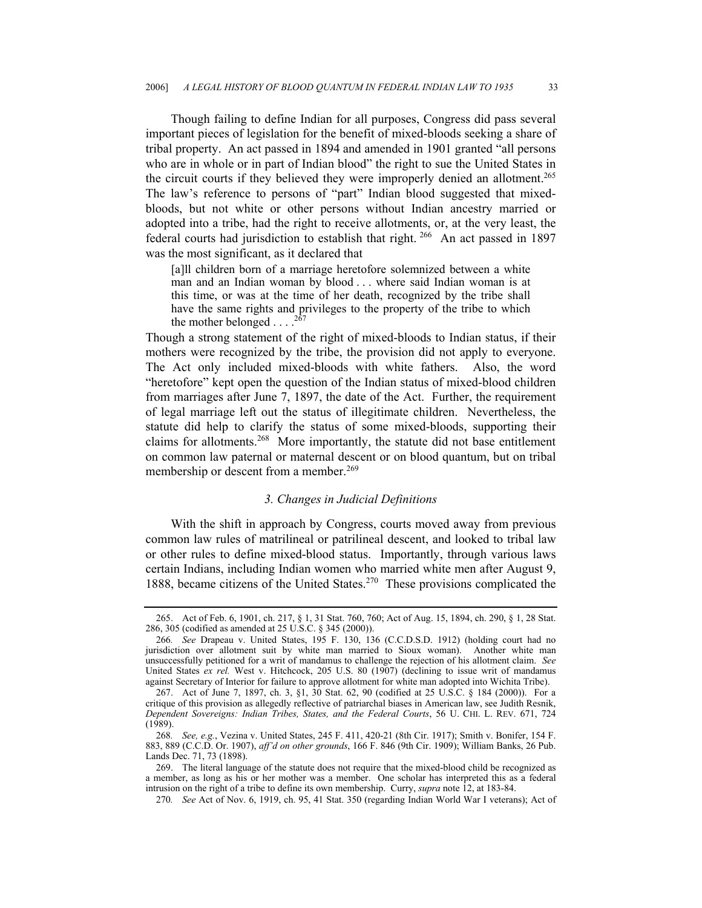Though failing to define Indian for all purposes, Congress did pass several important pieces of legislation for the benefit of mixed-bloods seeking a share of tribal property. An act passed in 1894 and amended in 1901 granted "all persons who are in whole or in part of Indian blood" the right to sue the United States in the circuit courts if they believed they were improperly denied an allotment.[265] The law's reference to persons of "part" Indian blood suggested that mixed-bloods, but not white or other persons without Indian ancestry married or adopted into a tribe, had the right to receive allotments, or, at the very least, the federal courts had jurisdiction to establish that right.[266] An act passed in 1897 was the most significant, as it declared that

> [a]ll children born of a marriage heretofore solemnized between a white man and an Indian woman by blood . . . where said Indian woman is at this time, or was at the time of her death, recognized by the tribe shall have the same rights and privileges to the property of the tribe to which the mother belonged . . . .[267]

Though a strong statement of the right of mixed-bloods to Indian status, if their mothers were recognized by the tribe, the provision did not apply to everyone. The Act only included mixed-bloods with white fathers. Also, the word "heretofore" kept open the question of the Indian status of mixed-blood children from marriages after June 7, 1897, the date of the Act. Further, the requirement of legal marriage left out the status of illegitimate children. Nevertheless, the statute did help to clarify the status of some mixed-bloods, supporting their claims for allotments.[268] More importantly, the statute did not base entitlement on common law paternal or maternal descent or on blood quantum, but on tribal membership or descent from a member.[269]

### *3. Changes in Judicial Definitions*

With the shift in approach by Congress, courts moved away from previous common law rules of matrilineal or patrilineal descent, and looked to tribal law or other rules to define mixed-blood status. Importantly, through various laws certain Indians, including Indian women who married white men after August 9, 1888, became citizens of the United States.[270] These provisions complicated the

---

265. Act of Feb. 6, 1901, ch. 217, § 1, 31 Stat. 760, 760; Act of Aug. 15, 1894, ch. 290, § 1, 28 Stat. 286, 305 (codified as amended at 25 U.S.C. § 345 (2000)).

266. *See* Drapeau v. United States, 195 F. 130, 136 (C.C.D.S.D. 1912) (holding court had no jurisdiction over allotment suit by white man married to Sioux woman). Another white man unsuccessfully petitioned for a writ of mandamus to challenge the rejection of his allotment claim. *See* United States *ex rel.* West v. Hitchcock, 205 U.S. 80 (1907) (declining to issue writ of mandamus against Secretary of Interior for failure to approve allotment for white man adopted into Wichita Tribe).

267. Act of June 7, 1897, ch. 3, §1, 30 Stat. 62, 90 (codified at 25 U.S.C. § 184 (2000)). For a critique of this provision as allegedly reflective of patriarchal biases in American law, see Judith Resnik, *Dependent Sovereigns: Indian Tribes, States, and the Federal Courts*, 56 U. CHI. L. REV. 671, 724 (1989).

268. *See, e.g.*, Vezina v. United States, 245 F. 411, 420-21 (8th Cir. 1917); Smith v. Bonifer, 154 F. 883, 889 (C.C.D. Or. 1907), *aff'd on other grounds*, 166 F. 846 (9th Cir. 1909); William Banks, 26 Pub. Lands Dec. 71, 73 (1898).

269. The literal language of the statute does not require that the mixed-blood child be recognized as a member, as long as his or her mother was a member. One scholar has interpreted this as a federal intrusion on the right of a tribe to define its own membership. Curry, *supra* note 12, at 183-84.

270. *See* Act of Nov. 6, 1919, ch. 95, 41 Stat. 350 (regarding Indian World War I veterans); Act of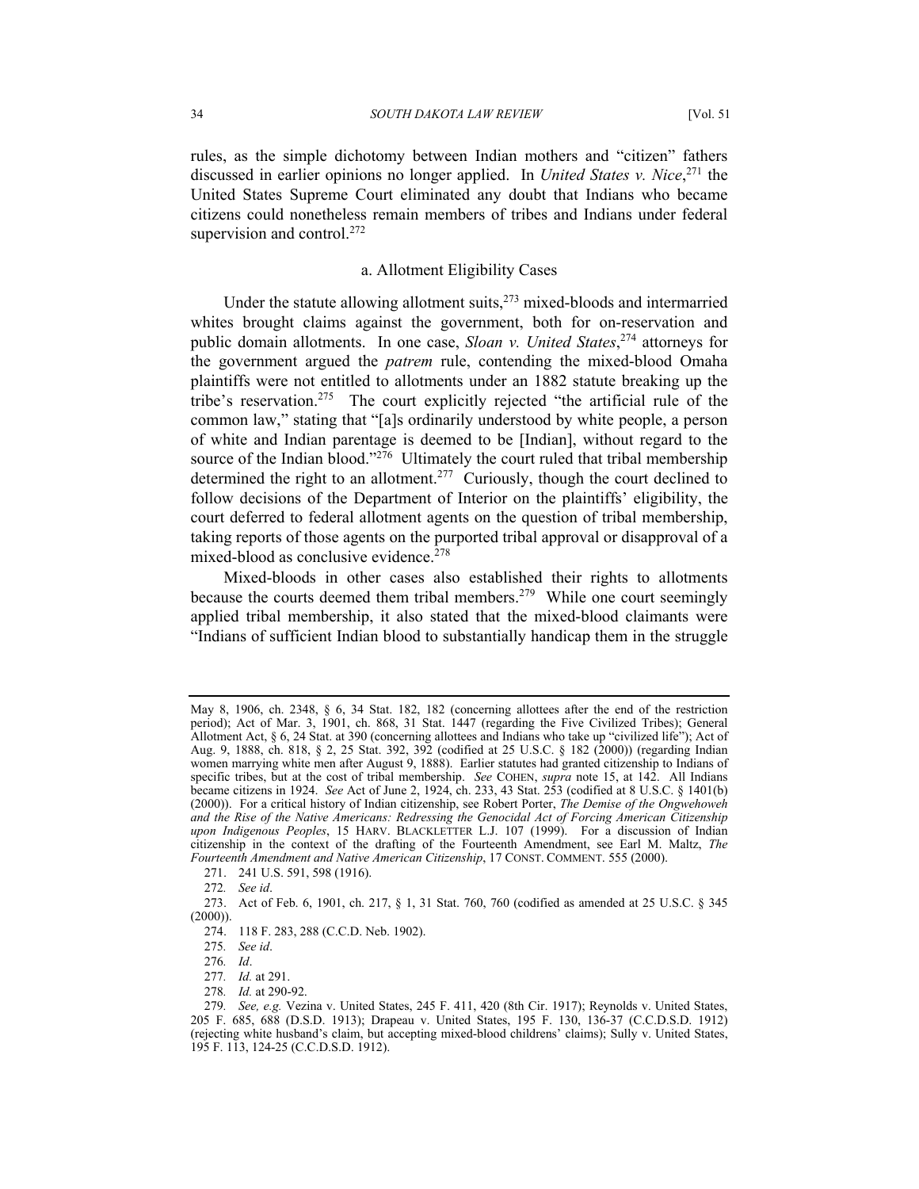rules, as the simple dichotomy between Indian mothers and "citizen" fathers discussed in earlier opinions no longer applied. In *United States v. Nice*,[271] the United States Supreme Court eliminated any doubt that Indians who became citizens could nonetheless remain members of tribes and Indians under federal supervision and control.[272]

### a. Allotment Eligibility Cases

Under the statute allowing allotment suits,[273] mixed-bloods and intermarried whites brought claims against the government, both for on-reservation and public domain allotments. In one case, *Sloan v. United States*,[274] attorneys for the government argued the *patrem* rule, contending the mixed-blood Omaha plaintiffs were not entitled to allotments under an 1882 statute breaking up the tribe's reservation.[275] The court explicitly rejected "the artificial rule of the common law," stating that "[a]s ordinarily understood by white people, a person of white and Indian parentage is deemed to be [Indian], without regard to the source of the Indian blood."[276] Ultimately the court ruled that tribal membership determined the right to an allotment.[277] Curiously, though the court declined to follow decisions of the Department of Interior on the plaintiffs' eligibility, the court deferred to federal allotment agents on the question of tribal membership, taking reports of those agents on the purported tribal approval or disapproval of a mixed-blood as conclusive evidence.[278]

Mixed-bloods in other cases also established their rights to allotments because the courts deemed them tribal members.[279] While one court seemingly applied tribal membership, it also stated that the mixed-blood claimants were "Indians of sufficient Indian blood to substantially handicap them in the struggle

---

May 8, 1906, ch. 2348, § 6, 34 Stat. 182, 182 (concerning allottees after the end of the restriction period); Act of Mar. 3, 1901, ch. 868, 31 Stat. 1447 (regarding the Five Civilized Tribes); General Allotment Act, § 6, 24 Stat. at 390 (concerning allottees and Indians who take up "civilized life"); Act of Aug. 9, 1888, ch. 818, § 2, 25 Stat. 392, 392 (codified at 25 U.S.C. § 182 (2000)) (regarding Indian women marrying white men after August 9, 1888). Earlier statutes had granted citizenship to Indians of specific tribes, but at the cost of tribal membership. *See* COHEN, *supra* note 15, at 142. All Indians became citizens in 1924. *See* Act of June 2, 1924, ch. 233, 43 Stat. 253 (codified at 8 U.S.C. § 1401(b) (2000)). For a critical history of Indian citizenship, see Robert Porter, *The Demise of the Ongwehoweh and the Rise of the Native Americans: Redressing the Genocidal Act of Forcing American Citizenship upon Indigenous Peoples*, 15 HARV. BLACKLETTER L.J. 107 (1999). For a discussion of Indian citizenship in the context of the drafting of the Fourteenth Amendment, see Earl M. Maltz, *The Fourteenth Amendment and Native American Citizenship*, 17 CONST. COMMENT. 555 (2000).

271. 241 U.S. 591, 598 (1916).

272. *See id*.

273. Act of Feb. 6, 1901, ch. 217, § 1, 31 Stat. 760, 760 (codified as amended at 25 U.S.C. § 345 (2000)).

274. 118 F. 283, 288 (C.C.D. Neb. 1902).

275. *See id*.

276. *Id*.

277. *Id.* at 291.

278. *Id.* at 290-92.

279. *See, e.g.* Vezina v. United States, 245 F. 411, 420 (8th Cir. 1917); Reynolds v. United States, 205 F. 685, 688 (D.S.D. 1913); Drapeau v. United States, 195 F. 130, 136-37 (C.C.D.S.D. 1912) (rejecting white husband's claim, but accepting mixed-blood childrens' claims); Sully v. United States, 195 F. 113, 124-25 (C.C.D.S.D. 1912).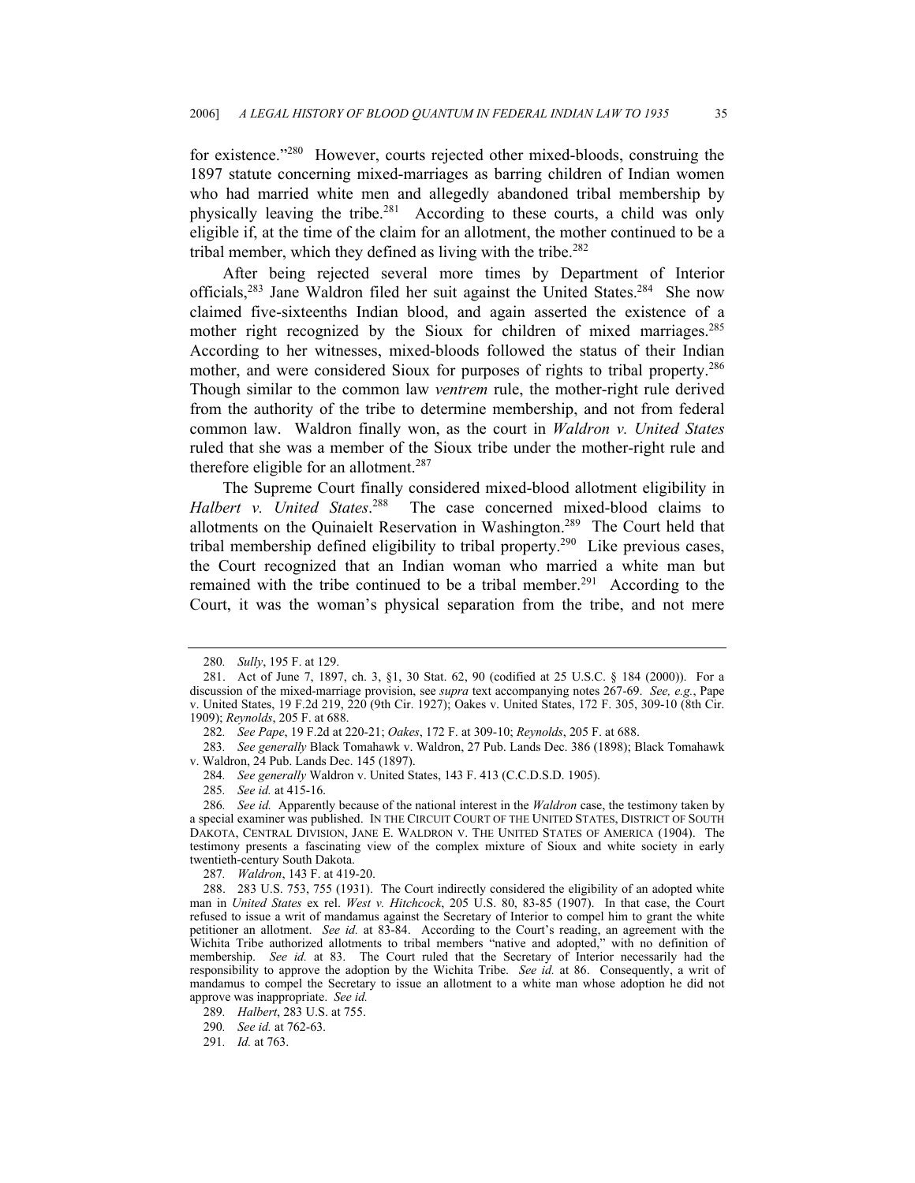for existence."[280] However, courts rejected other mixed-bloods, construing the 1897 statute concerning mixed-marriages as barring children of Indian women who had married white men and allegedly abandoned tribal membership by physically leaving the tribe.[281] According to these courts, a child was only eligible if, at the time of the claim for an allotment, the mother continued to be a tribal member, which they defined as living with the tribe.[282]

After being rejected several more times by Department of Interior officials,[283] Jane Waldron filed her suit against the United States.[284] She now claimed five-sixteenths Indian blood, and again asserted the existence of a mother right recognized by the Sioux for children of mixed marriages.[285] According to her witnesses, mixed-bloods followed the status of their Indian mother, and were considered Sioux for purposes of rights to tribal property.[286] Though similar to the common law *ventrem* rule, the mother-right rule derived from the authority of the tribe to determine membership, and not from federal common law. Waldron finally won, as the court in *Waldron v. United States* ruled that she was a member of the Sioux tribe under the mother-right rule and therefore eligible for an allotment.[287]

The Supreme Court finally considered mixed-blood allotment eligibility in *Halbert v. United States*.[288] The case concerned mixed-blood claims to allotments on the Quinaielt Reservation in Washington.[289] The Court held that tribal membership defined eligibility to tribal property.[290] Like previous cases, the Court recognized that an Indian woman who married a white man but remained with the tribe continued to be a tribal member.[291] According to the Court, it was the woman's physical separation from the tribe, and not mere

---

280. *Sully*, 195 F. at 129.

281. Act of June 7, 1897, ch. 3, §1, 30 Stat. 62, 90 (codified at 25 U.S.C. § 184 (2000)). For a discussion of the mixed-marriage provision, see *supra* text accompanying notes 267-69. *See, e.g.*, Pape v. United States, 19 F.2d 219, 220 (9th Cir. 1927); Oakes v. United States, 172 F. 305, 309-10 (8th Cir. 1909); *Reynolds*, 205 F. at 688.

282. *See Pape*, 19 F.2d at 220-21; *Oakes*, 172 F. at 309-10; *Reynolds*, 205 F. at 688.

283. *See generally* Black Tomahawk v. Waldron, 27 Pub. Lands Dec. 386 (1898); Black Tomahawk v. Waldron, 24 Pub. Lands Dec. 145 (1897).

284. *See generally* Waldron v. United States, 143 F. 413 (C.C.D.S.D. 1905).

285. *See id.* at 415-16.

286. *See id.* Apparently because of the national interest in the *Waldron* case, the testimony taken by a special examiner was published. IN THE CIRCUIT COURT OF THE UNITED STATES, DISTRICT OF SOUTH DAKOTA, CENTRAL DIVISION, JANE E. WALDRON V. THE UNITED STATES OF AMERICA (1904). The testimony presents a fascinating view of the complex mixture of Sioux and white society in early twentieth-century South Dakota.

287. *Waldron*, 143 F. at 419-20.

288. 283 U.S. 753, 755 (1931). The Court indirectly considered the eligibility of an adopted white man in *United States* ex rel. *West v. Hitchcock*, 205 U.S. 80, 83-85 (1907). In that case, the Court refused to issue a writ of mandamus against the Secretary of Interior to compel him to grant the white petitioner an allotment. *See id.* at 83-84. According to the Court's reading, an agreement with the Wichita Tribe authorized allotments to tribal members "native and adopted," with no definition of membership. *See id.* at 83. The Court ruled that the Secretary of Interior necessarily had the responsibility to approve the adoption by the Wichita Tribe. *See id.* at 86. Consequently, a writ of mandamus to compel the Secretary to issue an allotment to a white man whose adoption he did not approve was inappropriate. *See id.*

289. *Halbert*, 283 U.S. at 755.

290. *See id.* at 762-63.

291. *Id.* at 763.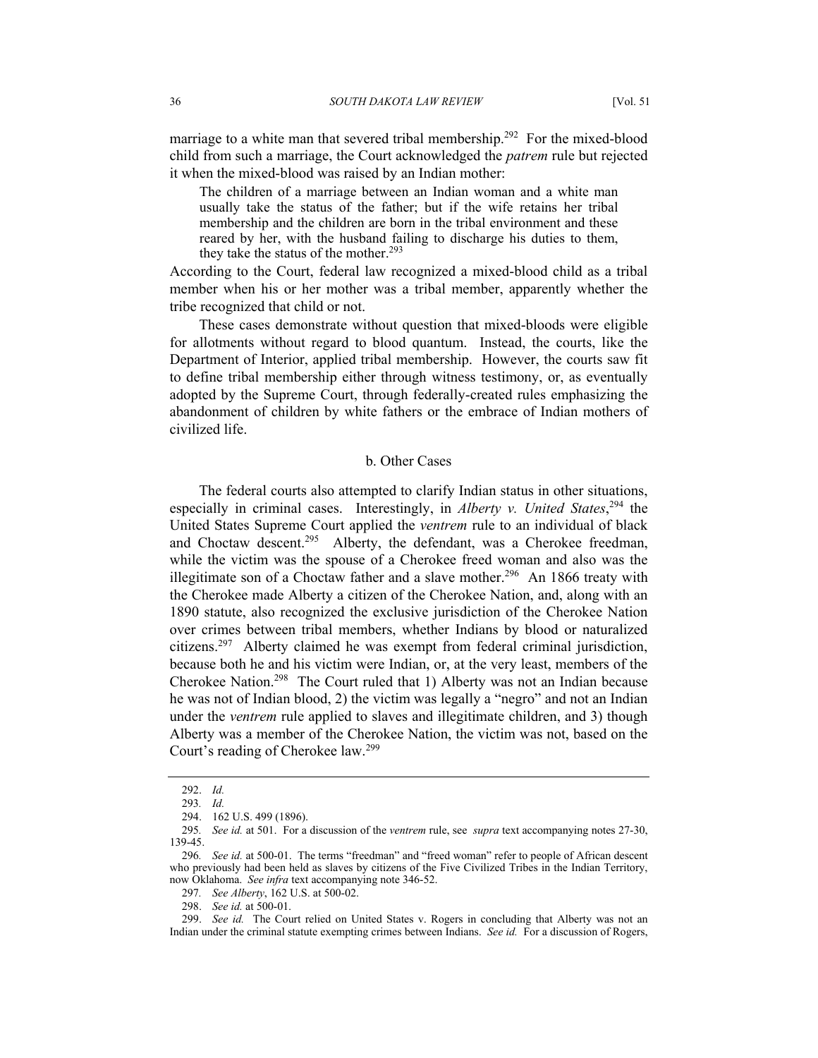marriage to a white man that severed tribal membership.[292] For the mixed-blood child from such a marriage, the Court acknowledged the *patrem* rule but rejected it when the mixed-blood was raised by an Indian mother:

> The children of a marriage between an Indian woman and a white man usually take the status of the father; but if the wife retains her tribal membership and the children are born in the tribal environment and these reared by her, with the husband failing to discharge his duties to them, they take the status of the mother.[293]

According to the Court, federal law recognized a mixed-blood child as a tribal member when his or her mother was a tribal member, apparently whether the tribe recognized that child or not.

These cases demonstrate without question that mixed-bloods were eligible for allotments without regard to blood quantum. Instead, the courts, like the Department of Interior, applied tribal membership. However, the courts saw fit to define tribal membership either through witness testimony, or, as eventually adopted by the Supreme Court, through federally-created rules emphasizing the abandonment of children by white fathers or the embrace of Indian mothers of civilized life.

#### b. Other Cases

The federal courts also attempted to clarify Indian status in other situations, especially in criminal cases. Interestingly, in *Alberty v. United States*,[294] the United States Supreme Court applied the *ventrem* rule to an individual of black and Choctaw descent.[295] Alberty, the defendant, was a Cherokee freedman, while the victim was the spouse of a Cherokee freed woman and also was the illegitimate son of a Choctaw father and a slave mother.[296] An 1866 treaty with the Cherokee made Alberty a citizen of the Cherokee Nation, and, along with an 1890 statute, also recognized the exclusive jurisdiction of the Cherokee Nation over crimes between tribal members, whether Indians by blood or naturalized citizens.[297] Alberty claimed he was exempt from federal criminal jurisdiction, because both he and his victim were Indian, or, at the very least, members of the Cherokee Nation.[298] The Court ruled that 1) Alberty was not an Indian because he was not of Indian blood, 2) the victim was legally a "negro" and not an Indian under the *ventrem* rule applied to slaves and illegitimate children, and 3) though Alberty was a member of the Cherokee Nation, the victim was not, based on the Court's reading of Cherokee law.[299]

---

292. *Id.*

293. *Id.*

294. 162 U.S. 499 (1896).

295. *See id.* at 501. For a discussion of the *ventrem* rule, see *supra* text accompanying notes 27-30, 139-45.

296. *See id.* at 500-01. The terms "freedman" and "freed woman" refer to people of African descent who previously had been held as slaves by citizens of the Five Civilized Tribes in the Indian Territory, now Oklahoma. *See infra* text accompanying note 346-52.

297. *See Alberty*, 162 U.S. at 500-02.

298. *See id.* at 500-01.

299. *See id.* The Court relied on United States v. Rogers in concluding that Alberty was not an Indian under the criminal statute exempting crimes between Indians. *See id.* For a discussion of Rogers,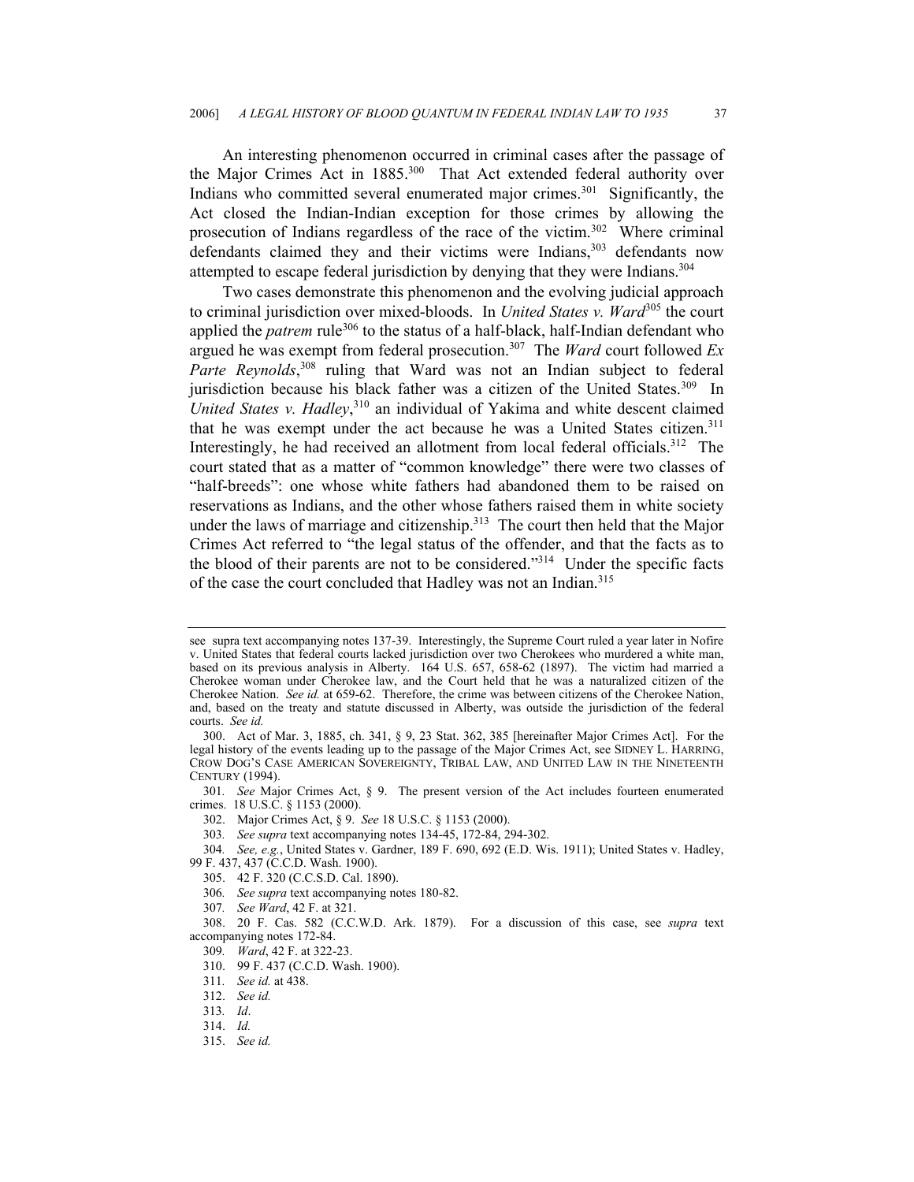An interesting phenomenon occurred in criminal cases after the passage of the Major Crimes Act in 1885.[300] That Act extended federal authority over Indians who committed several enumerated major crimes.[301] Significantly, the Act closed the Indian-Indian exception for those crimes by allowing the prosecution of Indians regardless of the race of the victim.[302] Where criminal defendants claimed they and their victims were Indians,[303] defendants now attempted to escape federal jurisdiction by denying that they were Indians.[304]

Two cases demonstrate this phenomenon and the evolving judicial approach to criminal jurisdiction over mixed-bloods. In *United States v. Ward*[305] the court applied the *patrem* rule[306] to the status of a half-black, half-Indian defendant who argued he was exempt from federal prosecution.[307] The *Ward* court followed *Ex Parte Reynolds*,[308] ruling that Ward was not an Indian subject to federal jurisdiction because his black father was a citizen of the United States.[309] In *United States v. Hadley*,[310] an individual of Yakima and white descent claimed that he was exempt under the act because he was a United States citizen.[311] Interestingly, he had received an allotment from local federal officials.[312] The court stated that as a matter of "common knowledge" there were two classes of "half-breeds": one whose white fathers had abandoned them to be raised on reservations as Indians, and the other whose fathers raised them in white society under the laws of marriage and citizenship.[313] The court then held that the Major Crimes Act referred to "the legal status of the offender, and that the facts as to the blood of their parents are not to be considered."[314] Under the specific facts of the case the court concluded that Hadley was not an Indian.[315]

---

see supra text accompanying notes 137-39. Interestingly, the Supreme Court ruled a year later in Nofire v. United States that federal courts lacked jurisdiction over two Cherokees who murdered a white man, based on its previous analysis in Alberty. 164 U.S. 657, 658-62 (1897). The victim had married a Cherokee woman under Cherokee law, and the Court held that he was a naturalized citizen of the Cherokee Nation. *See id.* at 659-62. Therefore, the crime was between citizens of the Cherokee Nation, and, based on the treaty and statute discussed in Alberty, was outside the jurisdiction of the federal courts. *See id.*

300. Act of Mar. 3, 1885, ch. 341, § 9, 23 Stat. 362, 385 [hereinafter Major Crimes Act]. For the legal history of the events leading up to the passage of the Major Crimes Act, see SIDNEY L. HARRING, CROW DOG'S CASE AMERICAN SOVEREIGNTY, TRIBAL LAW, AND UNITED LAW IN THE NINETEENTH CENTURY (1994).

301. *See* Major Crimes Act, § 9. The present version of the Act includes fourteen enumerated crimes. 18 U.S.C. § 1153 (2000).

302. Major Crimes Act, § 9. *See* 18 U.S.C. § 1153 (2000).

303. *See supra* text accompanying notes 134-45, 172-84, 294-302.

304. *See, e.g.*, United States v. Gardner, 189 F. 690, 692 (E.D. Wis. 1911); United States v. Hadley, 99 F. 437, 437 (C.C.D. Wash. 1900).

305. 42 F. 320 (C.C.S.D. Cal. 1890).

306. *See supra* text accompanying notes 180-82.

307. *See Ward*, 42 F. at 321.

308. 20 F. Cas. 582 (C.C.W.D. Ark. 1879). For a discussion of this case, see *supra* text accompanying notes 172-84.

309. *Ward*, 42 F. at 322-23.

310. 99 F. 437 (C.C.D. Wash. 1900).

311. *See id.* at 438.

312. *See id.*

313. *Id*.

314. *Id.*

315. *See id.*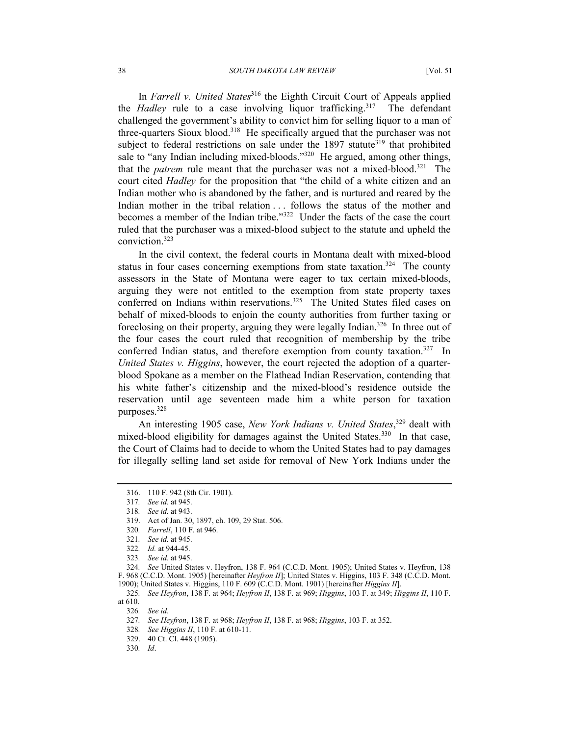In *Farrell v. United States*[316] the Eighth Circuit Court of Appeals applied the *Hadley* rule to a case involving liquor trafficking.[317] The defendant challenged the government's ability to convict him for selling liquor to a man of three-quarters Sioux blood.[318] He specifically argued that the purchaser was not subject to federal restrictions on sale under the 1897 statute[319] that prohibited sale to "any Indian including mixed-bloods."[320] He argued, among other things, that the *patrem* rule meant that the purchaser was not a mixed-blood.[321] The court cited *Hadley* for the proposition that "the child of a white citizen and an Indian mother who is abandoned by the father, and is nurtured and reared by the Indian mother in the tribal relation . . . follows the status of the mother and becomes a member of the Indian tribe."[322] Under the facts of the case the court ruled that the purchaser was a mixed-blood subject to the statute and upheld the conviction.[323]

In the civil context, the federal courts in Montana dealt with mixed-blood status in four cases concerning exemptions from state taxation.[324] The county assessors in the State of Montana were eager to tax certain mixed-bloods, arguing they were not entitled to the exemption from state property taxes conferred on Indians within reservations.[325] The United States filed cases on behalf of mixed-bloods to enjoin the county authorities from further taxing or foreclosing on their property, arguing they were legally Indian.[326] In three out of the four cases the court ruled that recognition of membership by the tribe conferred Indian status, and therefore exemption from county taxation.[327] In *United States v. Higgins*, however, the court rejected the adoption of a quarter-blood Spokane as a member on the Flathead Indian Reservation, contending that his white father's citizenship and the mixed-blood's residence outside the reservation until age seventeen made him a white person for taxation purposes.[328]

An interesting 1905 case, *New York Indians v. United States*,[329] dealt with mixed-blood eligibility for damages against the United States.[330] In that case, the Court of Claims had to decide to whom the United States had to pay damages for illegally selling land set aside for removal of New York Indians under the

---

316. 110 F. 942 (8th Cir. 1901).

317. *See id.* at 945.

318. *See id.* at 943.

319. Act of Jan. 30, 1897, ch. 109, 29 Stat. 506.

320. *Farrell*, 110 F. at 946.

321. *See id.* at 945.

322. *Id.* at 944-45.

323. *See id.* at 945.

324. *See* United States v. Heyfron, 138 F. 964 (C.C.D. Mont. 1905); United States v. Heyfron, 138 F. 968 (C.C.D. Mont. 1905) [hereinafter *Heyfron II*]; United States v. Higgins, 103 F. 348 (C.C.D. Mont. 1900); United States v. Higgins, 110 F. 609 (C.C.D. Mont. 1901) [hereinafter *Higgins II*].

325. *See Heyfron*, 138 F. at 964; *Heyfron II*, 138 F. at 969; *Higgins*, 103 F. at 349; *Higgins II*, 110 F. at 610.

326. *See id.*

327. *See Heyfron*, 138 F. at 968; *Heyfron II*, 138 F. at 968; *Higgins*, 103 F. at 352.

328. *See Higgins II*, 110 F. at 610-11.

329. 40 Ct. Cl. 448 (1905).

330. *Id*.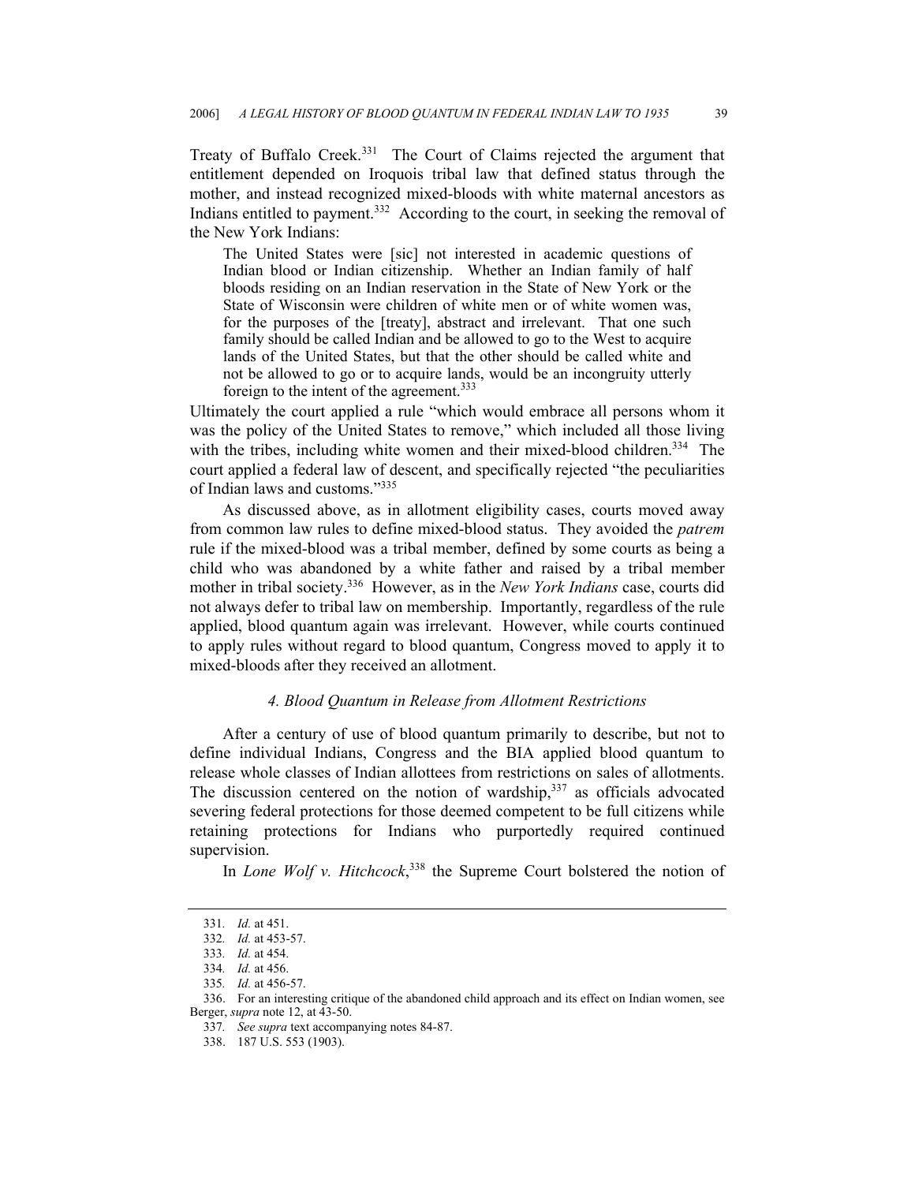Treaty of Buffalo Creek.[331] The Court of Claims rejected the argument that entitlement depended on Iroquois tribal law that defined status through the mother, and instead recognized mixed-bloods with white maternal ancestors as Indians entitled to payment.[332] According to the court, in seeking the removal of the New York Indians:

> The United States were [sic] not interested in academic questions of Indian blood or Indian citizenship. Whether an Indian family of half bloods residing on an Indian reservation in the State of New York or the State of Wisconsin were children of white men or of white women was, for the purposes of the [treaty], abstract and irrelevant. That one such family should be called Indian and be allowed to go to the West to acquire lands of the United States, but that the other should be called white and not be allowed to go or to acquire lands, would be an incongruity utterly foreign to the intent of the agreement.[333]

Ultimately the court applied a rule "which would embrace all persons whom it was the policy of the United States to remove," which included all those living with the tribes, including white women and their mixed-blood children.[334] The court applied a federal law of descent, and specifically rejected "the peculiarities of Indian laws and customs."[335]

As discussed above, as in allotment eligibility cases, courts moved away from common law rules to define mixed-blood status. They avoided the *patrem* rule if the mixed-blood was a tribal member, defined by some courts as being a child who was abandoned by a white father and raised by a tribal member mother in tribal society.[336] However, as in the *New York Indians* case, courts did not always defer to tribal law on membership. Importantly, regardless of the rule applied, blood quantum again was irrelevant. However, while courts continued to apply rules without regard to blood quantum, Congress moved to apply it to mixed-bloods after they received an allotment.

#### *4. Blood Quantum in Release from Allotment Restrictions*

After a century of use of blood quantum primarily to describe, but not to define individual Indians, Congress and the BIA applied blood quantum to release whole classes of Indian allottees from restrictions on sales of allotments. The discussion centered on the notion of wardship,[337] as officials advocated severing federal protections for those deemed competent to be full citizens while retaining protections for Indians who purportedly required continued supervision.

In *Lone Wolf v. Hitchcock*,[338] the Supreme Court bolstered the notion of

---

331. *Id.* at 451.

332. *Id.* at 453-57.

333. *Id.* at 454.

334. *Id.* at 456.

335. *Id.* at 456-57.

336. For an interesting critique of the abandoned child approach and its effect on Indian women, see Berger, *supra* note 12, at 43-50.

337. *See supra* text accompanying notes 84-87.

338. 187 U.S. 553 (1903).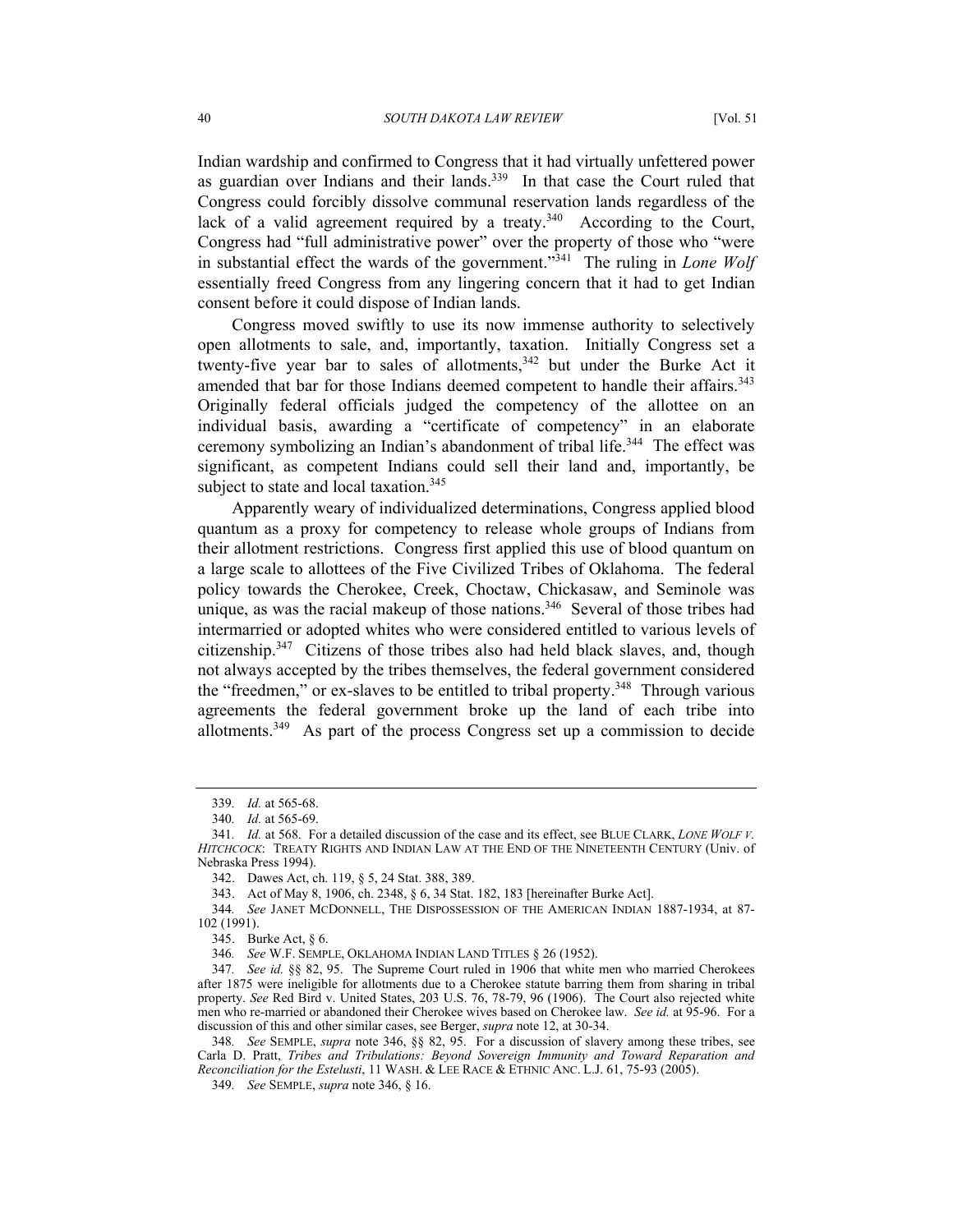Indian wardship and confirmed to Congress that it had virtually unfettered power as guardian over Indians and their lands.[339] In that case the Court ruled that Congress could forcibly dissolve communal reservation lands regardless of the lack of a valid agreement required by a treaty.[340] According to the Court, Congress had "full administrative power" over the property of those who "were in substantial effect the wards of the government."[341] The ruling in *Lone Wolf* essentially freed Congress from any lingering concern that it had to get Indian consent before it could dispose of Indian lands.

Congress moved swiftly to use its now immense authority to selectively open allotments to sale, and, importantly, taxation. Initially Congress set a twenty-five year bar to sales of allotments,[342] but under the Burke Act it amended that bar for those Indians deemed competent to handle their affairs.[343] Originally federal officials judged the competency of the allottee on an individual basis, awarding a "certificate of competency" in an elaborate ceremony symbolizing an Indian's abandonment of tribal life.[344] The effect was significant, as competent Indians could sell their land and, importantly, be subject to state and local taxation.[345]

Apparently weary of individualized determinations, Congress applied blood quantum as a proxy for competency to release whole groups of Indians from their allotment restrictions. Congress first applied this use of blood quantum on a large scale to allottees of the Five Civilized Tribes of Oklahoma. The federal policy towards the Cherokee, Creek, Choctaw, Chickasaw, and Seminole was unique, as was the racial makeup of those nations.[346] Several of those tribes had intermarried or adopted whites who were considered entitled to various levels of citizenship.[347] Citizens of those tribes also had held black slaves, and, though not always accepted by the tribes themselves, the federal government considered the "freedmen," or ex-slaves to be entitled to tribal property.[348] Through various agreements the federal government broke up the land of each tribe into allotments.[349] As part of the process Congress set up a commission to decide

---

339. *Id.* at 565-68.

340. *Id.* at 565-69.

341. *Id.* at 568. For a detailed discussion of the case and its effect, see BLUE CLARK, *LONE WOLF V. HITCHCOCK*: TREATY RIGHTS AND INDIAN LAW AT THE END OF THE NINETEENTH CENTURY (Univ. of Nebraska Press 1994).

342. Dawes Act, ch. 119, § 5, 24 Stat. 388, 389.

343. Act of May 8, 1906, ch. 2348, § 6, 34 Stat. 182, 183 [hereinafter Burke Act].

344. *See* JANET MCDONNELL, THE DISPOSSESSION OF THE AMERICAN INDIAN 1887-1934, at 87-102 (1991).

345. Burke Act, § 6.

346. *See* W.F. SEMPLE, OKLAHOMA INDIAN LAND TITLES § 26 (1952).

347. *See id.* §§ 82, 95. The Supreme Court ruled in 1906 that white men who married Cherokees after 1875 were ineligible for allotments due to a Cherokee statute barring them from sharing in tribal property. *See* Red Bird v. United States, 203 U.S. 76, 78-79, 96 (1906). The Court also rejected white men who re-married or abandoned their Cherokee wives based on Cherokee law. *See id.* at 95-96. For a discussion of this and other similar cases, see Berger, *supra* note 12, at 30-34.

348. *See* SEMPLE, *supra* note 346, §§ 82, 95. For a discussion of slavery among these tribes, see Carla D. Pratt, *Tribes and Tribulations: Beyond Sovereign Immunity and Toward Reparation and Reconciliation for the Estelusti*, 11 WASH. & LEE RACE & ETHNIC ANC. L.J. 61, 75-93 (2005).

349. *See* SEMPLE, *supra* note 346, § 16.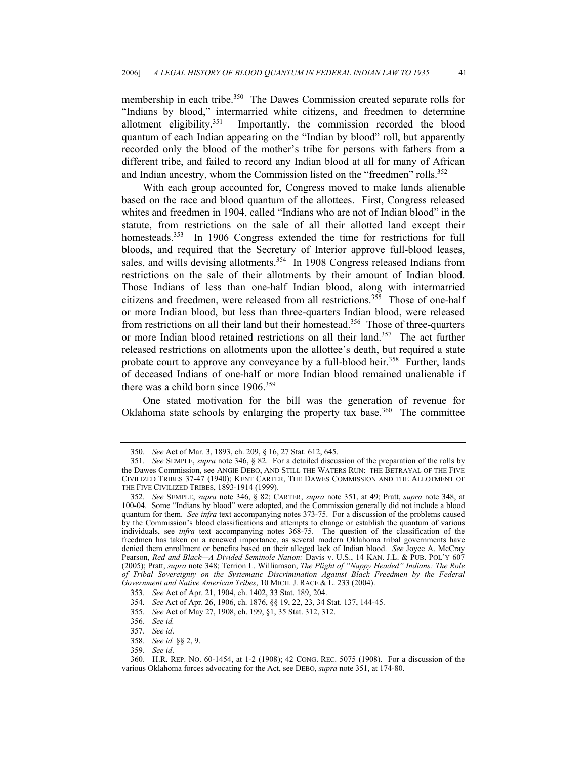membership in each tribe.[350] The Dawes Commission created separate rolls for "Indians by blood," intermarried white citizens, and freedmen to determine allotment eligibility.[351] Importantly, the commission recorded the blood quantum of each Indian appearing on the "Indian by blood" roll, but apparently recorded only the blood of the mother's tribe for persons with fathers from a different tribe, and failed to record any Indian blood at all for many of African and Indian ancestry, whom the Commission listed on the "freedmen" rolls.[352]

With each group accounted for, Congress moved to make lands alienable based on the race and blood quantum of the allottees. First, Congress released whites and freedmen in 1904, called "Indians who are not of Indian blood" in the statute, from restrictions on the sale of all their allotted land except their homesteads.[353] In 1906 Congress extended the time for restrictions for full bloods, and required that the Secretary of Interior approve full-blood leases, sales, and wills devising allotments.[354] In 1908 Congress released Indians from restrictions on the sale of their allotments by their amount of Indian blood. Those Indians of less than one-half Indian blood, along with intermarried citizens and freedmen, were released from all restrictions.[355] Those of one-half or more Indian blood, but less than three-quarters Indian blood, were released from restrictions on all their land but their homestead.[356] Those of three-quarters or more Indian blood retained restrictions on all their land.[357] The act further released restrictions on allotments upon the allottee's death, but required a state probate court to approve any conveyance by a full-blood heir.[358] Further, lands of deceased Indians of one-half or more Indian blood remained unalienable if there was a child born since 1906.[359]

One stated motivation for the bill was the generation of revenue for Oklahoma state schools by enlarging the property tax base.[360] The committee

---

350. *See* Act of Mar. 3, 1893, ch. 209, § 16, 27 Stat. 612, 645.

351. *See* SEMPLE, *supra* note 346, § 82. For a detailed discussion of the preparation of the rolls by the Dawes Commission, see ANGIE DEBO, AND STILL THE WATERS RUN: THE BETRAYAL OF THE FIVE CIVILIZED TRIBES 37-47 (1940); KENT CARTER, THE DAWES COMMISSION AND THE ALLOTMENT OF THE FIVE CIVILIZED TRIBES, 1893-1914 (1999).

352. *See* SEMPLE, *supra* note 346, § 82; CARTER, *supra* note 351, at 49; Pratt, *supra* note 348, at 100-04. Some "Indians by blood" were adopted, and the Commission generally did not include a blood quantum for them. *See infra* text accompanying notes 373-75. For a discussion of the problems caused by the Commission's blood classifications and attempts to change or establish the quantum of various individuals, see *infra* text accompanying notes 368-75. The question of the classification of the freedmen has taken on a renewed importance, as several modern Oklahoma tribal governments have denied them enrollment or benefits based on their alleged lack of Indian blood. *See* Joyce A. McCray Pearson, *Red and Black—A Divided Seminole Nation:* Davis v. U.S., 14 KAN. J.L. & PUB. POL'Y 607 (2005); Pratt, *supra* note 348; Terrion L. Williamson, *The Plight of "Nappy Headed" Indians: The Role of Tribal Sovereignty on the Systematic Discrimination Against Black Freedmen by the Federal Government and Native American Tribes*, 10 MICH. J. RACE & L. 233 (2004).

353. *See* Act of Apr. 21, 1904, ch. 1402, 33 Stat. 189, 204.

354. *See* Act of Apr. 26, 1906, ch. 1876, §§ 19, 22, 23, 34 Stat. 137, 144-45.

355. *See* Act of May 27, 1908, ch. 199, §1, 35 Stat. 312, 312.

356. *See id.*

357. *See id*.

358. *See id.* §§ 2, 9.

359. *See id*.

360. H.R. REP. NO. 60-1454, at 1-2 (1908); 42 CONG. REC. 5075 (1908). For a discussion of the various Oklahoma forces advocating for the Act, see DEBO, *supra* note 351, at 174-80.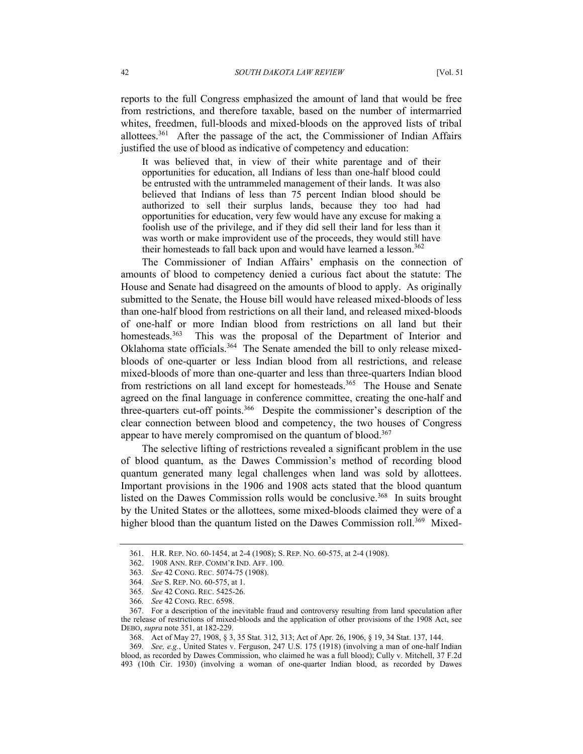reports to the full Congress emphasized the amount of land that would be free from restrictions, and therefore taxable, based on the number of intermarried whites, freedmen, full-bloods and mixed-bloods on the approved lists of tribal allottees.[361] After the passage of the act, the Commissioner of Indian Affairs justified the use of blood as indicative of competency and education:

> It was believed that, in view of their white parentage and of their opportunities for education, all Indians of less than one-half blood could be entrusted with the untrammeled management of their lands. It was also believed that Indians of less than 75 percent Indian blood should be authorized to sell their surplus lands, because they too had had opportunities for education, very few would have any excuse for making a foolish use of the privilege, and if they did sell their land for less than it was worth or make improvident use of the proceeds, they would still have their homesteads to fall back upon and would have learned a lesson.[362]

The Commissioner of Indian Affairs' emphasis on the connection of amounts of blood to competency denied a curious fact about the statute: The House and Senate had disagreed on the amounts of blood to apply. As originally submitted to the Senate, the House bill would have released mixed-bloods of less than one-half blood from restrictions on all their land, and released mixed-bloods of one-half or more Indian blood from restrictions on all land but their homesteads.[363] This was the proposal of the Department of Interior and Oklahoma state officials.[364] The Senate amended the bill to only release mixed-bloods of one-quarter or less Indian blood from all restrictions, and release mixed-bloods of more than one-quarter and less than three-quarters Indian blood from restrictions on all land except for homesteads.[365] The House and Senate agreed on the final language in conference committee, creating the one-half and three-quarters cut-off points.[366] Despite the commissioner's description of the clear connection between blood and competency, the two houses of Congress appear to have merely compromised on the quantum of blood.[367]

The selective lifting of restrictions revealed a significant problem in the use of blood quantum, as the Dawes Commission's method of recording blood quantum generated many legal challenges when land was sold by allottees. Important provisions in the 1906 and 1908 acts stated that the blood quantum listed on the Dawes Commission rolls would be conclusive.[368] In suits brought by the United States or the allottees, some mixed-bloods claimed they were of a higher blood than the quantum listed on the Dawes Commission roll.[369] Mixed-

---

361. H.R. REP. NO. 60-1454, at 2-4 (1908); S. REP. NO. 60-575, at 2-4 (1908).

362. 1908 ANN. REP. COMM'R IND. AFF. 100.

363. *See* 42 CONG. REC. 5074-75 (1908).

364. *See* S. REP. NO. 60-575, at 1.

365. *See* 42 CONG. REC. 5425-26.

366. *See* 42 CONG. REC. 6598.

367. For a description of the inevitable fraud and controversy resulting from land speculation after the release of restrictions of mixed-bloods and the application of other provisions of the 1908 Act, see DEBO, *supra* note 351, at 182-229.

368. Act of May 27, 1908, § 3, 35 Stat. 312, 313; Act of Apr. 26, 1906, § 19, 34 Stat. 137, 144.

369. *See, e.g.*, United States v. Ferguson, 247 U.S. 175 (1918) (involving a man of one-half Indian blood, as recorded by Dawes Commission, who claimed he was a full blood); Cully v. Mitchell, 37 F.2d 493 (10th Cir. 1930) (involving a woman of one-quarter Indian blood, as recorded by Dawes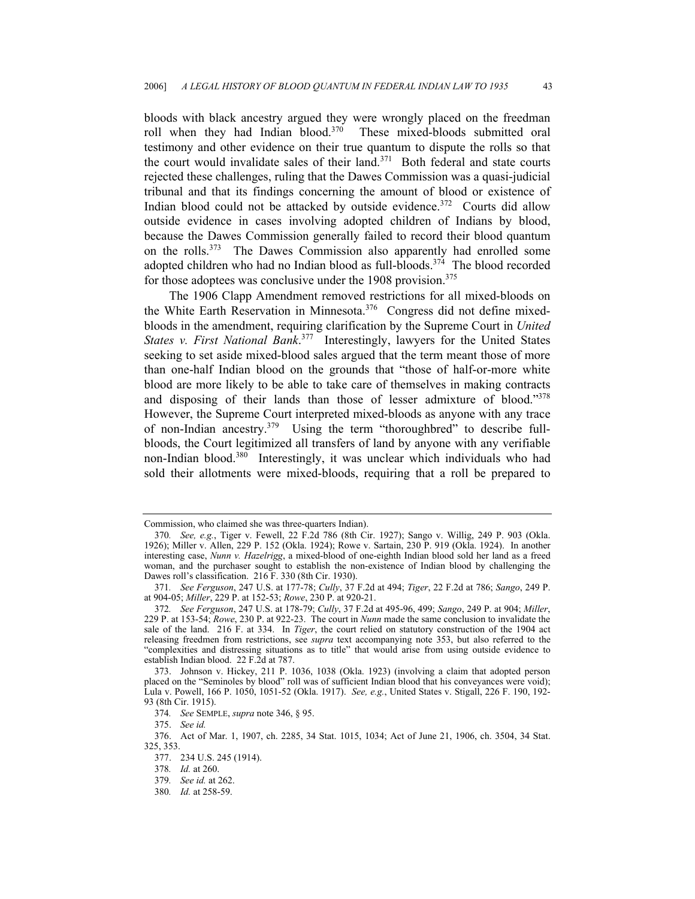bloods with black ancestry argued they were wrongly placed on the freedman roll when they had Indian blood.[370] These mixed-bloods submitted oral testimony and other evidence on their true quantum to dispute the rolls so that the court would invalidate sales of their land.[371] Both federal and state courts rejected these challenges, ruling that the Dawes Commission was a quasi-judicial tribunal and that its findings concerning the amount of blood or existence of Indian blood could not be attacked by outside evidence.[372] Courts did allow outside evidence in cases involving adopted children of Indians by blood, because the Dawes Commission generally failed to record their blood quantum on the rolls.[373] The Dawes Commission also apparently had enrolled some adopted children who had no Indian blood as full-bloods.[374] The blood recorded for those adoptees was conclusive under the 1908 provision.[375]

The 1906 Clapp Amendment removed restrictions for all mixed-bloods on the White Earth Reservation in Minnesota.[376] Congress did not define mixed-bloods in the amendment, requiring clarification by the Supreme Court in *United States v. First National Bank*.[377] Interestingly, lawyers for the United States seeking to set aside mixed-blood sales argued that the term meant those of more than one-half Indian blood on the grounds that "those of half-or-more white blood are more likely to be able to take care of themselves in making contracts and disposing of their lands than those of lesser admixture of blood."[378] However, the Supreme Court interpreted mixed-bloods as anyone with any trace of non-Indian ancestry.[379] Using the term "thoroughbred" to describe full-bloods, the Court legitimized all transfers of land by anyone with any verifiable non-Indian blood.[380] Interestingly, it was unclear which individuals who had sold their allotments were mixed-bloods, requiring that a roll be prepared to

---

Commission, who claimed she was three-quarters Indian).

370. *See, e.g.*, Tiger v. Fewell, 22 F.2d 786 (8th Cir. 1927); Sango v. Willig, 249 P. 903 (Okla. 1926); Miller v. Allen, 229 P. 152 (Okla. 1924); Rowe v. Sartain, 230 P. 919 (Okla. 1924). In another interesting case, *Nunn v. Hazelrigg*, a mixed-blood of one-eighth Indian blood sold her land as a freed woman, and the purchaser sought to establish the non-existence of Indian blood by challenging the Dawes roll's classification. 216 F. 330 (8th Cir. 1930).

371. *See Ferguson*, 247 U.S. at 177-78; *Cully*, 37 F.2d at 494; *Tiger*, 22 F.2d at 786; *Sango*, 249 P. at 904-05; *Miller*, 229 P. at 152-53; *Rowe*, 230 P. at 920-21.

372. *See Ferguson*, 247 U.S. at 178-79; *Cully*, 37 F.2d at 495-96, 499; *Sango*, 249 P. at 904; *Miller*, 229 P. at 153-54; *Rowe*, 230 P. at 922-23. The court in *Nunn* made the same conclusion to invalidate the sale of the land. 216 F. at 334. In *Tiger*, the court relied on statutory construction of the 1904 act releasing freedmen from restrictions, see *supra* text accompanying note 353, but also referred to the "complexities and distressing situations as to title" that would arise from using outside evidence to establish Indian blood. 22 F.2d at 787.

373. Johnson v. Hickey, 211 P. 1036, 1038 (Okla. 1923) (involving a claim that adopted person placed on the "Seminoles by blood" roll was of sufficient Indian blood that his conveyances were void); Lula v. Powell, 166 P. 1050, 1051-52 (Okla. 1917). *See, e.g.*, United States v. Stigall, 226 F. 190, 192-93 (8th Cir. 1915).

374. *See* SEMPLE, *supra* note 346, § 95.

375. *See id.*

376. Act of Mar. 1, 1907, ch. 2285, 34 Stat. 1015, 1034; Act of June 21, 1906, ch. 3504, 34 Stat. 325, 353.

377. 234 U.S. 245 (1914).

378. *Id.* at 260.

379. *See id.* at 262.

380. *Id.* at 258-59.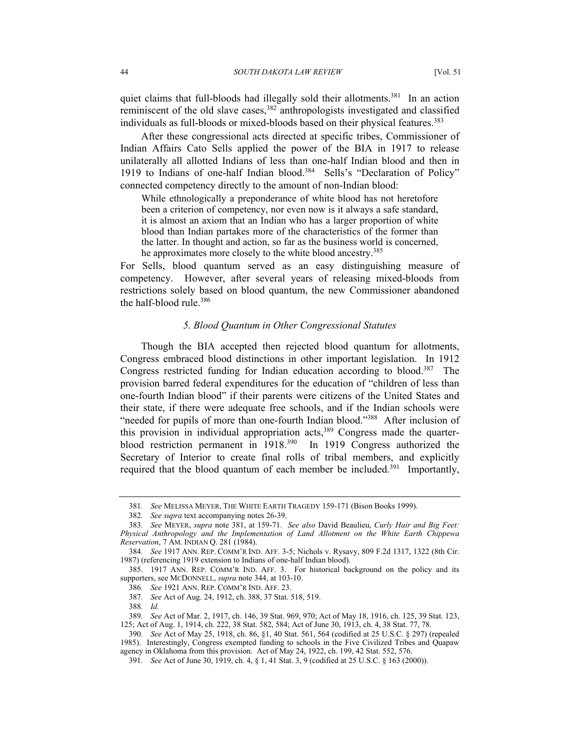quiet claims that full-bloods had illegally sold their allotments.[381] In an action reminiscent of the old slave cases,[382] anthropologists investigated and classified individuals as full-bloods or mixed-bloods based on their physical features.[383]

After these congressional acts directed at specific tribes, Commissioner of Indian Affairs Cato Sells applied the power of the BIA in 1917 to release unilaterally all allotted Indians of less than one-half Indian blood and then in 1919 to Indians of one-half Indian blood.[384] Sells's "Declaration of Policy" connected competency directly to the amount of non-Indian blood:

> While ethnologically a preponderance of white blood has not heretofore been a criterion of competency, nor even now is it always a safe standard, it is almost an axiom that an Indian who has a larger proportion of white blood than Indian partakes more of the characteristics of the former than the latter. In thought and action, so far as the business world is concerned, he approximates more closely to the white blood ancestry.[385]

For Sells, blood quantum served as an easy distinguishing measure of competency. However, after several years of releasing mixed-bloods from restrictions solely based on blood quantum, the new Commissioner abandoned the half-blood rule.[386]

### *5. Blood Quantum in Other Congressional Statutes*

Though the BIA accepted then rejected blood quantum for allotments, Congress embraced blood distinctions in other important legislation. In 1912 Congress restricted funding for Indian education according to blood.[387] The provision barred federal expenditures for the education of "children of less than one-fourth Indian blood" if their parents were citizens of the United States and their state, if there were adequate free schools, and if the Indian schools were "needed for pupils of more than one-fourth Indian blood."[388] After inclusion of this provision in individual appropriation acts,[389] Congress made the quarter-blood restriction permanent in 1918.[390] In 1919 Congress authorized the Secretary of Interior to create final rolls of tribal members, and explicitly required that the blood quantum of each member be included.[391] Importantly,

---

381. *See* MELISSA MEYER, THE WHITE EARTH TRAGEDY 159-171 (Bison Books 1999).

382. *See supra* text accompanying notes 26-39.

383. *See* MEYER, *supra* note 381, at 159-71. *See also* David Beaulieu, *Curly Hair and Big Feet: Physical Anthropology and the Implementation of Land Allotment on the White Earth Chippewa Reservation*, 7 AM. INDIAN Q. 281 (1984).

384. *See* 1917 ANN. REP. COMM'R IND. AFF. 3-5; Nichols v. Rysavy, 809 F.2d 1317, 1322 (8th Cir. 1987) (referencing 1919 extension to Indians of one-half Indian blood).

385. 1917 ANN. REP. COMM'R IND. AFF. 3. For historical background on the policy and its supporters, see MCDONNELL, *supra* note 344, at 103-10.

386. *See* 1921 ANN. REP. COMM'R IND. AFF. 23.

387. *See* Act of Aug. 24, 1912, ch. 388, 37 Stat. 518, 519.

388. *Id.*

389. *See* Act of Mar. 2, 1917, ch. 146, 39 Stat. 969, 970; Act of May 18, 1916, ch. 125, 39 Stat. 123, 125; Act of Aug. 1, 1914, ch. 222, 38 Stat. 582, 584; Act of June 30, 1913, ch. 4, 38 Stat. 77, 78.

390. *See* Act of May 25, 1918, ch. 86, §1, 40 Stat. 561, 564 (codified at 25 U.S.C. § 297) (repealed 1985). Interestingly, Congress exempted funding to schools in the Five Civilized Tribes and Quapaw agency in Oklahoma from this provision. Act of May 24, 1922, ch. 199, 42 Stat. 552, 576.

391. *See* Act of June 30, 1919, ch. 4, § 1, 41 Stat. 3, 9 (codified at 25 U.S.C. § 163 (2000)).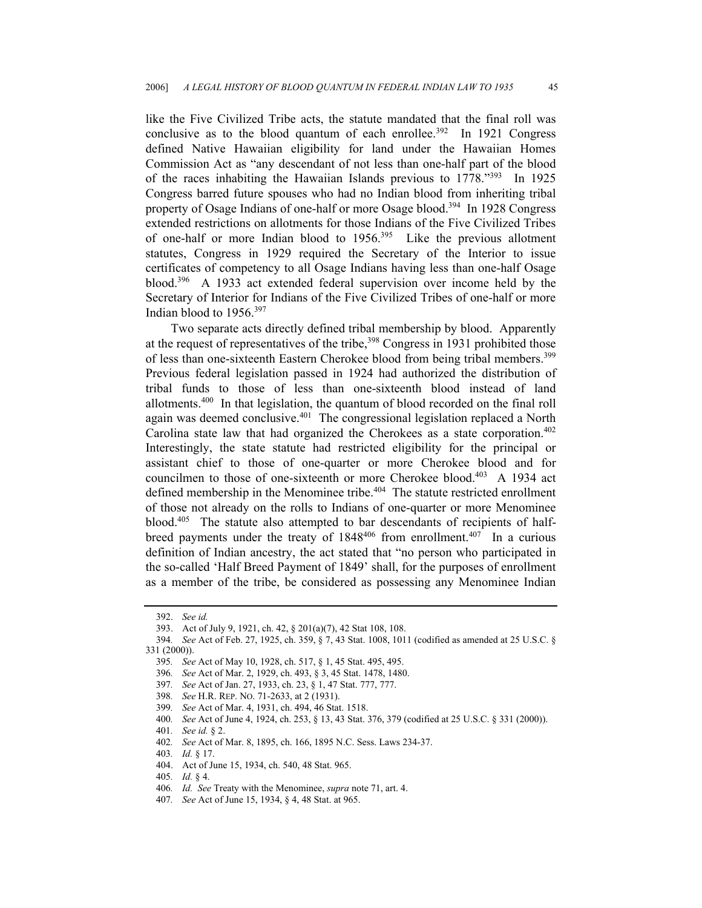like the Five Civilized Tribe acts, the statute mandated that the final roll was conclusive as to the blood quantum of each enrollee.[392] In 1921 Congress defined Native Hawaiian eligibility for land under the Hawaiian Homes Commission Act as "any descendant of not less than one-half part of the blood of the races inhabiting the Hawaiian Islands previous to 1778."[393] In 1925 Congress barred future spouses who had no Indian blood from inheriting tribal property of Osage Indians of one-half or more Osage blood.[394] In 1928 Congress extended restrictions on allotments for those Indians of the Five Civilized Tribes of one-half or more Indian blood to 1956.[395] Like the previous allotment statutes, Congress in 1929 required the Secretary of the Interior to issue certificates of competency to all Osage Indians having less than one-half Osage blood.[396] A 1933 act extended federal supervision over income held by the Secretary of Interior for Indians of the Five Civilized Tribes of one-half or more Indian blood to 1956.[397]

Two separate acts directly defined tribal membership by blood. Apparently at the request of representatives of the tribe,[398] Congress in 1931 prohibited those of less than one-sixteenth Eastern Cherokee blood from being tribal members.[399] Previous federal legislation passed in 1924 had authorized the distribution of tribal funds to those of less than one-sixteenth blood instead of land allotments.[400] In that legislation, the quantum of blood recorded on the final roll again was deemed conclusive.[401] The congressional legislation replaced a North Carolina state law that had organized the Cherokees as a state corporation.[402] Interestingly, the state statute had restricted eligibility for the principal or assistant chief to those of one-quarter or more Cherokee blood and for councilmen to those of one-sixteenth or more Cherokee blood.[403] A 1934 act defined membership in the Menominee tribe.[404] The statute restricted enrollment of those not already on the rolls to Indians of one-quarter or more Menominee blood.[405] The statute also attempted to bar descendants of recipients of half-breed payments under the treaty of 1848[406] from enrollment.[407] In a curious definition of Indian ancestry, the act stated that "no person who participated in the so-called 'Half Breed Payment of 1849' shall, for the purposes of enrollment as a member of the tribe, be considered as possessing any Menominee Indian

---

392. *See id.*

393. Act of July 9, 1921, ch. 42, § 201(a)(7), 42 Stat 108, 108.

394. *See* Act of Feb. 27, 1925, ch. 359, § 7, 43 Stat. 1008, 1011 (codified as amended at 25 U.S.C. § 331 (2000)).

395. *See* Act of May 10, 1928, ch. 517, § 1, 45 Stat. 495, 495.

396. *See* Act of Mar. 2, 1929, ch. 493, § 3, 45 Stat. 1478, 1480.

397. *See* Act of Jan. 27, 1933, ch. 23, § 1, 47 Stat. 777, 777.

398. *See* H.R. REP. NO. 71-2633, at 2 (1931).

399. *See* Act of Mar. 4, 1931, ch. 494, 46 Stat. 1518.

400. *See* Act of June 4, 1924, ch. 253, § 13, 43 Stat. 376, 379 (codified at 25 U.S.C. § 331 (2000)).

401. *See id.* § 2.

402. *See* Act of Mar. 8, 1895, ch. 166, 1895 N.C. Sess. Laws 234-37.

403. *Id.* § 17.

404. Act of June 15, 1934, ch. 540, 48 Stat. 965.

405. *Id.* § 4.

406. *Id.* *See* Treaty with the Menominee, *supra* note 71, art. 4.

407. *See* Act of June 15, 1934, § 4, 48 Stat. at 965.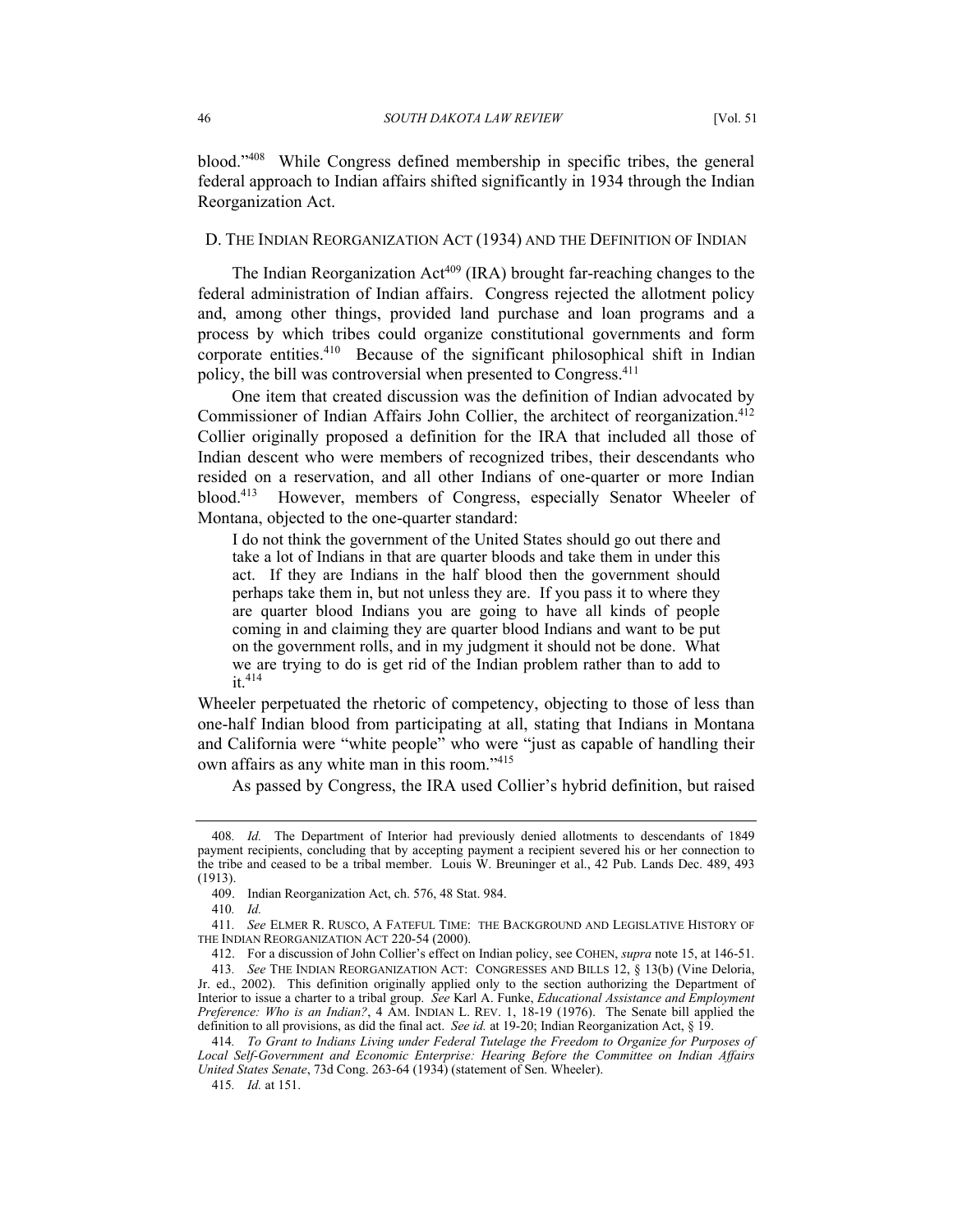blood."[408] While Congress defined membership in specific tribes, the general federal approach to Indian affairs shifted significantly in 1934 through the Indian Reorganization Act.

### D. THE INDIAN REORGANIZATION ACT (1934) AND THE DEFINITION OF INDIAN

The Indian Reorganization Act[409] (IRA) brought far-reaching changes to the federal administration of Indian affairs. Congress rejected the allotment policy and, among other things, provided land purchase and loan programs and a process by which tribes could organize constitutional governments and form corporate entities.[410] Because of the significant philosophical shift in Indian policy, the bill was controversial when presented to Congress.[411]

One item that created discussion was the definition of Indian advocated by Commissioner of Indian Affairs John Collier, the architect of reorganization.[412] Collier originally proposed a definition for the IRA that included all those of Indian descent who were members of recognized tribes, their descendants who resided on a reservation, and all other Indians of one-quarter or more Indian blood.[413] However, members of Congress, especially Senator Wheeler of Montana, objected to the one-quarter standard:

> I do not think the government of the United States should go out there and take a lot of Indians in that are quarter bloods and take them in under this act. If they are Indians in the half blood then the government should perhaps take them in, but not unless they are. If you pass it to where they are quarter blood Indians you are going to have all kinds of people coming in and claiming they are quarter blood Indians and want to be put on the government rolls, and in my judgment it should not be done. What we are trying to do is get rid of the Indian problem rather than to add to it.[414]

Wheeler perpetuated the rhetoric of competency, objecting to those of less than one-half Indian blood from participating at all, stating that Indians in Montana and California were "white people" who were "just as capable of handling their own affairs as any white man in this room."[415]

As passed by Congress, the IRA used Collier's hybrid definition, but raised

---

408. *Id.* The Department of Interior had previously denied allotments to descendants of 1849 payment recipients, concluding that by accepting payment a recipient severed his or her connection to the tribe and ceased to be a tribal member. Louis W. Breuninger et al., 42 Pub. Lands Dec. 489, 493 (1913).

409. Indian Reorganization Act, ch. 576, 48 Stat. 984.

410. *Id.*

411. *See* ELMER R. RUSCO, A FATEFUL TIME: THE BACKGROUND AND LEGISLATIVE HISTORY OF THE INDIAN REORGANIZATION ACT 220-54 (2000).

412. For a discussion of John Collier's effect on Indian policy, see COHEN, *supra* note 15, at 146-51.

413. *See* THE INDIAN REORGANIZATION ACT: CONGRESSES AND BILLS 12, § 13(b) (Vine Deloria, Jr. ed., 2002). This definition originally applied only to the section authorizing the Department of Interior to issue a charter to a tribal group. *See* Karl A. Funke, *Educational Assistance and Employment Preference: Who is an Indian?*, 4 AM. INDIAN L. REV. 1, 18-19 (1976). The Senate bill applied the definition to all provisions, as did the final act. *See id.* at 19-20; Indian Reorganization Act, § 19.

414. *To Grant to Indians Living under Federal Tutelage the Freedom to Organize for Purposes of Local Self-Government and Economic Enterprise: Hearing Before the Committee on Indian Affairs United States Senate*, 73d Cong. 263-64 (1934) (statement of Sen. Wheeler).

415. *Id.* at 151.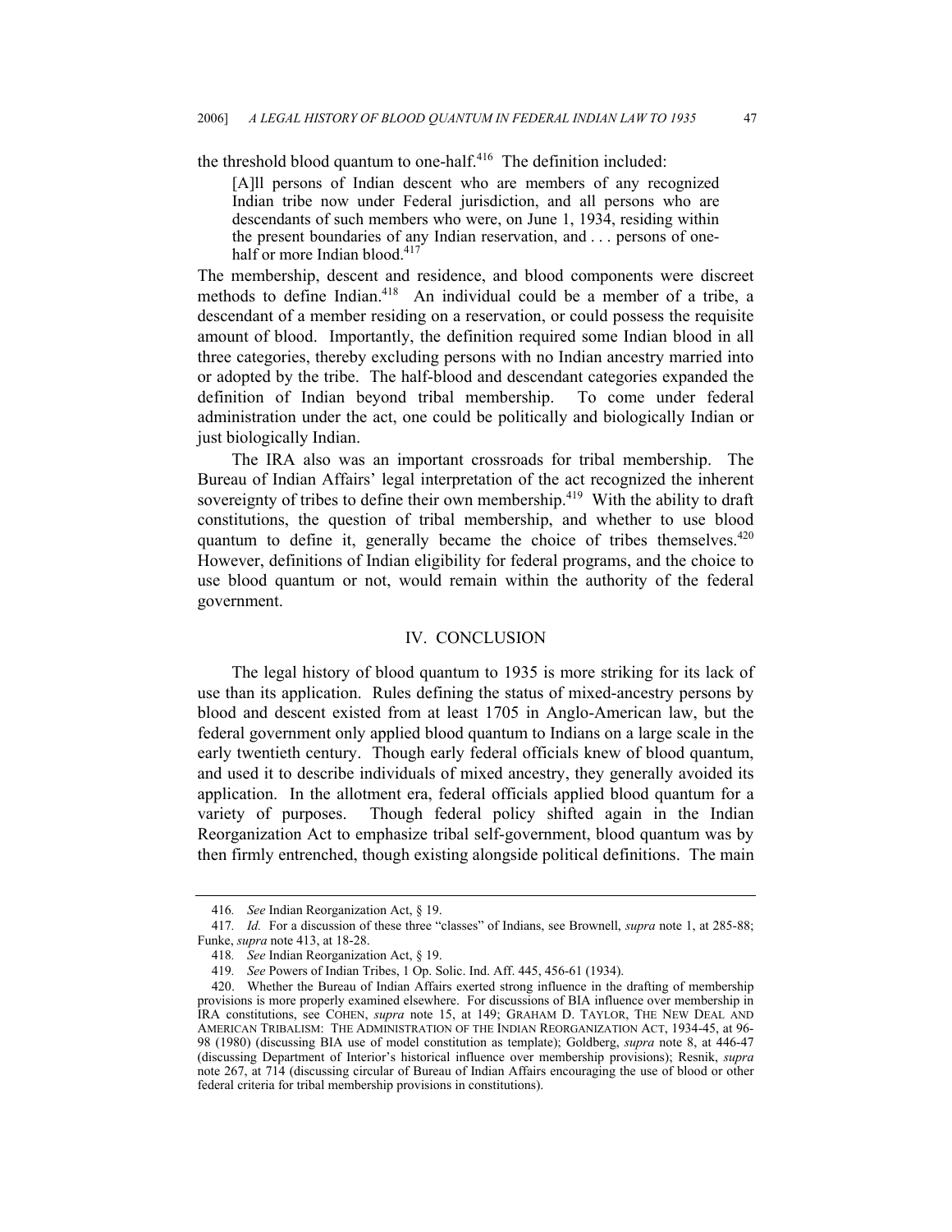the threshold blood quantum to one-half.[416] The definition included:

> [A]ll persons of Indian descent who are members of any recognized Indian tribe now under Federal jurisdiction, and all persons who are descendants of such members who were, on June 1, 1934, residing within the present boundaries of any Indian reservation, and . . . persons of one-half or more Indian blood.[417]

The membership, descent and residence, and blood components were discreet methods to define Indian.[418] An individual could be a member of a tribe, a descendant of a member residing on a reservation, or could possess the requisite amount of blood. Importantly, the definition required some Indian blood in all three categories, thereby excluding persons with no Indian ancestry married into or adopted by the tribe. The half-blood and descendant categories expanded the definition of Indian beyond tribal membership. To come under federal administration under the act, one could be politically and biologically Indian or just biologically Indian.

The IRA also was an important crossroads for tribal membership. The Bureau of Indian Affairs' legal interpretation of the act recognized the inherent sovereignty of tribes to define their own membership.[419] With the ability to draft constitutions, the question of tribal membership, and whether to use blood quantum to define it, generally became the choice of tribes themselves.[420] However, definitions of Indian eligibility for federal programs, and the choice to use blood quantum or not, would remain within the authority of the federal government.

## IV. CONCLUSION

The legal history of blood quantum to 1935 is more striking for its lack of use than its application. Rules defining the status of mixed-ancestry persons by blood and descent existed from at least 1705 in Anglo-American law, but the federal government only applied blood quantum to Indians on a large scale in the early twentieth century. Though early federal officials knew of blood quantum, and used it to describe individuals of mixed ancestry, they generally avoided its application. In the allotment era, federal officials applied blood quantum for a variety of purposes. Though federal policy shifted again in the Indian Reorganization Act to emphasize tribal self-government, blood quantum was by then firmly entrenched, though existing alongside political definitions. The main

---

416. *See* Indian Reorganization Act, § 19.

417. *Id.* For a discussion of these three "classes" of Indians, see Brownell, *supra* note 1, at 285-88; Funke, *supra* note 413, at 18-28.

418. *See* Indian Reorganization Act, § 19.

419. *See* Powers of Indian Tribes, 1 Op. Solic. Ind. Aff. 445, 456-61 (1934).

420. Whether the Bureau of Indian Affairs exerted strong influence in the drafting of membership provisions is more properly examined elsewhere. For discussions of BIA influence over membership in IRA constitutions, see COHEN, *supra* note 15, at 149; GRAHAM D. TAYLOR, THE NEW DEAL AND AMERICAN TRIBALISM: THE ADMINISTRATION OF THE INDIAN REORGANIZATION ACT, 1934-45, at 96-98 (1980) (discussing BIA use of model constitution as template); Goldberg, *supra* note 8, at 446-47 (discussing Department of Interior's historical influence over membership provisions); Resnik, *supra* note 267, at 714 (discussing circular of Bureau of Indian Affairs encouraging the use of blood or other federal criteria for tribal membership provisions in constitutions).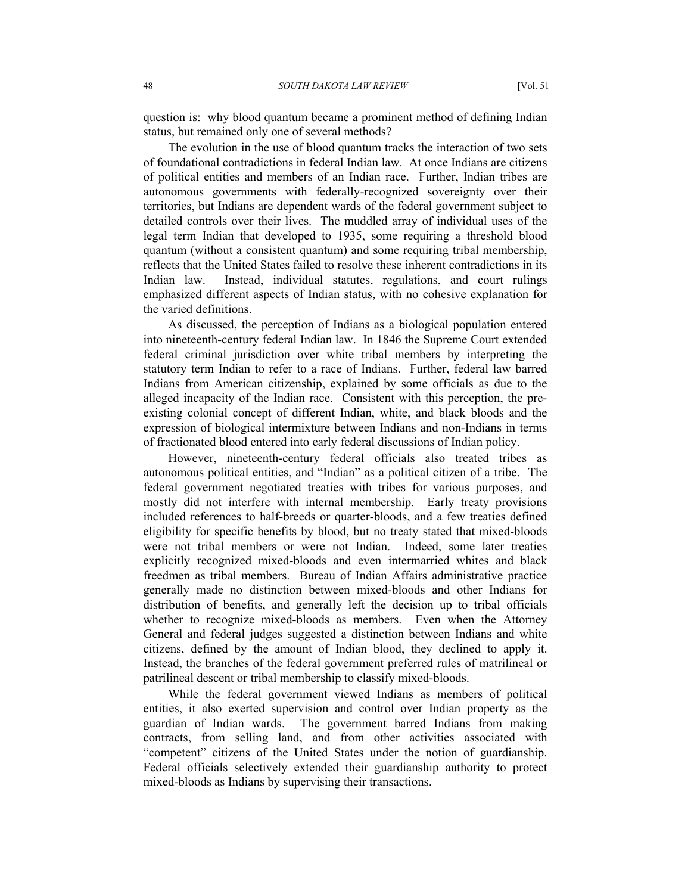question is: why blood quantum became a prominent method of defining Indian status, but remained only one of several methods?

The evolution in the use of blood quantum tracks the interaction of two sets of foundational contradictions in federal Indian law. At once Indians are citizens of political entities and members of an Indian race. Further, Indian tribes are autonomous governments with federally-recognized sovereignty over their territories, but Indians are dependent wards of the federal government subject to detailed controls over their lives. The muddled array of individual uses of the legal term Indian that developed to 1935, some requiring a threshold blood quantum (without a consistent quantum) and some requiring tribal membership, reflects that the United States failed to resolve these inherent contradictions in its Indian law. Instead, individual statutes, regulations, and court rulings emphasized different aspects of Indian status, with no cohesive explanation for the varied definitions.

As discussed, the perception of Indians as a biological population entered into nineteenth-century federal Indian law. In 1846 the Supreme Court extended federal criminal jurisdiction over white tribal members by interpreting the statutory term Indian to refer to a race of Indians. Further, federal law barred Indians from American citizenship, explained by some officials as due to the alleged incapacity of the Indian race. Consistent with this perception, the pre-existing colonial concept of different Indian, white, and black bloods and the expression of biological intermixture between Indians and non-Indians in terms of fractionated blood entered into early federal discussions of Indian policy.

However, nineteenth-century federal officials also treated tribes as autonomous political entities, and "Indian" as a political citizen of a tribe. The federal government negotiated treaties with tribes for various purposes, and mostly did not interfere with internal membership. Early treaty provisions included references to half-breeds or quarter-bloods, and a few treaties defined eligibility for specific benefits by blood, but no treaty stated that mixed-bloods were not tribal members or were not Indian. Indeed, some later treaties explicitly recognized mixed-bloods and even intermarried whites and black freedmen as tribal members. Bureau of Indian Affairs administrative practice generally made no distinction between mixed-bloods and other Indians for distribution of benefits, and generally left the decision up to tribal officials whether to recognize mixed-bloods as members. Even when the Attorney General and federal judges suggested a distinction between Indians and white citizens, defined by the amount of Indian blood, they declined to apply it. Instead, the branches of the federal government preferred rules of matrilineal or patrilineal descent or tribal membership to classify mixed-bloods.

While the federal government viewed Indians as members of political entities, it also exerted supervision and control over Indian property as the guardian of Indian wards. The government barred Indians from making contracts, from selling land, and from other activities associated with "competent" citizens of the United States under the notion of guardianship. Federal officials selectively extended their guardianship authority to protect mixed-bloods as Indians by supervising their transactions.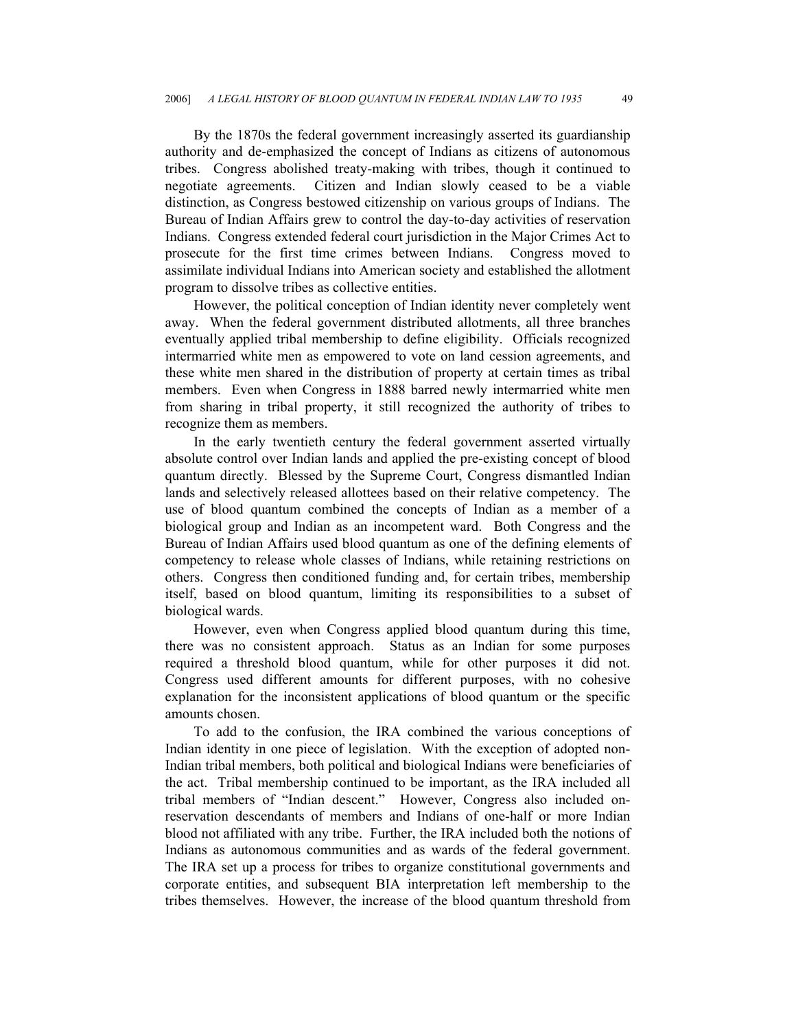By the 1870s the federal government increasingly asserted its guardianship authority and de-emphasized the concept of Indians as citizens of autonomous tribes. Congress abolished treaty-making with tribes, though it continued to negotiate agreements. Citizen and Indian slowly ceased to be a viable distinction, as Congress bestowed citizenship on various groups of Indians. The Bureau of Indian Affairs grew to control the day-to-day activities of reservation Indians. Congress extended federal court jurisdiction in the Major Crimes Act to prosecute for the first time crimes between Indians. Congress moved to assimilate individual Indians into American society and established the allotment program to dissolve tribes as collective entities.

However, the political conception of Indian identity never completely went away. When the federal government distributed allotments, all three branches eventually applied tribal membership to define eligibility. Officials recognized intermarried white men as empowered to vote on land cession agreements, and these white men shared in the distribution of property at certain times as tribal members. Even when Congress in 1888 barred newly intermarried white men from sharing in tribal property, it still recognized the authority of tribes to recognize them as members.

In the early twentieth century the federal government asserted virtually absolute control over Indian lands and applied the pre-existing concept of blood quantum directly. Blessed by the Supreme Court, Congress dismantled Indian lands and selectively released allottees based on their relative competency. The use of blood quantum combined the concepts of Indian as a member of a biological group and Indian as an incompetent ward. Both Congress and the Bureau of Indian Affairs used blood quantum as one of the defining elements of competency to release whole classes of Indians, while retaining restrictions on others. Congress then conditioned funding and, for certain tribes, membership itself, based on blood quantum, limiting its responsibilities to a subset of biological wards.

However, even when Congress applied blood quantum during this time, there was no consistent approach. Status as an Indian for some purposes required a threshold blood quantum, while for other purposes it did not. Congress used different amounts for different purposes, with no cohesive explanation for the inconsistent applications of blood quantum or the specific amounts chosen.

To add to the confusion, the IRA combined the various conceptions of Indian identity in one piece of legislation. With the exception of adopted non-Indian tribal members, both political and biological Indians were beneficiaries of the act. Tribal membership continued to be important, as the IRA included all tribal members of "Indian descent." However, Congress also included on-reservation descendants of members and Indians of one-half or more Indian blood not affiliated with any tribe. Further, the IRA included both the notions of Indians as autonomous communities and as wards of the federal government. The IRA set up a process for tribes to organize constitutional governments and corporate entities, and subsequent BIA interpretation left membership to the tribes themselves. However, the increase of the blood quantum threshold from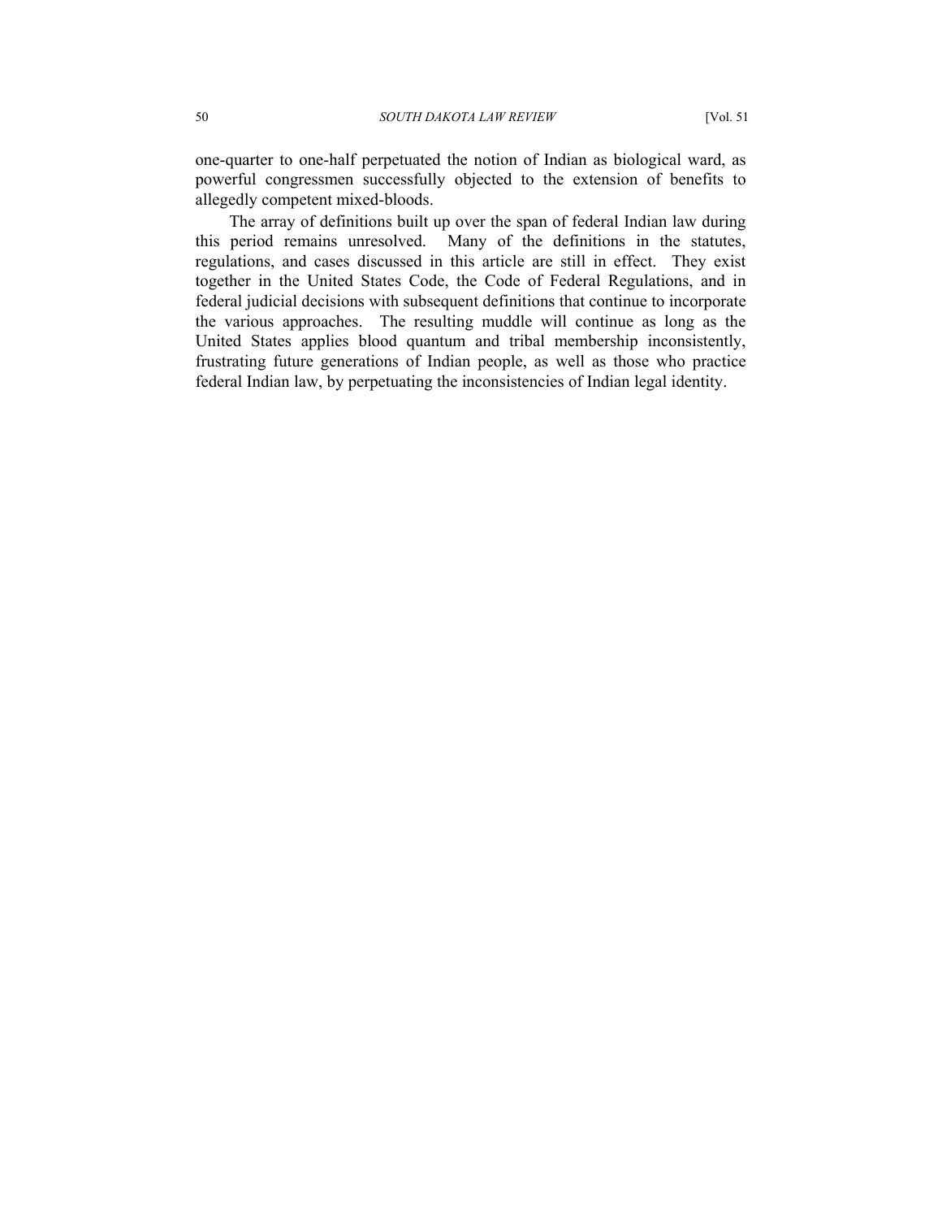one-quarter to one-half perpetuated the notion of Indian as biological ward, as powerful congressmen successfully objected to the extension of benefits to allegedly competent mixed-bloods.

The array of definitions built up over the span of federal Indian law during this period remains unresolved. Many of the definitions in the statutes, regulations, and cases discussed in this article are still in effect. They exist together in the United States Code, the Code of Federal Regulations, and in federal judicial decisions with subsequent definitions that continue to incorporate the various approaches. The resulting muddle will continue as long as the United States applies blood quantum and tribal membership inconsistently, frustrating future generations of Indian people, as well as those who practice federal Indian law, by perpetuating the inconsistencies of Indian legal identity.